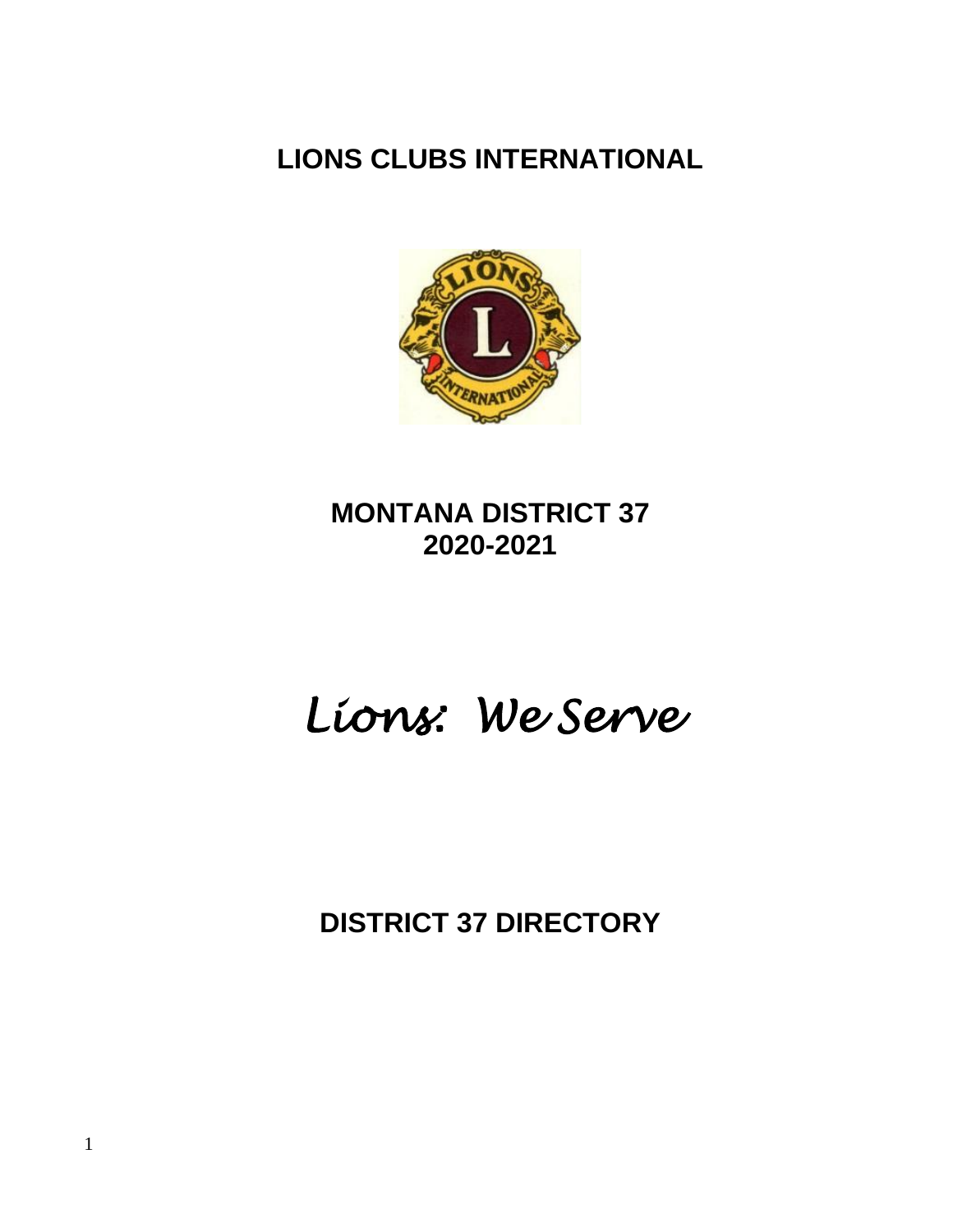# LIONS CLUBS INTERNATIONAL

## MONTANA DISTRICT 37
## 2020-2021

*Lions: We Serve*

## DISTRICT 37 DIRECTORY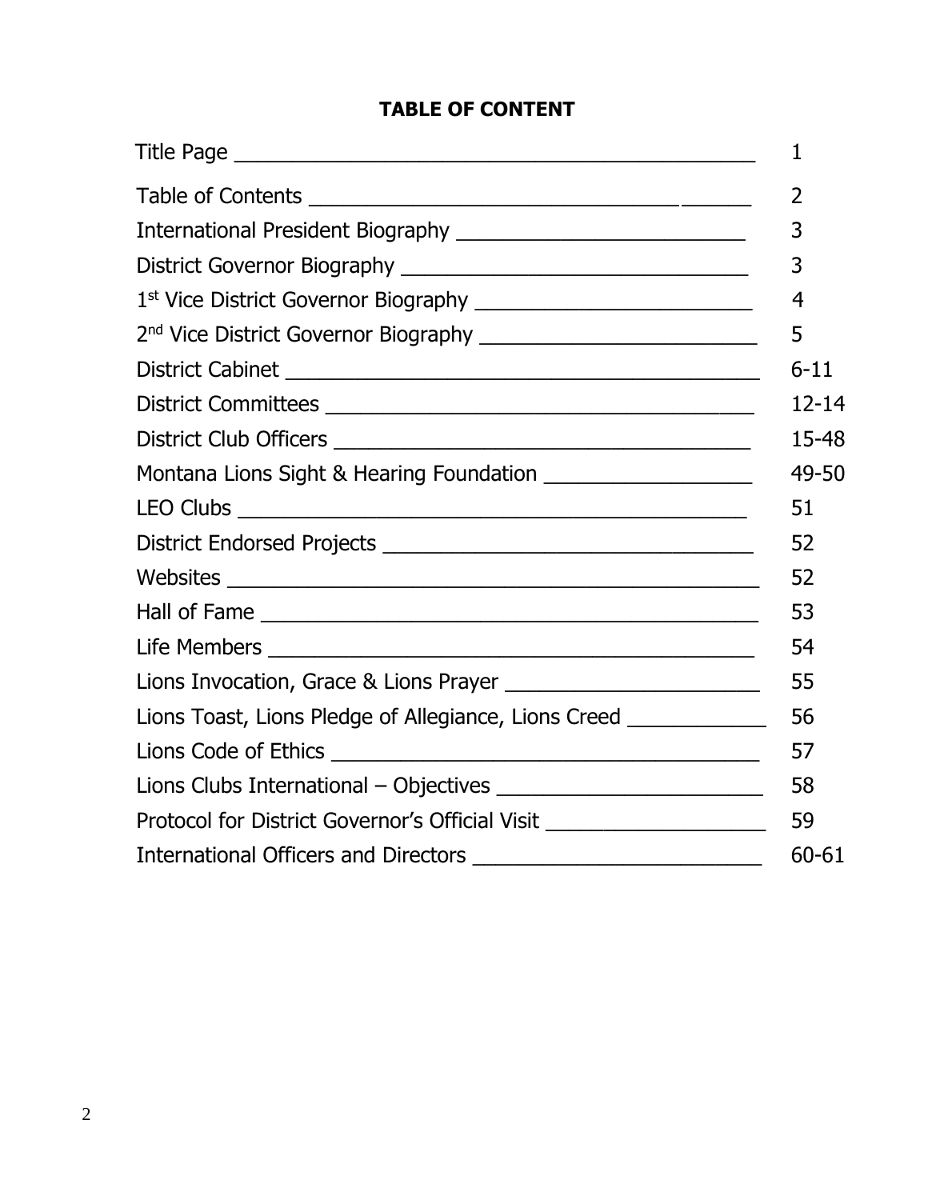## TABLE OF CONTENT

| | |
|---|---|
| Title Page | 1 |
| Table of Contents | 2 |
| International President Biography | 3 |
| District Governor Biography | 3 |
| 1st Vice District Governor Biography | 4 |
| 2nd Vice District Governor Biography | 5 |
| District Cabinet | 6-11 |
| District Committees | 12-14 |
| District Club Officers | 15-48 |
| Montana Lions Sight & Hearing Foundation | 49-50 |
| LEO Clubs | 51 |
| District Endorsed Projects | 52 |
| Websites | 52 |
| Hall of Fame | 53 |
| Life Members | 54 |
| Lions Invocation, Grace & Lions Prayer | 55 |
| Lions Toast, Lions Pledge of Allegiance, Lions Creed | 56 |
| Lions Code of Ethics | 57 |
| Lions Clubs International – Objectives | 58 |
| Protocol for District Governor's Official Visit | 59 |
| International Officers and Directors | 60-61 |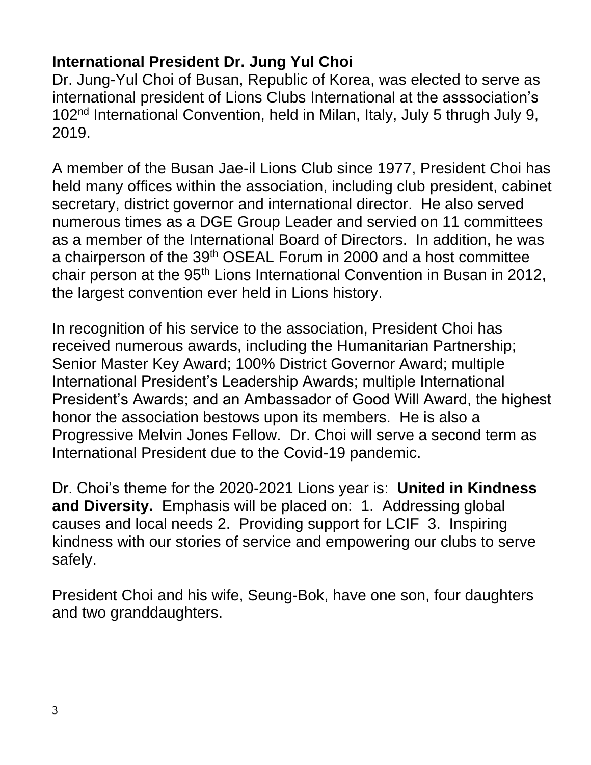**International President Dr. Jung Yul Choi**

Dr. Jung-Yul Choi of Busan, Republic of Korea, was elected to serve as international president of Lions Clubs International at the asssociation's 102nd International Convention, held in Milan, Italy, July 5 thrugh July 9, 2019.

A member of the Busan Jae-il Lions Club since 1977, President Choi has held many offices within the association, including club president, cabinet secretary, district governor and international director. He also served numerous times as a DGE Group Leader and servied on 11 committees as a member of the International Board of Directors. In addition, he was a chairperson of the 39th OSEAL Forum in 2000 and a host committee chair person at the 95th Lions International Convention in Busan in 2012, the largest convention ever held in Lions history.

In recognition of his service to the association, President Choi has received numerous awards, including the Humanitarian Partnership; Senior Master Key Award; 100% District Governor Award; multiple International President's Leadership Awards; multiple International President's Awards; and an Ambassador of Good Will Award, the highest honor the association bestows upon its members. He is also a Progressive Melvin Jones Fellow. Dr. Choi will serve a second term as International President due to the Covid-19 pandemic.

Dr. Choi's theme for the 2020-2021 Lions year is: **United in Kindness and Diversity.** Emphasis will be placed on: 1. Addressing global causes and local needs 2. Providing support for LCIF 3. Inspiring kindness with our stories of service and empowering our clubs to serve safely.

President Choi and his wife, Seung-Bok, have one son, four daughters and two granddaughters.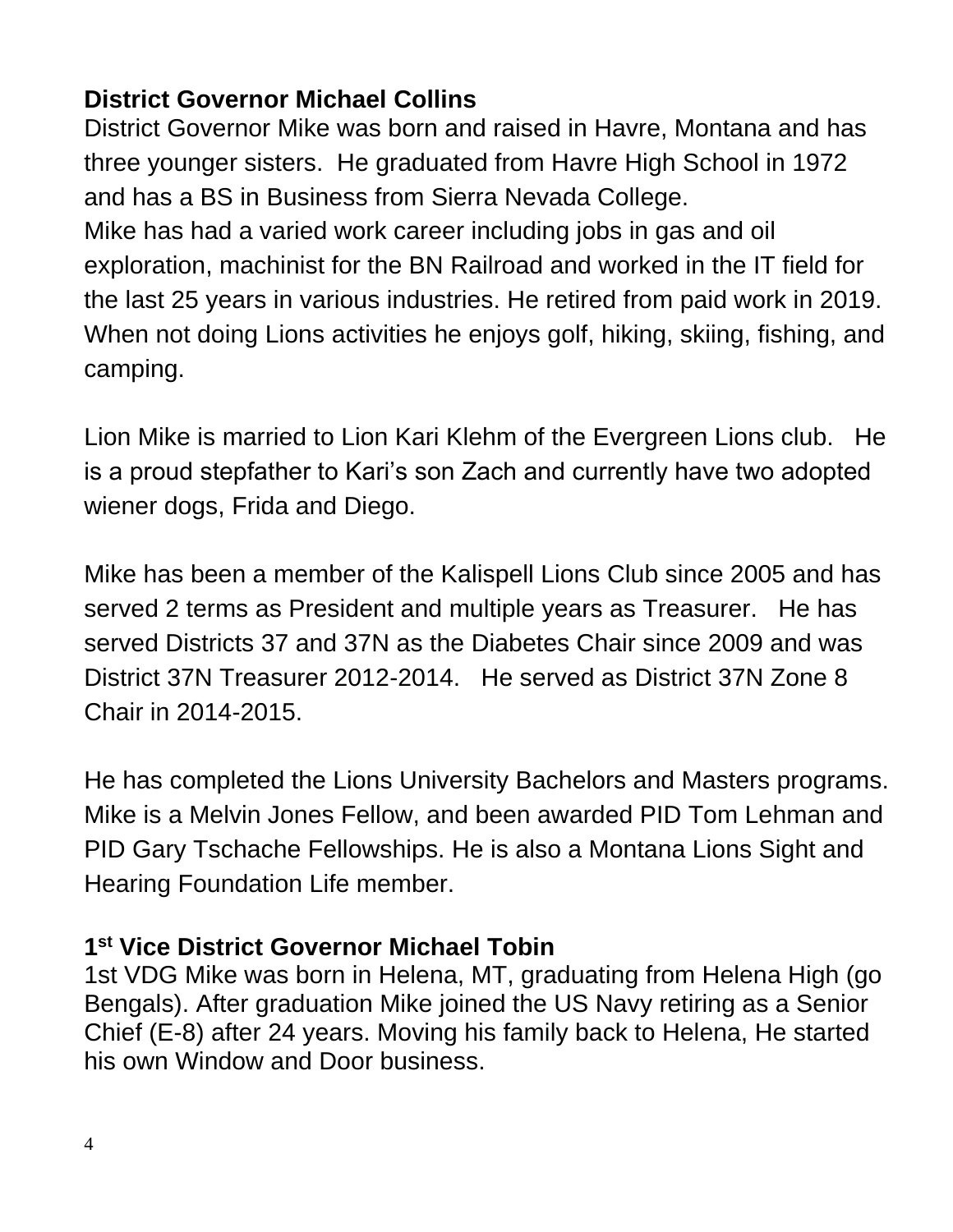## District Governor Michael Collins

District Governor Mike was born and raised in Havre, Montana and has three younger sisters. He graduated from Havre High School in 1972 and has a BS in Business from Sierra Nevada College.
Mike has had a varied work career including jobs in gas and oil exploration, machinist for the BN Railroad and worked in the IT field for the last 25 years in various industries. He retired from paid work in 2019. When not doing Lions activities he enjoys golf, hiking, skiing, fishing, and camping.

Lion Mike is married to Lion Kari Klehm of the Evergreen Lions club. He is a proud stepfather to Kari's son Zach and currently have two adopted wiener dogs, Frida and Diego.

Mike has been a member of the Kalispell Lions Club since 2005 and has served 2 terms as President and multiple years as Treasurer. He has served Districts 37 and 37N as the Diabetes Chair since 2009 and was District 37N Treasurer 2012-2014. He served as District 37N Zone 8 Chair in 2014-2015.

He has completed the Lions University Bachelors and Masters programs. Mike is a Melvin Jones Fellow, and been awarded PID Tom Lehman and PID Gary Tschache Fellowships. He is also a Montana Lions Sight and Hearing Foundation Life member.

## 1st Vice District Governor Michael Tobin

1st VDG Mike was born in Helena, MT, graduating from Helena High (go Bengals). After graduation Mike joined the US Navy retiring as a Senior Chief (E-8) after 24 years. Moving his family back to Helena, He started his own Window and Door business.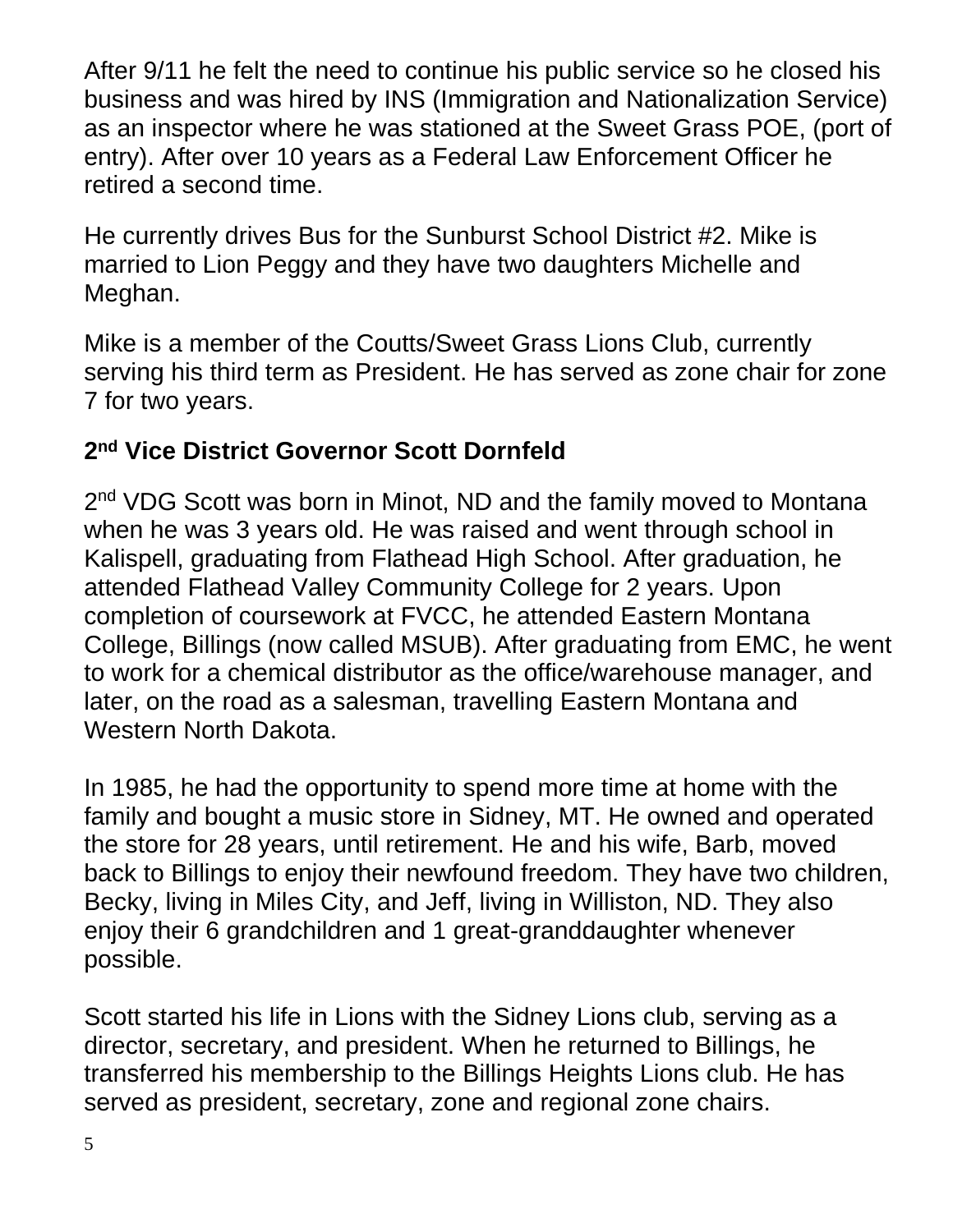After 9/11 he felt the need to continue his public service so he closed his business and was hired by INS (Immigration and Nationalization Service) as an inspector where he was stationed at the Sweet Grass POE, (port of entry). After over 10 years as a Federal Law Enforcement Officer he retired a second time.

He currently drives Bus for the Sunburst School District #2. Mike is married to Lion Peggy and they have two daughters Michelle and Meghan.

Mike is a member of the Coutts/Sweet Grass Lions Club, currently serving his third term as President. He has served as zone chair for zone 7 for two years.

## 2nd Vice District Governor Scott Dornfeld

2nd VDG Scott was born in Minot, ND and the family moved to Montana when he was 3 years old. He was raised and went through school in Kalispell, graduating from Flathead High School. After graduation, he attended Flathead Valley Community College for 2 years. Upon completion of coursework at FVCC, he attended Eastern Montana College, Billings (now called MSUB). After graduating from EMC, he went to work for a chemical distributor as the office/warehouse manager, and later, on the road as a salesman, travelling Eastern Montana and Western North Dakota.

In 1985, he had the opportunity to spend more time at home with the family and bought a music store in Sidney, MT. He owned and operated the store for 28 years, until retirement. He and his wife, Barb, moved back to Billings to enjoy their newfound freedom. They have two children, Becky, living in Miles City, and Jeff, living in Williston, ND. They also enjoy their 6 grandchildren and 1 great-granddaughter whenever possible.

Scott started his life in Lions with the Sidney Lions club, serving as a director, secretary, and president. When he returned to Billings, he transferred his membership to the Billings Heights Lions club. He has served as president, secretary, zone and regional zone chairs.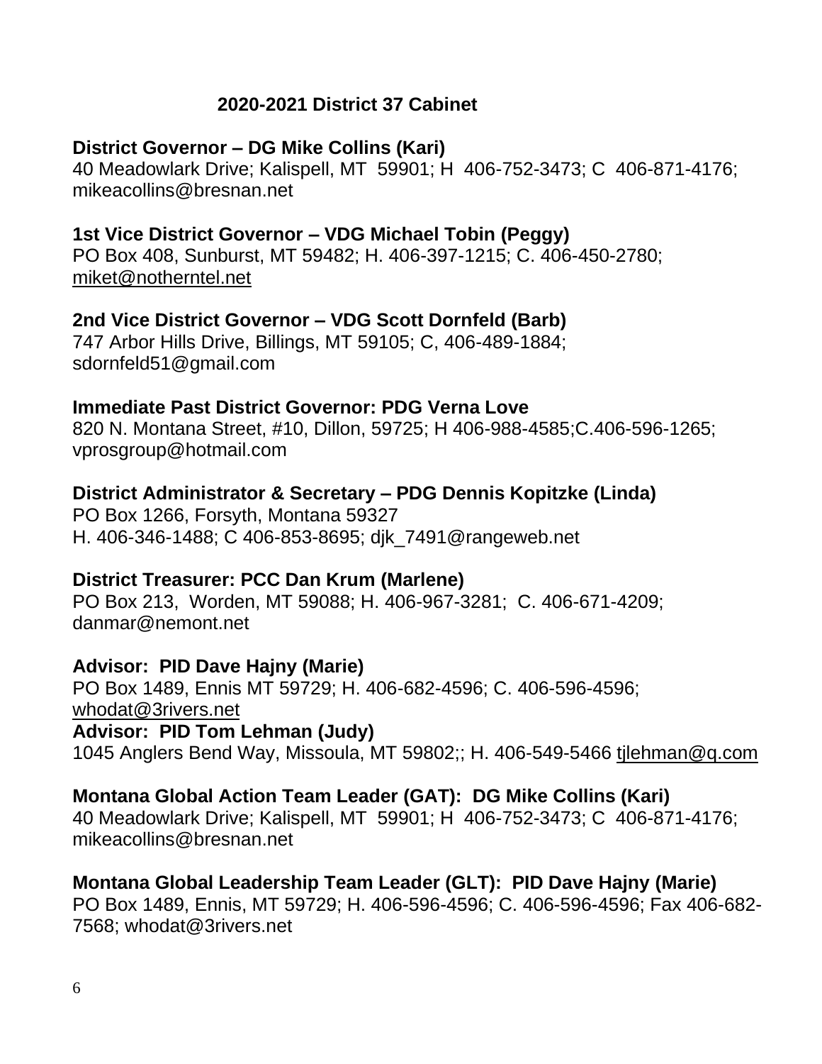## 2020-2021 District 37 Cabinet

**District Governor – DG Mike Collins (Kari)**
40 Meadowlark Drive; Kalispell, MT 59901; H 406-752-3473; C 406-871-4176; mikeacollins@bresnan.net

**1st Vice District Governor – VDG Michael Tobin (Peggy)**
PO Box 408, Sunburst, MT 59482; H. 406-397-1215; C. 406-450-2780; miket@notherntel.net

**2nd Vice District Governor – VDG Scott Dornfeld (Barb)**
747 Arbor Hills Drive, Billings, MT 59105; C, 406-489-1884; sdornfeld51@gmail.com

**Immediate Past District Governor: PDG Verna Love**
820 N. Montana Street, #10, Dillon, 59725; H 406-988-4585;C.406-596-1265; vprosgroup@hotmail.com

**District Administrator & Secretary – PDG Dennis Kopitzke (Linda)**
PO Box 1266, Forsyth, Montana 59327
H. 406-346-1488; C 406-853-8695; djk_7491@rangeweb.net

**District Treasurer: PCC Dan Krum (Marlene)**
PO Box 213, Worden, MT 59088; H. 406-967-3281; C. 406-671-4209; danmar@nemont.net

**Advisor: PID Dave Hajny (Marie)**
PO Box 1489, Ennis MT 59729; H. 406-682-4596; C. 406-596-4596; whodat@3rivers.net

**Advisor: PID Tom Lehman (Judy)**
1045 Anglers Bend Way, Missoula, MT 59802;; H. 406-549-5466 tjlehman@q.com

**Montana Global Action Team Leader (GAT): DG Mike Collins (Kari)**
40 Meadowlark Drive; Kalispell, MT 59901; H 406-752-3473; C 406-871-4176; mikeacollins@bresnan.net

**Montana Global Leadership Team Leader (GLT): PID Dave Hajny (Marie)**
PO Box 1489, Ennis, MT 59729; H. 406-596-4596; C. 406-596-4596; Fax 406-682-7568; whodat@3rivers.net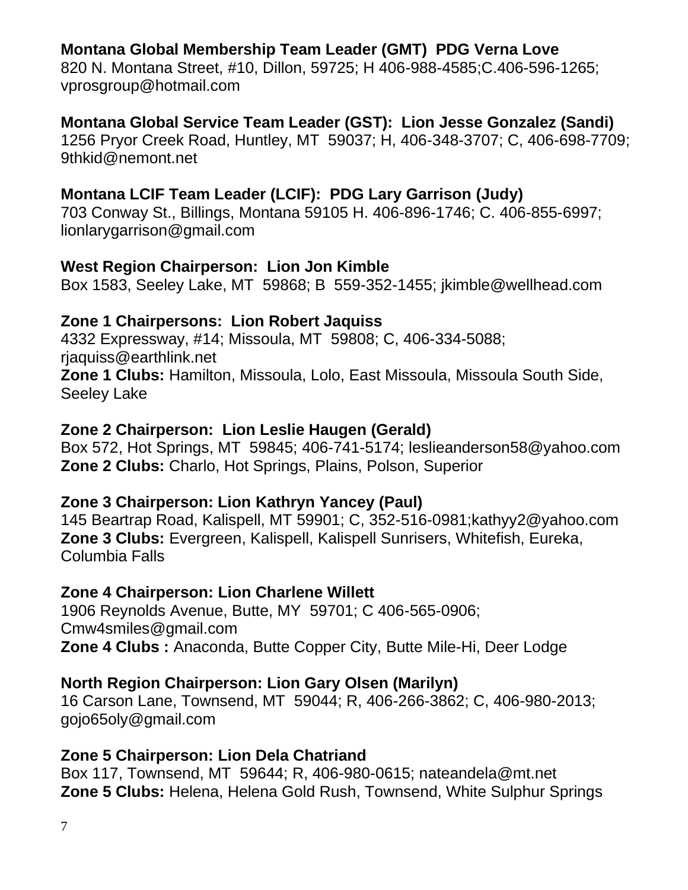**Montana Global Membership Team Leader (GMT) PDG Verna Love**
820 N. Montana Street, #10, Dillon, 59725; H 406-988-4585;C.406-596-1265; vprosgroup@hotmail.com

**Montana Global Service Team Leader (GST): Lion Jesse Gonzalez (Sandi)**
1256 Pryor Creek Road, Huntley, MT 59037; H, 406-348-3707; C, 406-698-7709; 9thkid@nemont.net

**Montana LCIF Team Leader (LCIF): PDG Lary Garrison (Judy)**
703 Conway St., Billings, Montana 59105 H. 406-896-1746; C. 406-855-6997; lionlarygarrison@gmail.com

**West Region Chairperson: Lion Jon Kimble**
Box 1583, Seeley Lake, MT 59868; B 559-352-1455; jkimble@wellhead.com

**Zone 1 Chairpersons: Lion Robert Jaquiss**
4332 Expressway, #14; Missoula, MT 59808; C, 406-334-5088; rjaquiss@earthlink.net
**Zone 1 Clubs:** Hamilton, Missoula, Lolo, East Missoula, Missoula South Side, Seeley Lake

**Zone 2 Chairperson: Lion Leslie Haugen (Gerald)**
Box 572, Hot Springs, MT 59845; 406-741-5174; leslieanderson58@yahoo.com
**Zone 2 Clubs:** Charlo, Hot Springs, Plains, Polson, Superior

**Zone 3 Chairperson: Lion Kathryn Yancey (Paul)**
145 Beartrap Road, Kalispell, MT 59901; C, 352-516-0981;kathyy2@yahoo.com
**Zone 3 Clubs:** Evergreen, Kalispell, Kalispell Sunrisers, Whitefish, Eureka, Columbia Falls

**Zone 4 Chairperson: Lion Charlene Willett**
1906 Reynolds Avenue, Butte, MY 59701; C 406-565-0906; Cmw4smiles@gmail.com
**Zone 4 Clubs :** Anaconda, Butte Copper City, Butte Mile-Hi, Deer Lodge

**North Region Chairperson: Lion Gary Olsen (Marilyn)**
16 Carson Lane, Townsend, MT 59044; R, 406-266-3862; C, 406-980-2013; gojo65oly@gmail.com

**Zone 5 Chairperson: Lion Dela Chatriand**
Box 117, Townsend, MT 59644; R, 406-980-0615; nateandela@mt.net
**Zone 5 Clubs:** Helena, Helena Gold Rush, Townsend, White Sulphur Springs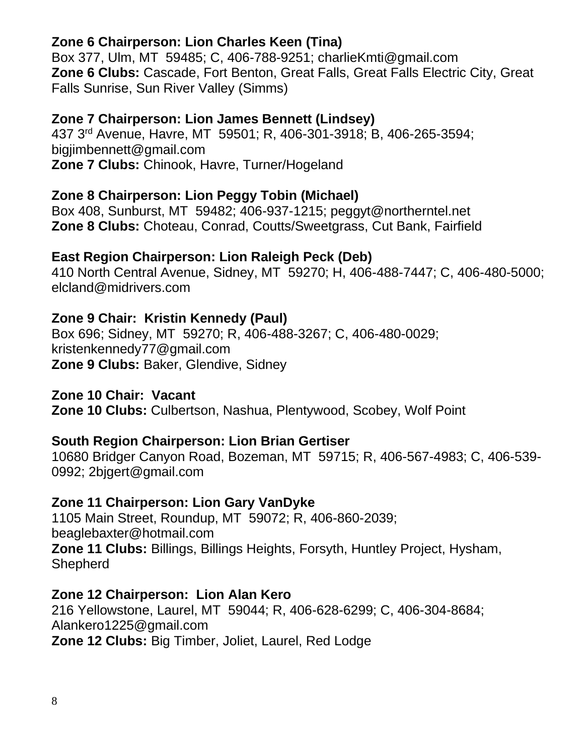**Zone 6 Chairperson: Lion Charles Keen (Tina)**
Box 377, Ulm, MT 59485; C, 406-788-9251; charlieKmti@gmail.com
**Zone 6 Clubs:** Cascade, Fort Benton, Great Falls, Great Falls Electric City, Great Falls Sunrise, Sun River Valley (Simms)

**Zone 7 Chairperson: Lion James Bennett (Lindsey)**
437 3rd Avenue, Havre, MT 59501; R, 406-301-3918; B, 406-265-3594; bigjimbennett@gmail.com
**Zone 7 Clubs:** Chinook, Havre, Turner/Hogeland

**Zone 8 Chairperson: Lion Peggy Tobin (Michael)**
Box 408, Sunburst, MT 59482; 406-937-1215; peggyt@northerntel.net
**Zone 8 Clubs:** Choteau, Conrad, Coutts/Sweetgrass, Cut Bank, Fairfield

**East Region Chairperson: Lion Raleigh Peck (Deb)**
410 North Central Avenue, Sidney, MT 59270; H, 406-488-7447; C, 406-480-5000; elcland@midrivers.com

**Zone 9 Chair: Kristin Kennedy (Paul)**
Box 696; Sidney, MT 59270; R, 406-488-3267; C, 406-480-0029; kristenkennedy77@gmail.com
**Zone 9 Clubs:** Baker, Glendive, Sidney

**Zone 10 Chair: Vacant**
**Zone 10 Clubs:** Culbertson, Nashua, Plentywood, Scobey, Wolf Point

**South Region Chairperson: Lion Brian Gertiser**
10680 Bridger Canyon Road, Bozeman, MT 59715; R, 406-567-4983; C, 406-539-0992; 2bjgert@gmail.com

**Zone 11 Chairperson: Lion Gary VanDyke**
1105 Main Street, Roundup, MT 59072; R, 406-860-2039; beaglebaxter@hotmail.com
**Zone 11 Clubs:** Billings, Billings Heights, Forsyth, Huntley Project, Hysham, Shepherd

**Zone 12 Chairperson: Lion Alan Kero**
216 Yellowstone, Laurel, MT 59044; R, 406-628-6299; C, 406-304-8684; Alankero1225@gmail.com
**Zone 12 Clubs:** Big Timber, Joliet, Laurel, Red Lodge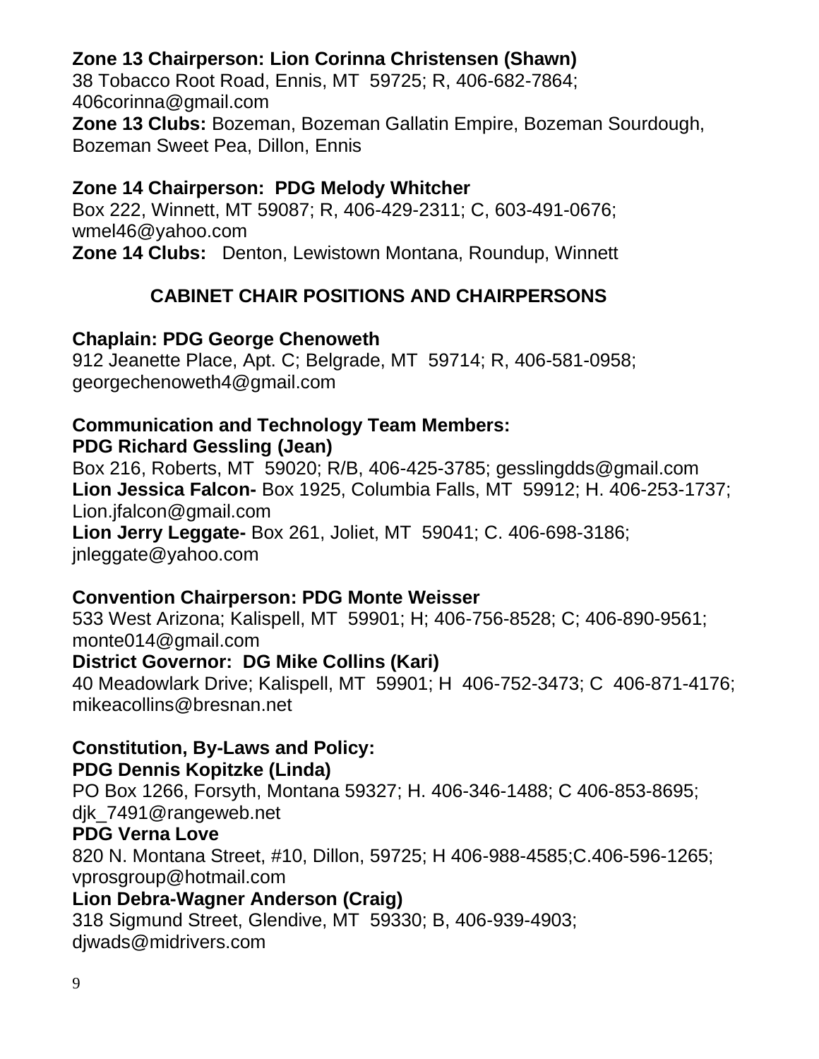**Zone 13 Chairperson: Lion Corinna Christensen (Shawn)**
38 Tobacco Root Road, Ennis, MT 59725; R, 406-682-7864;
406corinna@gmail.com
**Zone 13 Clubs:** Bozeman, Bozeman Gallatin Empire, Bozeman Sourdough, Bozeman Sweet Pea, Dillon, Ennis

**Zone 14 Chairperson: PDG Melody Whitcher**
Box 222, Winnett, MT 59087; R, 406-429-2311; C, 603-491-0676;
wmel46@yahoo.com
**Zone 14 Clubs:** Denton, Lewistown Montana, Roundup, Winnett

## CABINET CHAIR POSITIONS AND CHAIRPERSONS

**Chaplain: PDG George Chenoweth**
912 Jeanette Place, Apt. C; Belgrade, MT 59714; R, 406-581-0958;
georgechenoweth4@gmail.com

**Communication and Technology Team Members:**
**PDG Richard Gessling (Jean)**
Box 216, Roberts, MT 59020; R/B, 406-425-3785; gesslingdds@gmail.com
**Lion Jessica Falcon-** Box 1925, Columbia Falls, MT 59912; H. 406-253-1737;
Lion.jfalcon@gmail.com
**Lion Jerry Leggate-** Box 261, Joliet, MT 59041; C. 406-698-3186;
jnleggate@yahoo.com

**Convention Chairperson: PDG Monte Weisser**
533 West Arizona; Kalispell, MT 59901; H; 406-756-8528; C; 406-890-9561;
monte014@gmail.com
**District Governor: DG Mike Collins (Kari)**
40 Meadowlark Drive; Kalispell, MT 59901; H 406-752-3473; C 406-871-4176;
mikeacollins@bresnan.net

**Constitution, By-Laws and Policy:**
**PDG Dennis Kopitzke (Linda)**
PO Box 1266, Forsyth, Montana 59327; H. 406-346-1488; C 406-853-8695;
djk_7491@rangeweb.net
**PDG Verna Love**
820 N. Montana Street, #10, Dillon, 59725; H 406-988-4585;C.406-596-1265;
vprosgroup@hotmail.com
**Lion Debra-Wagner Anderson (Craig)**
318 Sigmund Street, Glendive, MT 59330; B, 406-939-4903;
djwads@midrivers.com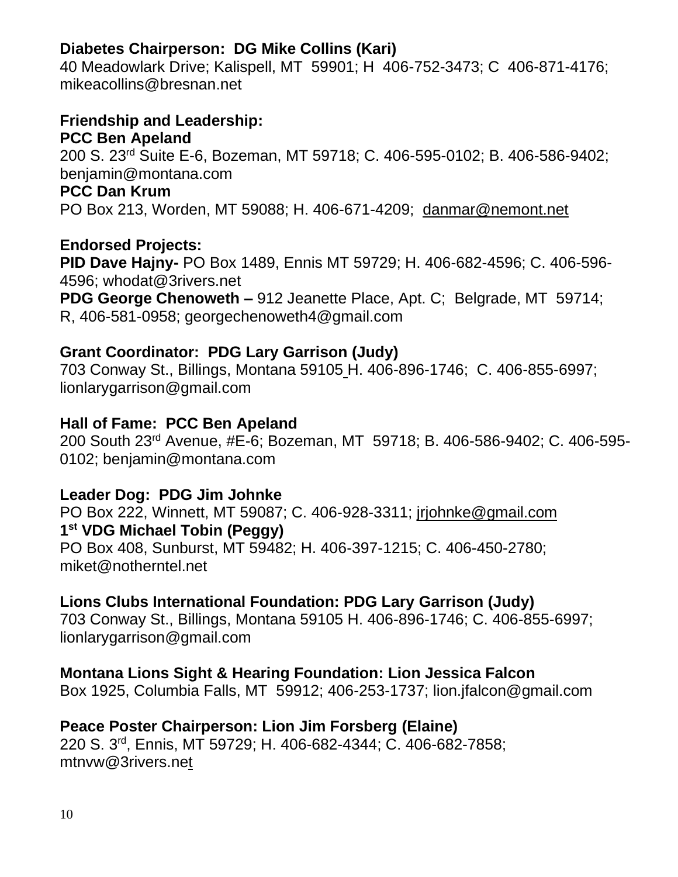**Diabetes Chairperson: DG Mike Collins (Kari)**
40 Meadowlark Drive; Kalispell, MT 59901; H 406-752-3473; C 406-871-4176; mikeacollins@bresnan.net

**Friendship and Leadership:**
**PCC Ben Apeland**
200 S. 23rd Suite E-6, Bozeman, MT 59718; C. 406-595-0102; B. 406-586-9402; benjamin@montana.com
**PCC Dan Krum**
PO Box 213, Worden, MT 59088; H. 406-671-4209; danmar@nemont.net

**Endorsed Projects:**
**PID Dave Hajny-** PO Box 1489, Ennis MT 59729; H. 406-682-4596; C. 406-596-4596; whodat@3rivers.net
**PDG George Chenoweth –** 912 Jeanette Place, Apt. C; Belgrade, MT 59714; R, 406-581-0958; georgechenoweth4@gmail.com

**Grant Coordinator: PDG Lary Garrison (Judy)**
703 Conway St., Billings, Montana 59105 H. 406-896-1746; C. 406-855-6997; lionlarygarrison@gmail.com

**Hall of Fame: PCC Ben Apeland**
200 South 23rd Avenue, #E-6; Bozeman, MT 59718; B. 406-586-9402; C. 406-595-0102; benjamin@montana.com

**Leader Dog: PDG Jim Johnke**
PO Box 222, Winnett, MT 59087; C. 406-928-3311; jrjohnke@gmail.com
**1st VDG Michael Tobin (Peggy)**
PO Box 408, Sunburst, MT 59482; H. 406-397-1215; C. 406-450-2780; miket@notherntel.net

**Lions Clubs International Foundation: PDG Lary Garrison (Judy)**
703 Conway St., Billings, Montana 59105 H. 406-896-1746; C. 406-855-6997; lionlarygarrison@gmail.com

**Montana Lions Sight & Hearing Foundation: Lion Jessica Falcon**
Box 1925, Columbia Falls, MT 59912; 406-253-1737; lion.jfalcon@gmail.com

**Peace Poster Chairperson: Lion Jim Forsberg (Elaine)**
220 S. 3rd, Ennis, MT 59729; H. 406-682-4344; C. 406-682-7858; mtnvw@3rivers.net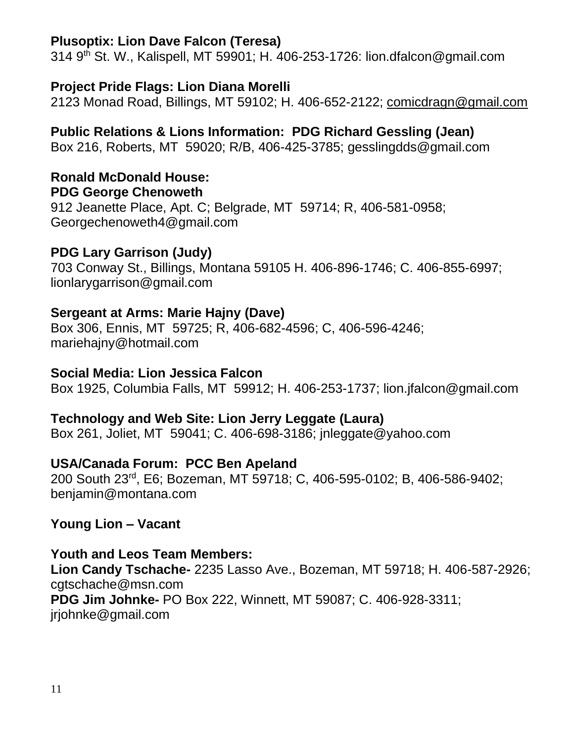**Plusoptix: Lion Dave Falcon (Teresa)**
314 9th St. W., Kalispell, MT 59901; H. 406-253-1726: lion.dfalcon@gmail.com

**Project Pride Flags: Lion Diana Morelli**
2123 Monad Road, Billings, MT 59102; H. 406-652-2122; comicdragn@gmail.com

**Public Relations & Lions Information: PDG Richard Gessling (Jean)**
Box 216, Roberts, MT 59020; R/B, 406-425-3785; gesslingdds@gmail.com

**Ronald McDonald House:**
**PDG George Chenoweth**
912 Jeanette Place, Apt. C; Belgrade, MT 59714; R, 406-581-0958; Georgechenoweth4@gmail.com

**PDG Lary Garrison (Judy)**
703 Conway St., Billings, Montana 59105 H. 406-896-1746; C. 406-855-6997; lionlarygarrison@gmail.com

**Sergeant at Arms: Marie Hajny (Dave)**
Box 306, Ennis, MT 59725; R, 406-682-4596; C, 406-596-4246; mariehajny@hotmail.com

**Social Media: Lion Jessica Falcon**
Box 1925, Columbia Falls, MT 59912; H. 406-253-1737; lion.jfalcon@gmail.com

**Technology and Web Site: Lion Jerry Leggate (Laura)**
Box 261, Joliet, MT 59041; C. 406-698-3186; jnleggate@yahoo.com

**USA/Canada Forum: PCC Ben Apeland**
200 South 23rd, E6; Bozeman, MT 59718; C, 406-595-0102; B, 406-586-9402; benjamin@montana.com

**Young Lion – Vacant**

**Youth and Leos Team Members:**
**Lion Candy Tschache-** 2235 Lasso Ave., Bozeman, MT 59718; H. 406-587-2926; cgtschache@msn.com
**PDG Jim Johnke-** PO Box 222, Winnett, MT 59087; C. 406-928-3311; jrjohnke@gmail.com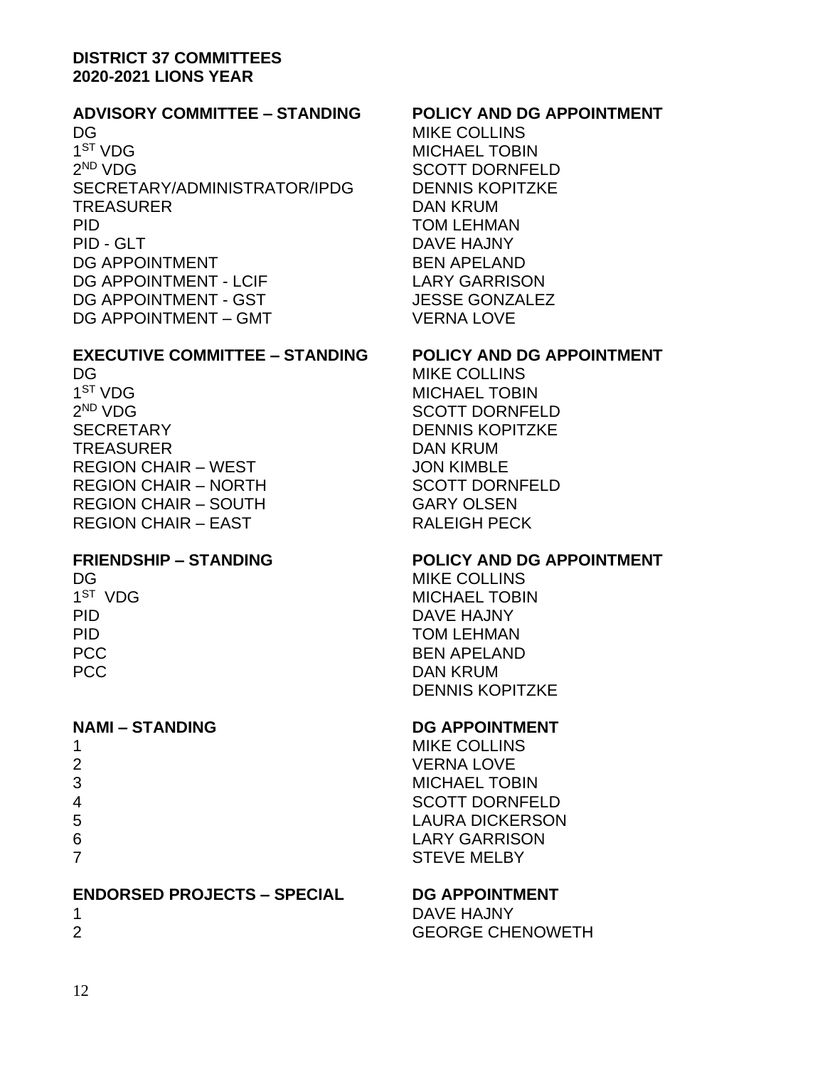**DISTRICT 37 COMMITTEES**
**2020-2021 LIONS YEAR**

| **ADVISORY COMMITTEE – STANDING** | **POLICY AND DG APPOINTMENT** |
|---|---|
| DG | MIKE COLLINS |
| 1ST VDG | MICHAEL TOBIN |
| 2ND VDG | SCOTT DORNFELD |
| SECRETARY/ADMINISTRATOR/IPDG | DENNIS KOPITZKE |
| TREASURER | DAN KRUM |
| PID | TOM LEHMAN |
| PID - GLT | DAVE HAJNY |
| DG APPOINTMENT | BEN APELAND |
| DG APPOINTMENT - LCIF | LARY GARRISON |
| DG APPOINTMENT - GST | JESSE GONZALEZ |
| DG APPOINTMENT – GMT | VERNA LOVE |

| **EXECUTIVE COMMITTEE – STANDING** | **POLICY AND DG APPOINTMENT** |
|---|---|
| DG | MIKE COLLINS |
| 1ST VDG | MICHAEL TOBIN |
| 2ND VDG | SCOTT DORNFELD |
| SECRETARY | DENNIS KOPITZKE |
| TREASURER | DAN KRUM |
| REGION CHAIR – WEST | JON KIMBLE |
| REGION CHAIR – NORTH | SCOTT DORNFELD |
| REGION CHAIR – SOUTH | GARY OLSEN |
| REGION CHAIR – EAST | RALEIGH PECK |

| **FRIENDSHIP – STANDING** | **POLICY AND DG APPOINTMENT** |
|---|---|
| DG | MIKE COLLINS |
| 1ST VDG | MICHAEL TOBIN |
| PID | DAVE HAJNY |
| PID | TOM LEHMAN |
| PCC | BEN APELAND |
| PCC | DAN KRUM |
| | DENNIS KOPITZKE |

| **NAMI – STANDING** | **DG APPOINTMENT** |
|---|---|
| 1 | MIKE COLLINS |
| 2 | VERNA LOVE |
| 3 | MICHAEL TOBIN |
| 4 | SCOTT DORNFELD |
| 5 | LAURA DICKERSON |
| 6 | LARY GARRISON |
| 7 | STEVE MELBY |

| **ENDORSED PROJECTS – SPECIAL** | **DG APPOINTMENT** |
|---|---|
| 1 | DAVE HAJNY |
| 2 | GEORGE CHENOWETH |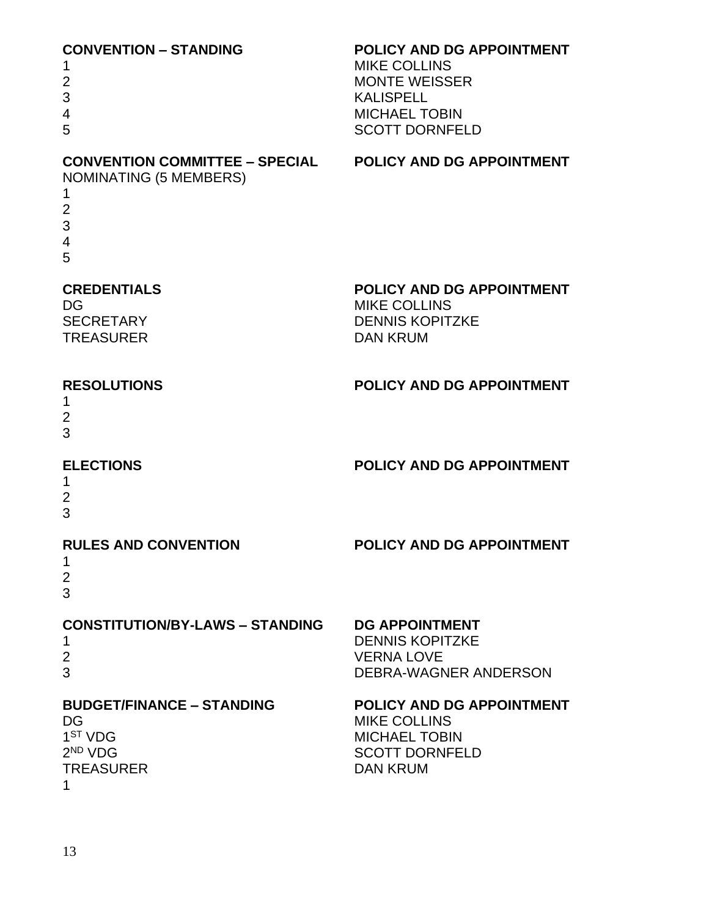| **CONVENTION – STANDING** | **POLICY AND DG APPOINTMENT** |
|---|---|
| 1 | MIKE COLLINS |
| 2 | MONTE WEISSER |
| 3 | KALISPELL |
| 4 | MICHAEL TOBIN |
| 5 | SCOTT DORNFELD |

| **CONVENTION COMMITTEE – SPECIAL** | **POLICY AND DG APPOINTMENT** |
|---|---|
| NOMINATING (5 MEMBERS) | |
| 1 | |
| 2 | |
| 3 | |
| 4 | |
| 5 | |

| **CREDENTIALS** | **POLICY AND DG APPOINTMENT** |
|---|---|
| DG | MIKE COLLINS |
| SECRETARY | DENNIS KOPITZKE |
| TREASURER | DAN KRUM |

| **RESOLUTIONS** | **POLICY AND DG APPOINTMENT** |
|---|---|
| 1 | |
| 2 | |
| 3 | |

| **ELECTIONS** | **POLICY AND DG APPOINTMENT** |
|---|---|
| 1 | |
| 2 | |
| 3 | |

| **RULES AND CONVENTION** | **POLICY AND DG APPOINTMENT** |
|---|---|
| 1 | |
| 2 | |
| 3 | |

| **CONSTITUTION/BY-LAWS – STANDING** | **DG APPOINTMENT** |
|---|---|
| 1 | DENNIS KOPITZKE |
| 2 | VERNA LOVE |
| 3 | DEBRA-WAGNER ANDERSON |

| **BUDGET/FINANCE – STANDING** | **POLICY AND DG APPOINTMENT** |
|---|---|
| DG | MIKE COLLINS |
| 1ST VDG | MICHAEL TOBIN |
| 2ND VDG | SCOTT DORNFELD |
| TREASURER | DAN KRUM |
| 1 | |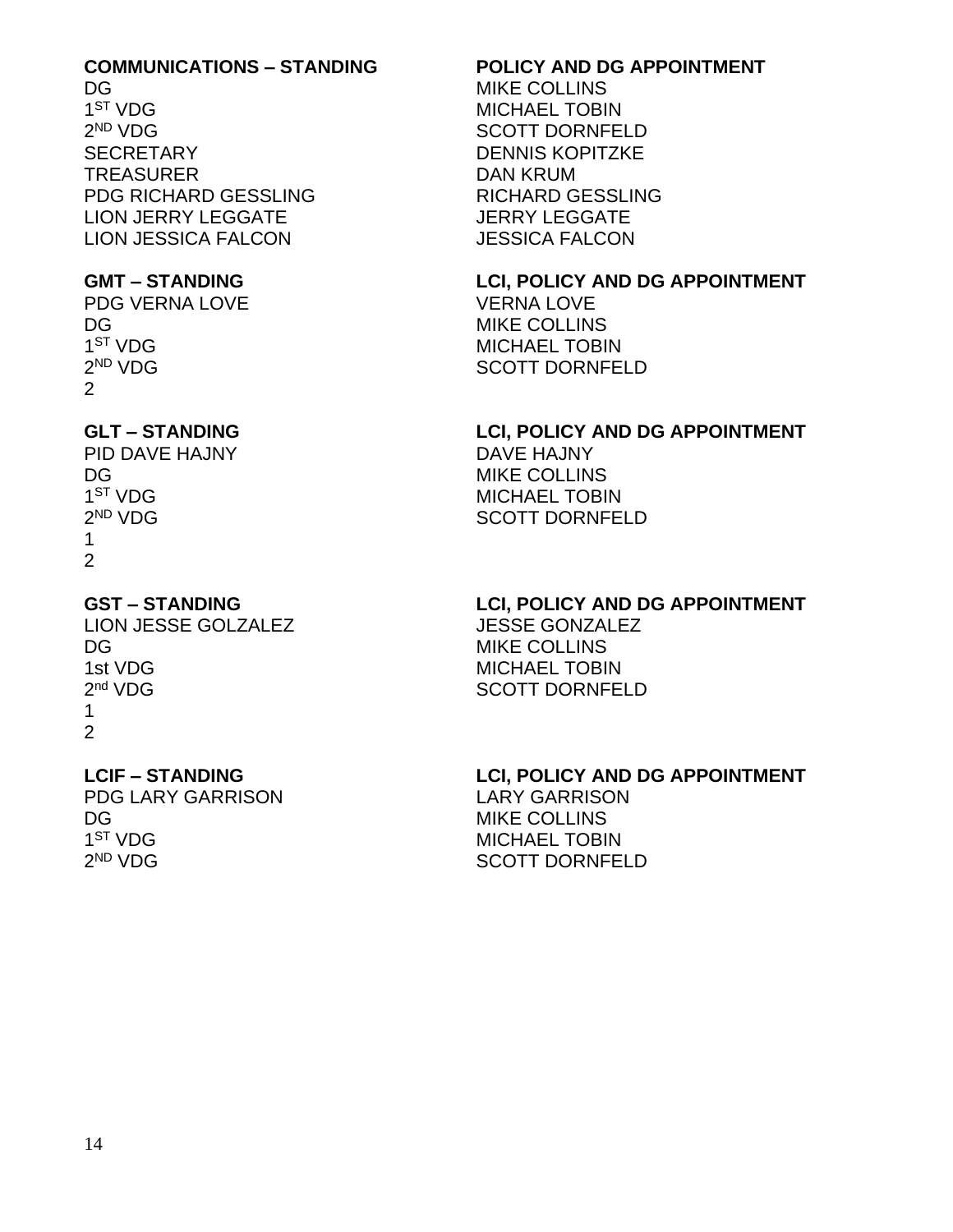| **COMMUNICATIONS – STANDING** | **POLICY AND DG APPOINTMENT** |
|---|---|
| DG | MIKE COLLINS |
| 1ST VDG | MICHAEL TOBIN |
| 2ND VDG | SCOTT DORNFELD |
| SECRETARY | DENNIS KOPITZKE |
| TREASURER | DAN KRUM |
| PDG RICHARD GESSLING | RICHARD GESSLING |
| LION JERRY LEGGATE | JERRY LEGGATE |
| LION JESSICA FALCON | JESSICA FALCON |

| **GMT – STANDING** | **LCI, POLICY AND DG APPOINTMENT** |
|---|---|
| PDG VERNA LOVE | VERNA LOVE |
| DG | MIKE COLLINS |
| 1ST VDG | MICHAEL TOBIN |
| 2ND VDG | SCOTT DORNFELD |
| 2 | |

| **GLT – STANDING** | **LCI, POLICY AND DG APPOINTMENT** |
|---|---|
| PID DAVE HAJNY | DAVE HAJNY |
| DG | MIKE COLLINS |
| 1ST VDG | MICHAEL TOBIN |
| 2ND VDG | SCOTT DORNFELD |
| 1 | |
| 2 | |

| **GST – STANDING** | **LCI, POLICY AND DG APPOINTMENT** |
|---|---|
| LION JESSE GOLZALEZ | JESSE GONZALEZ |
| DG | MIKE COLLINS |
| 1st VDG | MICHAEL TOBIN |
| 2nd VDG | SCOTT DORNFELD |
| 1 | |
| 2 | |

| **LCIF – STANDING** | **LCI, POLICY AND DG APPOINTMENT** |
|---|---|
| PDG LARY GARRISON | LARY GARRISON |
| DG | MIKE COLLINS |
| 1ST VDG | MICHAEL TOBIN |
| 2ND VDG | SCOTT DORNFELD |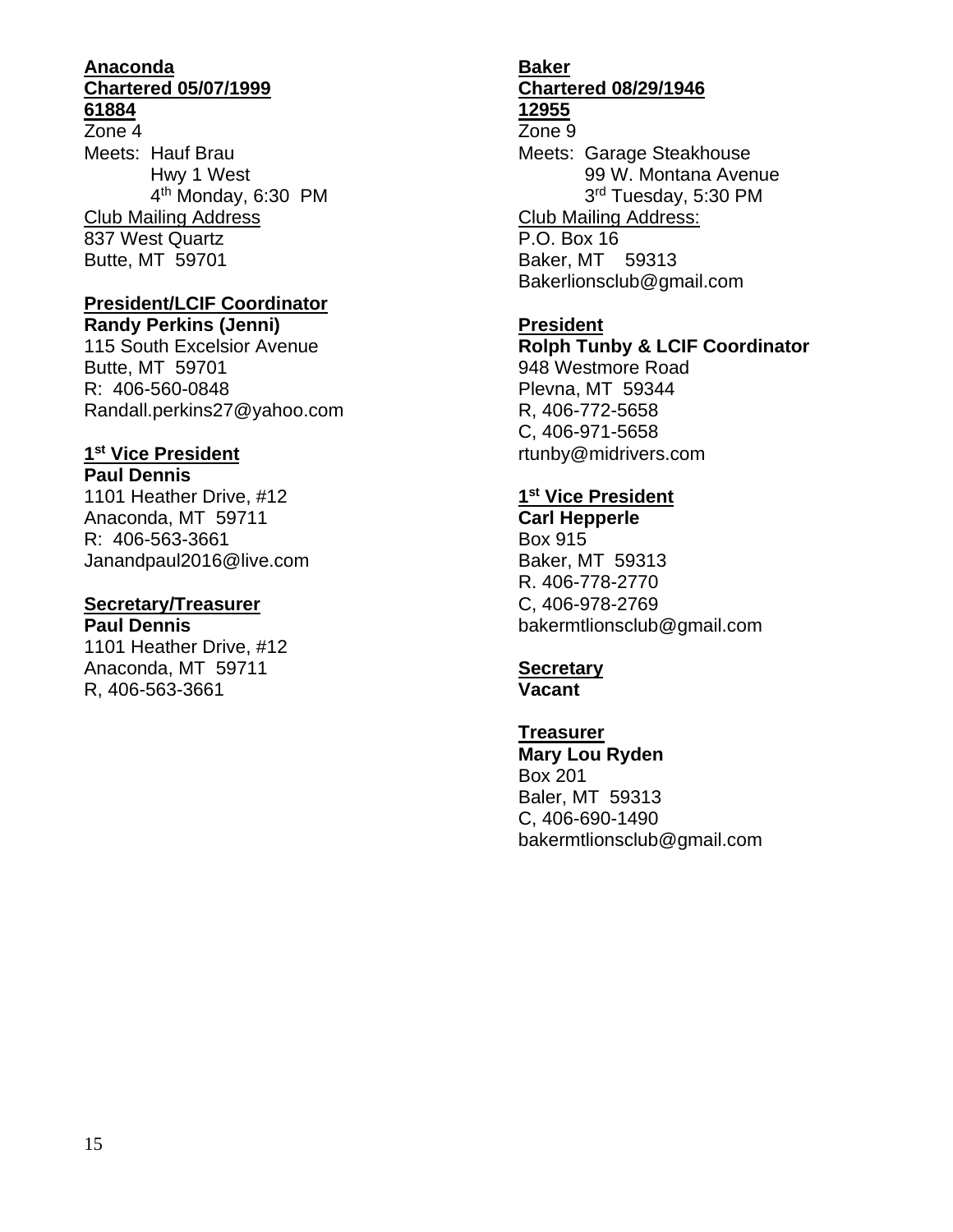**Anaconda**
**Chartered 05/07/1999**
**61884**
Zone 4
Meets: Hauf Brau
Hwy 1 West
4th Monday, 6:30 PM
Club Mailing Address
837 West Quartz
Butte, MT 59701

**President/LCIF Coordinator**
**Randy Perkins (Jenni)**
115 South Excelsior Avenue
Butte, MT 59701
R: 406-560-0848
Randall.perkins27@yahoo.com

**1st Vice President**
**Paul Dennis**
1101 Heather Drive, #12
Anaconda, MT 59711
R: 406-563-3661
Janandpaul2016@live.com

**Secretary/Treasurer**
**Paul Dennis**
1101 Heather Drive, #12
Anaconda, MT 59711
R, 406-563-3661

**Baker**
**Chartered 08/29/1946**
**12955**
Zone 9
Meets: Garage Steakhouse
99 W. Montana Avenue
3rd Tuesday, 5:30 PM
Club Mailing Address:
P.O. Box 16
Baker, MT 59313
Bakerlionsclub@gmail.com

**President**
**Rolph Tunby & LCIF Coordinator**
948 Westmore Road
Plevna, MT 59344
R, 406-772-5658
C, 406-971-5658
rtunby@midrivers.com

**1st Vice President**
**Carl Hepperle**
Box 915
Baker, MT 59313
R. 406-778-2770
C, 406-978-2769
bakermtlionsclub@gmail.com

**Secretary**
**Vacant**

**Treasurer**
**Mary Lou Ryden**
Box 201
Baler, MT 59313
C, 406-690-1490
bakermtlionsclub@gmail.com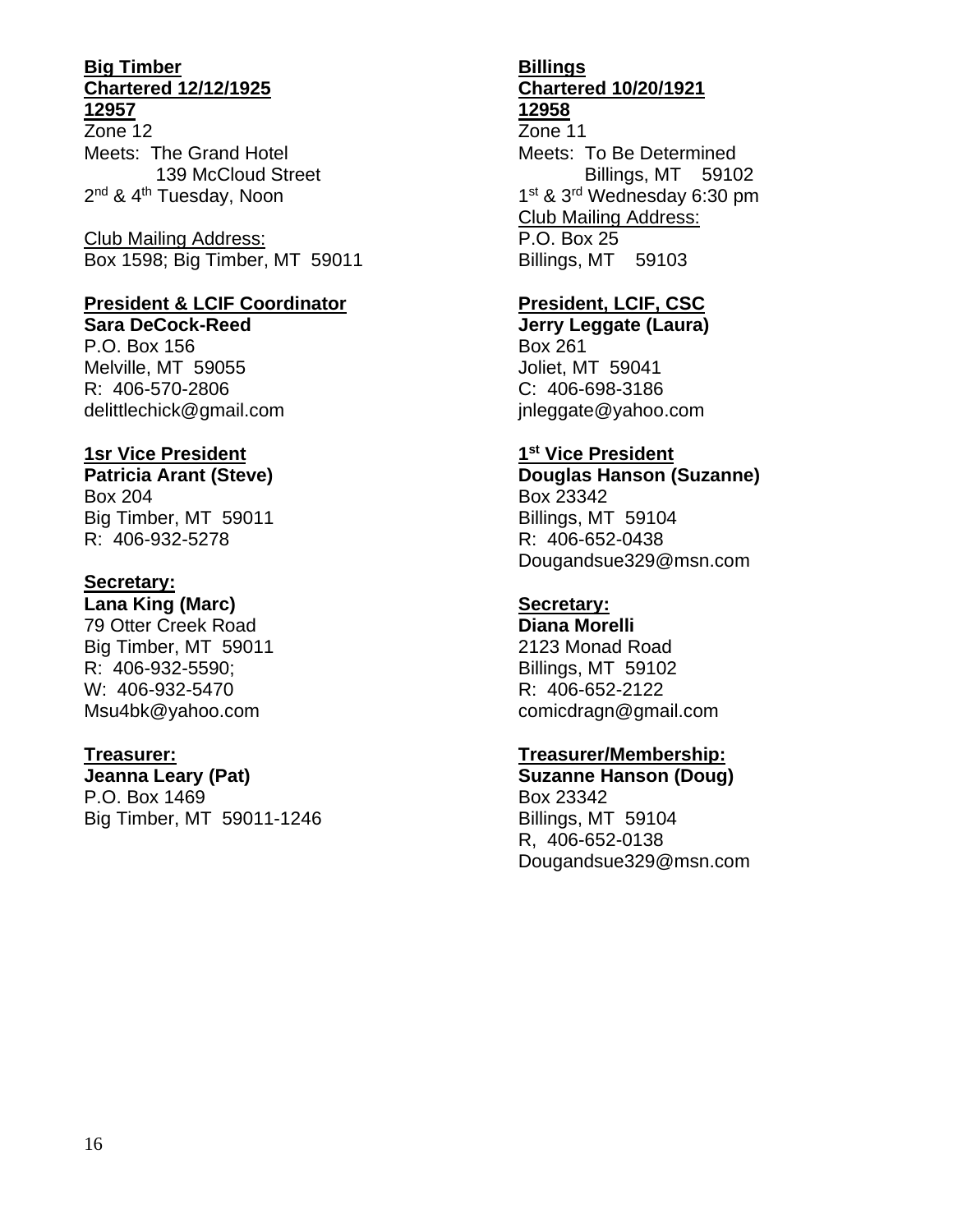**Big Timber**
**Chartered 12/12/1925**
**12957**

Zone 12
Meets: The Grand Hotel
139 McCloud Street
2nd & 4th Tuesday, Noon

Club Mailing Address:
Box 1598; Big Timber, MT 59011

**President & LCIF Coordinator**
**Sara DeCock-Reed**
P.O. Box 156
Melville, MT 59055
R: 406-570-2806
delittlechick@gmail.com

**1sr Vice President**
**Patricia Arant (Steve)**
Box 204
Big Timber, MT 59011
R: 406-932-5278

**Secretary:**
**Lana King (Marc)**
79 Otter Creek Road
Big Timber, MT 59011
R: 406-932-5590;
W: 406-932-5470
Msu4bk@yahoo.com

**Treasurer:**
**Jeanna Leary (Pat)**
P.O. Box 1469
Big Timber, MT 59011-1246

**Billings**
**Chartered 10/20/1921**
**12958**

Zone 11
Meets: To Be Determined
Billings, MT 59102
1st & 3rd Wednesday 6:30 pm
Club Mailing Address:
P.O. Box 25
Billings, MT 59103

**President, LCIF, CSC**
**Jerry Leggate (Laura)**
Box 261
Joliet, MT 59041
C: 406-698-3186
jnleggate@yahoo.com

**1st Vice President**
**Douglas Hanson (Suzanne)**
Box 23342
Billings, MT 59104
R: 406-652-0438
Dougandsue329@msn.com

**Secretary:**
**Diana Morelli**
2123 Monad Road
Billings, MT 59102
R: 406-652-2122
comicdragn@gmail.com

**Treasurer/Membership:**
**Suzanne Hanson (Doug)**
Box 23342
Billings, MT 59104
R, 406-652-0138
Dougandsue329@msn.com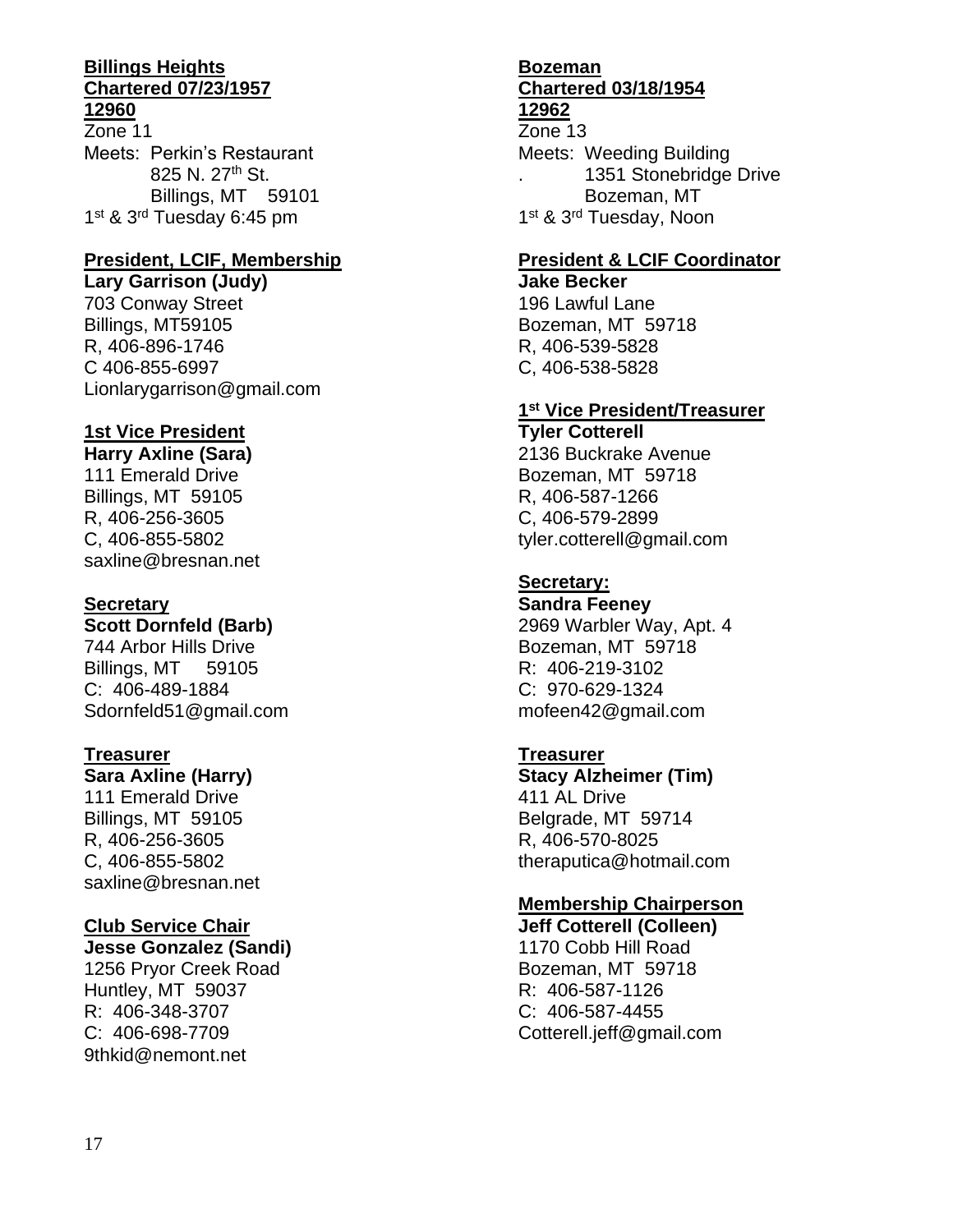**Billings Heights**
**Chartered 07/23/1957**
**12960**

Zone 11

Meets: Perkin's Restaurant
825 N. 27th St.
Billings, MT 59101

1st & 3rd Tuesday 6:45 pm

**President, LCIF, Membership**
**Lary Garrison (Judy)**
703 Conway Street
Billings, MT59105
R, 406-896-1746
C 406-855-6997
Lionlarygarrison@gmail.com

**1st Vice President**
**Harry Axline (Sara)**
111 Emerald Drive
Billings, MT 59105
R, 406-256-3605
C, 406-855-5802
saxline@bresnan.net

**Secretary**
**Scott Dornfeld (Barb)**
744 Arbor Hills Drive
Billings, MT 59105
C: 406-489-1884
Sdornfeld51@gmail.com

**Treasurer**
**Sara Axline (Harry)**
111 Emerald Drive
Billings, MT 59105
R, 406-256-3605
C, 406-855-5802
saxline@bresnan.net

**Club Service Chair**
**Jesse Gonzalez (Sandi)**
1256 Pryor Creek Road
Huntley, MT 59037
R: 406-348-3707
C: 406-698-7709
9thkid@nemont.net

**Bozeman**
**Chartered 03/18/1954**
**12962**

Zone 13

Meets: Weeding Building
. 1351 Stonebridge Drive
Bozeman, MT

1st & 3rd Tuesday, Noon

**President & LCIF Coordinator**
**Jake Becker**
196 Lawful Lane
Bozeman, MT 59718
R, 406-539-5828
C, 406-538-5828

**1st Vice President/Treasurer**
**Tyler Cotterell**
2136 Buckrake Avenue
Bozeman, MT 59718
R, 406-587-1266
C, 406-579-2899
tyler.cotterell@gmail.com

**Secretary:**
**Sandra Feeney**
2969 Warbler Way, Apt. 4
Bozeman, MT 59718
R: 406-219-3102
C: 970-629-1324
mofeen42@gmail.com

**Treasurer**
**Stacy Alzheimer (Tim)**
411 AL Drive
Belgrade, MT 59714
R, 406-570-8025
theraputica@hotmail.com

**Membership Chairperson**
**Jeff Cotterell (Colleen)**
1170 Cobb Hill Road
Bozeman, MT 59718
R: 406-587-1126
C: 406-587-4455
Cotterell.jeff@gmail.com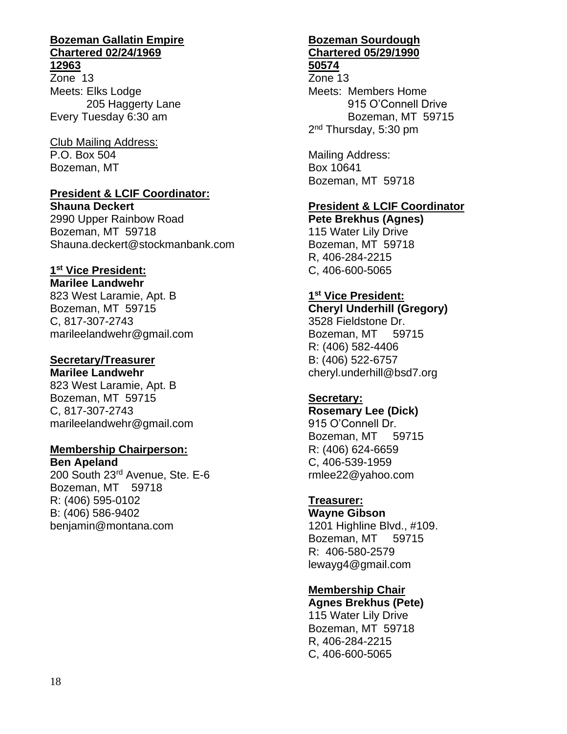**Bozeman Gallatin Empire**
**Chartered 02/24/1969**
**12963**
Zone 13
Meets: Elks Lodge
205 Haggerty Lane
Every Tuesday 6:30 am

Club Mailing Address:
P.O. Box 504
Bozeman, MT

**President & LCIF Coordinator:**
**Shauna Deckert**
2990 Upper Rainbow Road
Bozeman, MT 59718
Shauna.deckert@stockmanbank.com

**1st Vice President:**
**Marilee Landwehr**
823 West Laramie, Apt. B
Bozeman, MT 59715
C, 817-307-2743
marileelandwehr@gmail.com

**Secretary/Treasurer**
**Marilee Landwehr**
823 West Laramie, Apt. B
Bozeman, MT 59715
C, 817-307-2743
marileelandwehr@gmail.com

**Membership Chairperson:**
**Ben Apeland**
200 South 23rd Avenue, Ste. E-6
Bozeman, MT 59718
R: (406) 595-0102
B: (406) 586-9402
benjamin@montana.com

**Bozeman Sourdough**
**Chartered 05/29/1990**
**50574**
Zone 13
Meets: Members Home
915 O'Connell Drive
Bozeman, MT 59715
2nd Thursday, 5:30 pm

Mailing Address:
Box 10641
Bozeman, MT 59718

**President & LCIF Coordinator**
**Pete Brekhus (Agnes)**
115 Water Lily Drive
Bozeman, MT 59718
R, 406-284-2215
C, 406-600-5065

**1st Vice President:**
**Cheryl Underhill (Gregory)**
3528 Fieldstone Dr.
Bozeman, MT 59715
R: (406) 582-4406
B: (406) 522-6757
cheryl.underhill@bsd7.org

**Secretary:**
**Rosemary Lee (Dick)**
915 O'Connell Dr.
Bozeman, MT 59715
R: (406) 624-6659
C, 406-539-1959
rmlee22@yahoo.com

**Treasurer:**
**Wayne Gibson**
1201 Highline Blvd., #109.
Bozeman, MT 59715
R: 406-580-2579
lewayg4@gmail.com

**Membership Chair**
**Agnes Brekhus (Pete)**
115 Water Lily Drive
Bozeman, MT 59718
R, 406-284-2215
C, 406-600-5065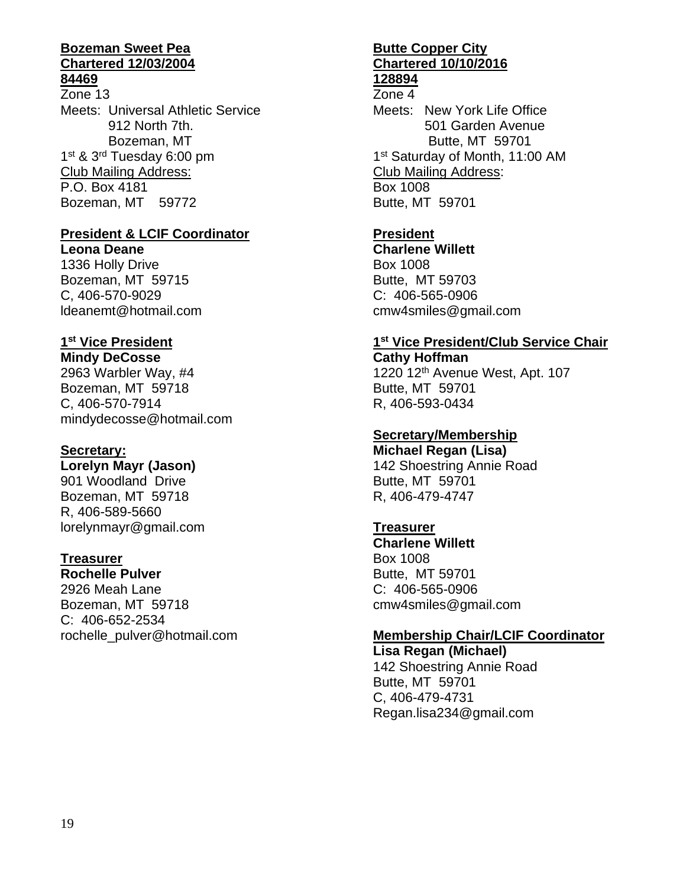**Bozeman Sweet Pea**
**Chartered 12/03/2004**
**84469**
Zone 13
Meets: Universal Athletic Service
912 North 7th.
Bozeman, MT
1st & 3rd Tuesday 6:00 pm
Club Mailing Address:
P.O. Box 4181
Bozeman, MT 59772

**President & LCIF Coordinator**
**Leona Deane**
1336 Holly Drive
Bozeman, MT 59715
C, 406-570-9029
ldeanemt@hotmail.com

**1st Vice President**
**Mindy DeCosse**
2963 Warbler Way, #4
Bozeman, MT 59718
C, 406-570-7914
mindydecosse@hotmail.com

**Secretary:**
**Lorelyn Mayr (Jason)**
901 Woodland Drive
Bozeman, MT 59718
R, 406-589-5660
lorelynmayr@gmail.com

**Treasurer**
**Rochelle Pulver**
2926 Meah Lane
Bozeman, MT 59718
C: 406-652-2534
rochelle_pulver@hotmail.com

**Butte Copper City**
**Chartered 10/10/2016**
**128894**
Zone 4
Meets: New York Life Office
501 Garden Avenue
Butte, MT 59701
1st Saturday of Month, 11:00 AM
Club Mailing Address:
Box 1008
Butte, MT 59701

**President**
**Charlene Willett**
Box 1008
Butte, MT 59703
C: 406-565-0906
cmw4smiles@gmail.com

**1st Vice President/Club Service Chair**
**Cathy Hoffman**
1220 12th Avenue West, Apt. 107
Butte, MT 59701
R, 406-593-0434

**Secretary/Membership**
**Michael Regan (Lisa)**
142 Shoestring Annie Road
Butte, MT 59701
R, 406-479-4747

**Treasurer**
**Charlene Willett**
Box 1008
Butte, MT 59701
C: 406-565-0906
cmw4smiles@gmail.com

**Membership Chair/LCIF Coordinator**
**Lisa Regan (Michael)**
142 Shoestring Annie Road
Butte, MT 59701
C, 406-479-4731
Regan.lisa234@gmail.com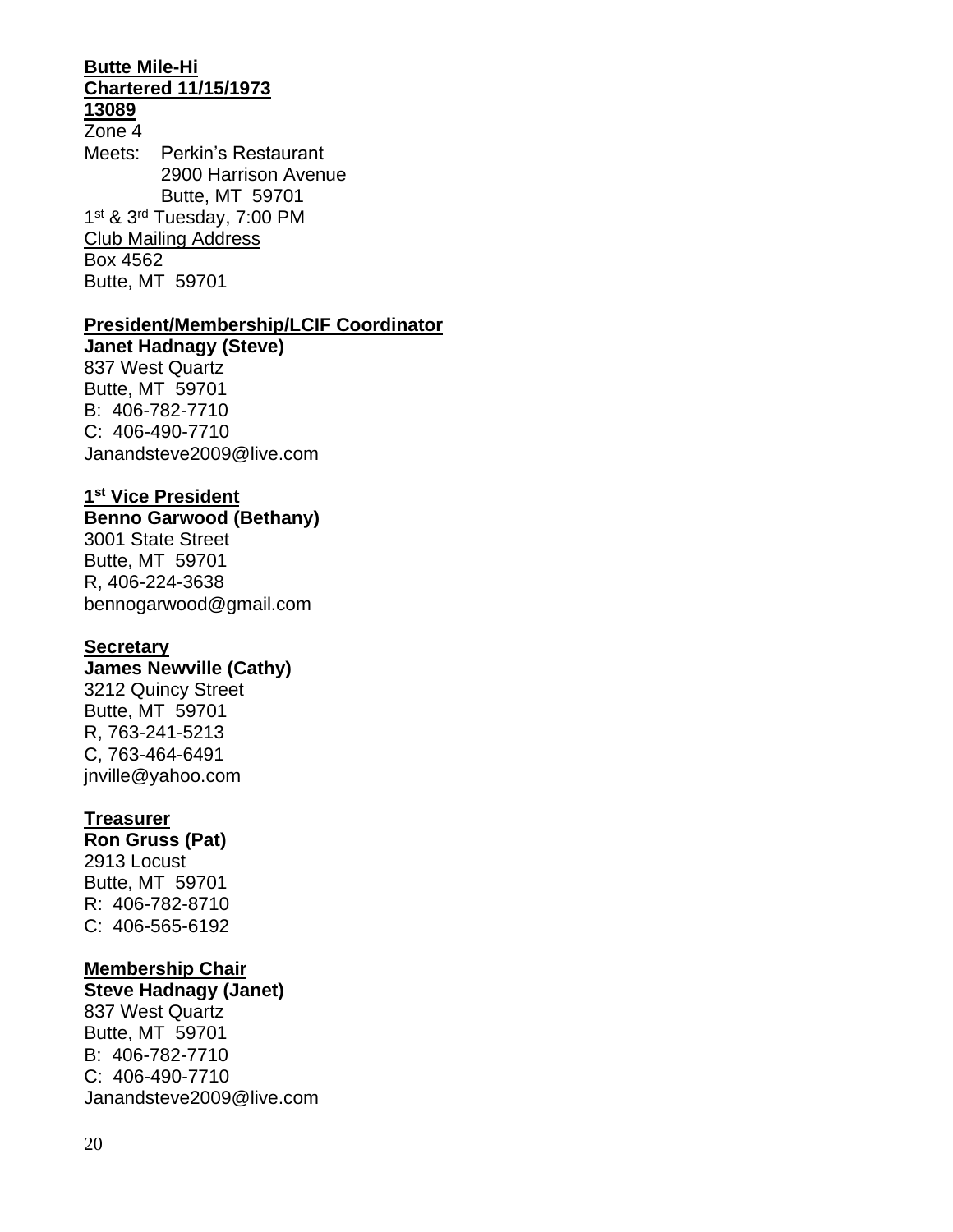**Butte Mile-Hi**
**Chartered 11/15/1973**
**13089**

Zone 4
Meets: Perkin's Restaurant
2900 Harrison Avenue
Butte, MT 59701
1st & 3rd Tuesday, 7:00 PM

Club Mailing Address
Box 4562
Butte, MT 59701

**President/Membership/LCIF Coordinator**
**Janet Hadnagy (Steve)**
837 West Quartz
Butte, MT 59701
B: 406-782-7710
C: 406-490-7710
Janandsteve2009@live.com

**1st Vice President**
**Benno Garwood (Bethany)**
3001 State Street
Butte, MT 59701
R, 406-224-3638
bennogarwood@gmail.com

**Secretary**
**James Newville (Cathy)**
3212 Quincy Street
Butte, MT 59701
R, 763-241-5213
C, 763-464-6491
jnville@yahoo.com

**Treasurer**
**Ron Gruss (Pat)**
2913 Locust
Butte, MT 59701
R: 406-782-8710
C: 406-565-6192

**Membership Chair**
**Steve Hadnagy (Janet)**
837 West Quartz
Butte, MT 59701
B: 406-782-7710
C: 406-490-7710
Janandsteve2009@live.com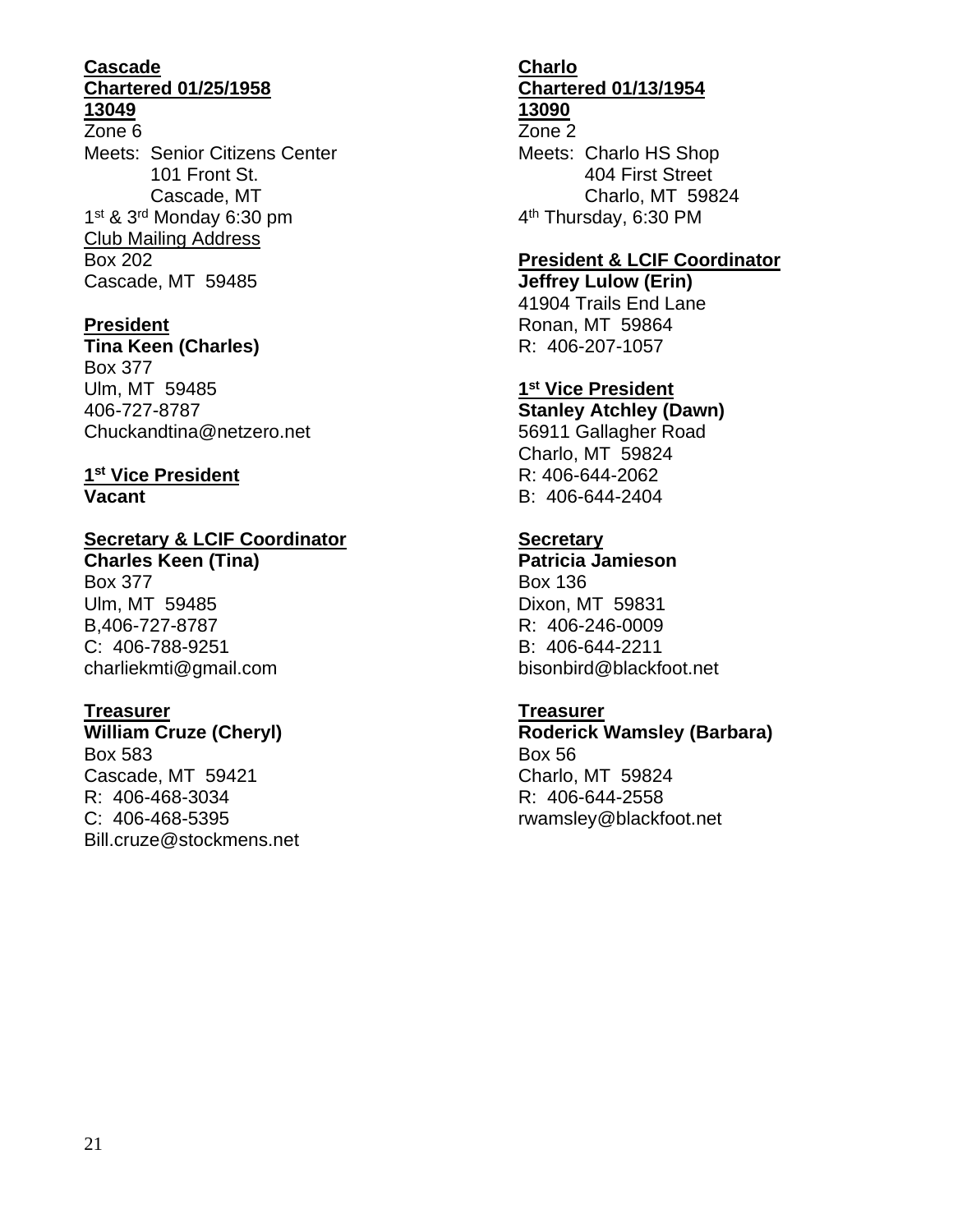**Cascade**
**Chartered 01/25/1958**
**13049**

Zone 6

Meets: Senior Citizens Center
101 Front St.
Cascade, MT

1st & 3rd Monday 6:30 pm

Club Mailing Address
Box 202
Cascade, MT 59485

**President**
**Tina Keen (Charles)**
Box 377
Ulm, MT 59485
406-727-8787
Chuckandtina@netzero.net

**1st Vice President**
**Vacant**

**Secretary & LCIF Coordinator**
**Charles Keen (Tina)**
Box 377
Ulm, MT 59485
B,406-727-8787
C: 406-788-9251
charliekmti@gmail.com

**Treasurer**
**William Cruze (Cheryl)**
Box 583
Cascade, MT 59421
R: 406-468-3034
C: 406-468-5395
Bill.cruze@stockmens.net

**Charlo**
**Chartered 01/13/1954**
**13090**

Zone 2

Meets: Charlo HS Shop
404 First Street
Charlo, MT 59824

4th Thursday, 6:30 PM

**President & LCIF Coordinator**
**Jeffrey Lulow (Erin)**
41904 Trails End Lane
Ronan, MT 59864
R: 406-207-1057

**1st Vice President**
**Stanley Atchley (Dawn)**
56911 Gallagher Road
Charlo, MT 59824
R: 406-644-2062
B: 406-644-2404

**Secretary**
**Patricia Jamieson**
Box 136
Dixon, MT 59831
R: 406-246-0009
B: 406-644-2211
bisonbird@blackfoot.net

**Treasurer**
**Roderick Wamsley (Barbara)**
Box 56
Charlo, MT 59824
R: 406-644-2558
rwamsley@blackfoot.net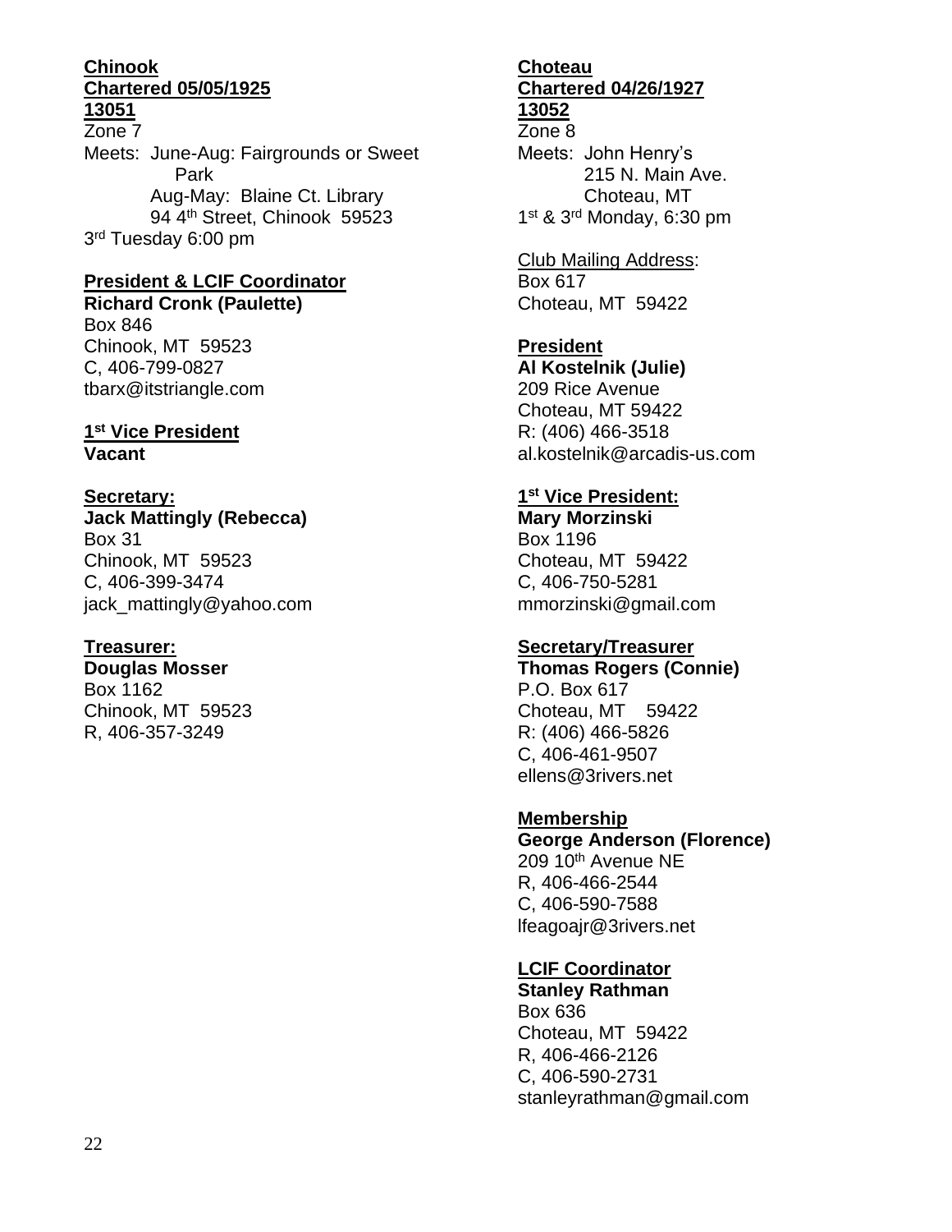**Chinook**
**Chartered 05/05/1925**
**13051**
Zone 7
Meets: June-Aug: Fairgrounds or Sweet Park
Aug-May: Blaine Ct. Library
94 4th Street, Chinook 59523
3rd Tuesday 6:00 pm

**President & LCIF Coordinator**
**Richard Cronk (Paulette)**
Box 846
Chinook, MT 59523
C, 406-799-0827
tbarx@itstriangle.com

**1st Vice President**
**Vacant**

**Secretary:**
**Jack Mattingly (Rebecca)**
Box 31
Chinook, MT 59523
C, 406-399-3474
jack_mattingly@yahoo.com

**Treasurer:**
**Douglas Mosser**
Box 1162
Chinook, MT 59523
R, 406-357-3249

**Choteau**
**Chartered 04/26/1927**
**13052**
Zone 8
Meets: John Henry's
215 N. Main Ave.
Choteau, MT
1st & 3rd Monday, 6:30 pm

Club Mailing Address:
Box 617
Choteau, MT 59422

**President**
**Al Kostelnik (Julie)**
209 Rice Avenue
Choteau, MT 59422
R: (406) 466-3518
al.kostelnik@arcadis-us.com

**1st Vice President:**
**Mary Morzinski**
Box 1196
Choteau, MT 59422
C, 406-750-5281
mmorzinski@gmail.com

**Secretary/Treasurer**
**Thomas Rogers (Connie)**
P.O. Box 617
Choteau, MT 59422
R: (406) 466-5826
C, 406-461-9507
ellens@3rivers.net

**Membership**
**George Anderson (Florence)**
209 10th Avenue NE
R, 406-466-2544
C, 406-590-7588
lfeagoajr@3rivers.net

**LCIF Coordinator**
**Stanley Rathman**
Box 636
Choteau, MT 59422
R, 406-466-2126
C, 406-590-2731
stanleyrathman@gmail.com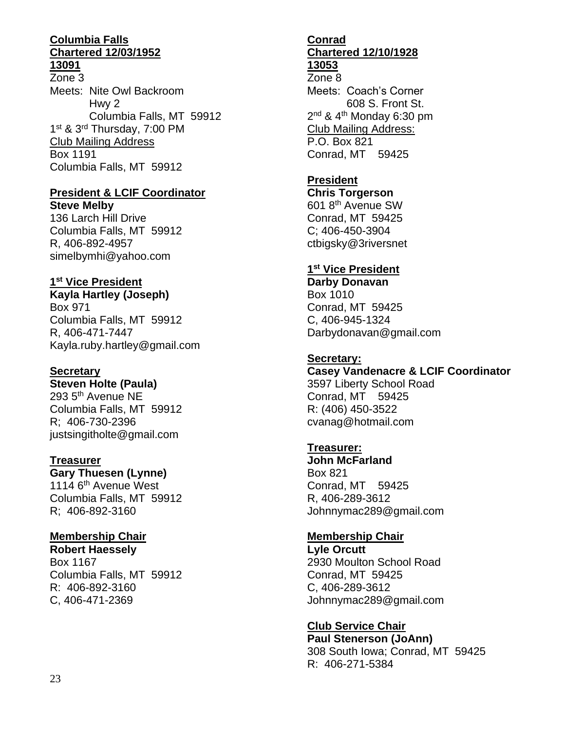**Columbia Falls**
**Chartered 12/03/1952**
**13091**
Zone 3
Meets: Nite Owl Backroom
Hwy 2
Columbia Falls, MT 59912
1st & 3rd Thursday, 7:00 PM
Club Mailing Address
Box 1191
Columbia Falls, MT 59912

**President & LCIF Coordinator**
**Steve Melby**
136 Larch Hill Drive
Columbia Falls, MT 59912
R, 406-892-4957
simelbymhi@yahoo.com

**1st Vice President**
**Kayla Hartley (Joseph)**
Box 971
Columbia Falls, MT 59912
R, 406-471-7447
Kayla.ruby.hartley@gmail.com

**Secretary**
**Steven Holte (Paula)**
293 5th Avenue NE
Columbia Falls, MT 59912
R; 406-730-2396
justsingitholte@gmail.com

**Treasurer**
**Gary Thuesen (Lynne)**
1114 6th Avenue West
Columbia Falls, MT 59912
R; 406-892-3160

**Membership Chair**
**Robert Haessely**
Box 1167
Columbia Falls, MT 59912
R: 406-892-3160
C, 406-471-2369

**Conrad**
**Chartered 12/10/1928**
**13053**
Zone 8
Meets: Coach's Corner
608 S. Front St.
2nd & 4th Monday 6:30 pm
Club Mailing Address:
P.O. Box 821
Conrad, MT 59425

**President**
**Chris Torgerson**
601 8th Avenue SW
Conrad, MT 59425
C; 406-450-3904
ctbigsky@3riversnet

**1st Vice President**
**Darby Donavan**
Box 1010
Conrad, MT 59425
C, 406-945-1324
Darbydonavan@gmail.com

**Secretary:**
**Casey Vandenacre & LCIF Coordinator**
3597 Liberty School Road
Conrad, MT 59425
R: (406) 450-3522
cvanag@hotmail.com

**Treasurer:**
**John McFarland**
Box 821
Conrad, MT 59425
R, 406-289-3612
Johnnymac289@gmail.com

**Membership Chair**
**Lyle Orcutt**
2930 Moulton School Road
Conrad, MT 59425
C, 406-289-3612
Johnnymac289@gmail.com

**Club Service Chair**
**Paul Stenerson (JoAnn)**
308 South Iowa; Conrad, MT 59425
R: 406-271-5384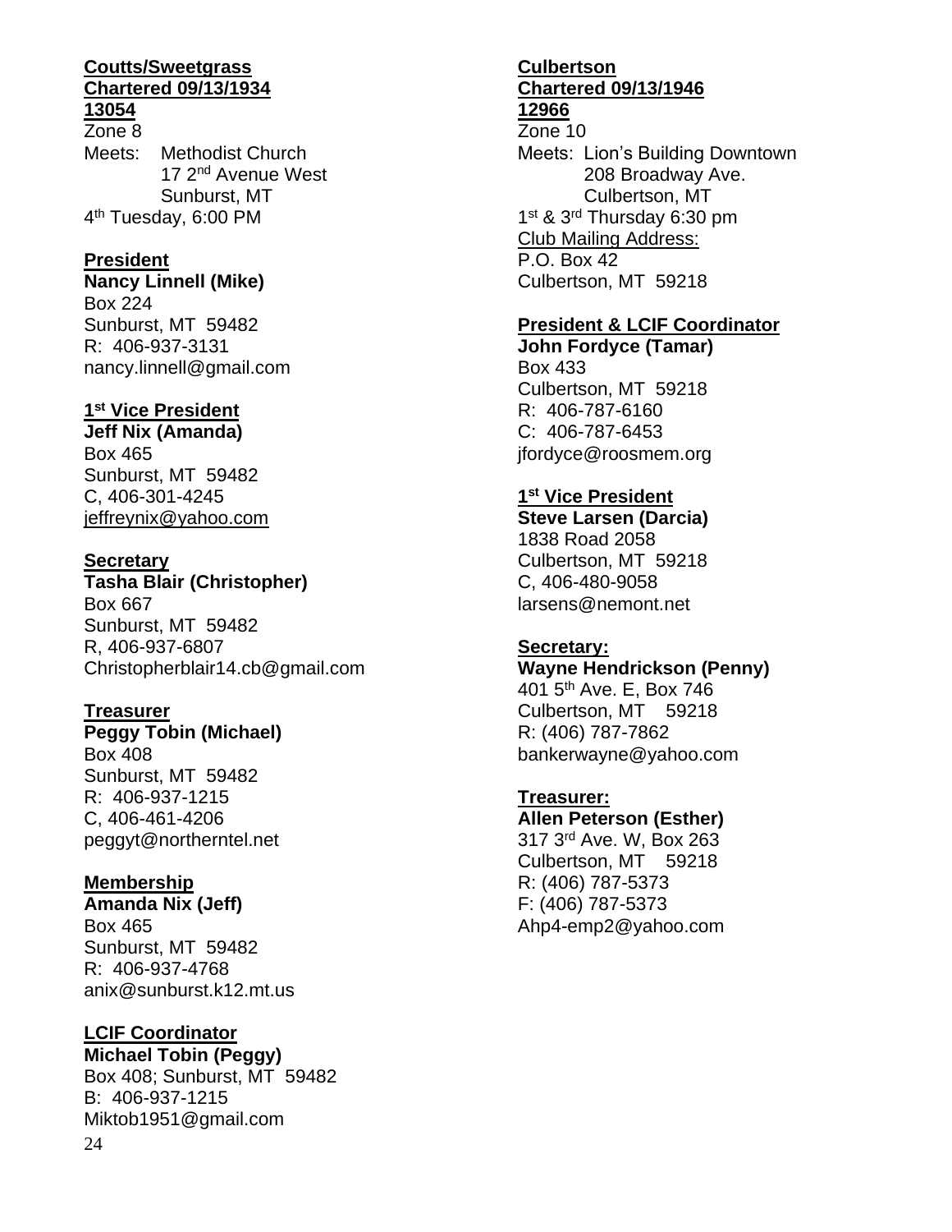**Coutts/Sweetgrass**
**Chartered 09/13/1934**
**13054**

Zone 8
Meets: Methodist Church
17 2nd Avenue West
Sunburst, MT
4th Tuesday, 6:00 PM

**President**
**Nancy Linnell (Mike)**
Box 224
Sunburst, MT 59482
R: 406-937-3131
nancy.linnell@gmail.com

**1st Vice President**
**Jeff Nix (Amanda)**
Box 465
Sunburst, MT 59482
C, 406-301-4245
jeffreynix@yahoo.com

**Secretary**
**Tasha Blair (Christopher)**
Box 667
Sunburst, MT 59482
R, 406-937-6807
Christopherblair14.cb@gmail.com

**Treasurer**
**Peggy Tobin (Michael)**
Box 408
Sunburst, MT 59482
R: 406-937-1215
C, 406-461-4206
peggyt@northerntel.net

**Membership**
**Amanda Nix (Jeff)**
Box 465
Sunburst, MT 59482
R: 406-937-4768
anix@sunburst.k12.mt.us

**LCIF Coordinator**
**Michael Tobin (Peggy)**
Box 408; Sunburst, MT 59482
B: 406-937-1215
Miktob1951@gmail.com

**Culbertson**
**Chartered 09/13/1946**
**12966**

Zone 10
Meets: Lion's Building Downtown
208 Broadway Ave.
Culbertson, MT
1st & 3rd Thursday 6:30 pm
Club Mailing Address:
P.O. Box 42
Culbertson, MT 59218

**President & LCIF Coordinator**
**John Fordyce (Tamar)**
Box 433
Culbertson, MT 59218
R: 406-787-6160
C: 406-787-6453
jfordyce@roosmem.org

**1st Vice President**
**Steve Larsen (Darcia)**
1838 Road 2058
Culbertson, MT 59218
C, 406-480-9058
larsens@nemont.net

**Secretary:**
**Wayne Hendrickson (Penny)**
401 5th Ave. E, Box 746
Culbertson, MT 59218
R: (406) 787-7862
bankerwayne@yahoo.com

**Treasurer:**
**Allen Peterson (Esther)**
317 3rd Ave. W, Box 263
Culbertson, MT 59218
R: (406) 787-5373
F: (406) 787-5373
Ahp4-emp2@yahoo.com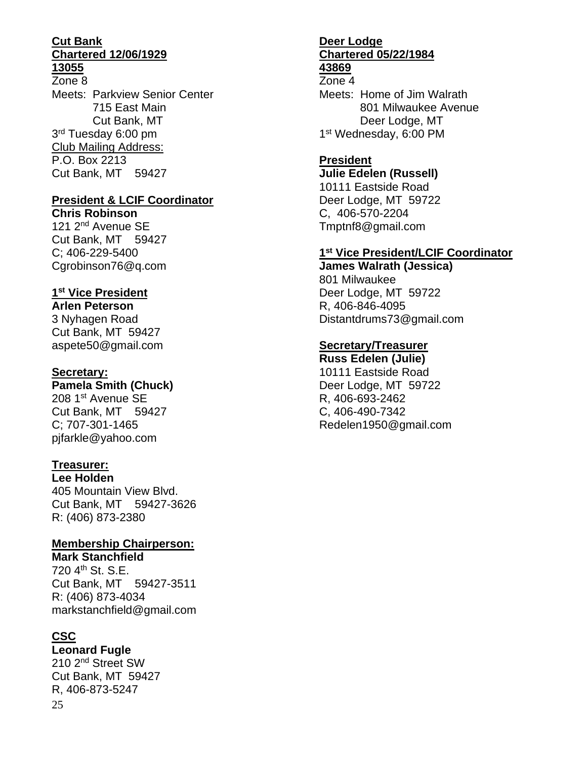**Cut Bank**
**Chartered 12/06/1929**
**13055**

Zone 8
Meets: Parkview Senior Center
715 East Main
Cut Bank, MT
3rd Tuesday 6:00 pm
Club Mailing Address:
P.O. Box 2213
Cut Bank, MT 59427

**President & LCIF Coordinator**
**Chris Robinson**
121 2nd Avenue SE
Cut Bank, MT 59427
C; 406-229-5400
Cgrobinson76@q.com

**1st Vice President**
**Arlen Peterson**
3 Nyhagen Road
Cut Bank, MT 59427
aspete50@gmail.com

**Secretary:**
**Pamela Smith (Chuck)**
208 1st Avenue SE
Cut Bank, MT 59427
C; 707-301-1465
pjfarkle@yahoo.com

**Treasurer:**
**Lee Holden**
405 Mountain View Blvd.
Cut Bank, MT 59427-3626
R: (406) 873-2380

**Membership Chairperson:**
**Mark Stanchfield**
720 4th St. S.E.
Cut Bank, MT 59427-3511
R: (406) 873-4034
markstanchfield@gmail.com

**CSC**
**Leonard Fugle**
210 2nd Street SW
Cut Bank, MT 59427
R, 406-873-5247

**Deer Lodge**
**Chartered 05/22/1984**
**43869**

Zone 4
Meets: Home of Jim Walrath
801 Milwaukee Avenue
Deer Lodge, MT
1st Wednesday, 6:00 PM

**President**
**Julie Edelen (Russell)**
10111 Eastside Road
Deer Lodge, MT 59722
C, 406-570-2204
Tmptnf8@gmail.com

**1st Vice President/LCIF Coordinator**
**James Walrath (Jessica)**
801 Milwaukee
Deer Lodge, MT 59722
R, 406-846-4095
Distantdrums73@gmail.com

**Secretary/Treasurer**
**Russ Edelen (Julie)**
10111 Eastside Road
Deer Lodge, MT 59722
R, 406-693-2462
C, 406-490-7342
Redelen1950@gmail.com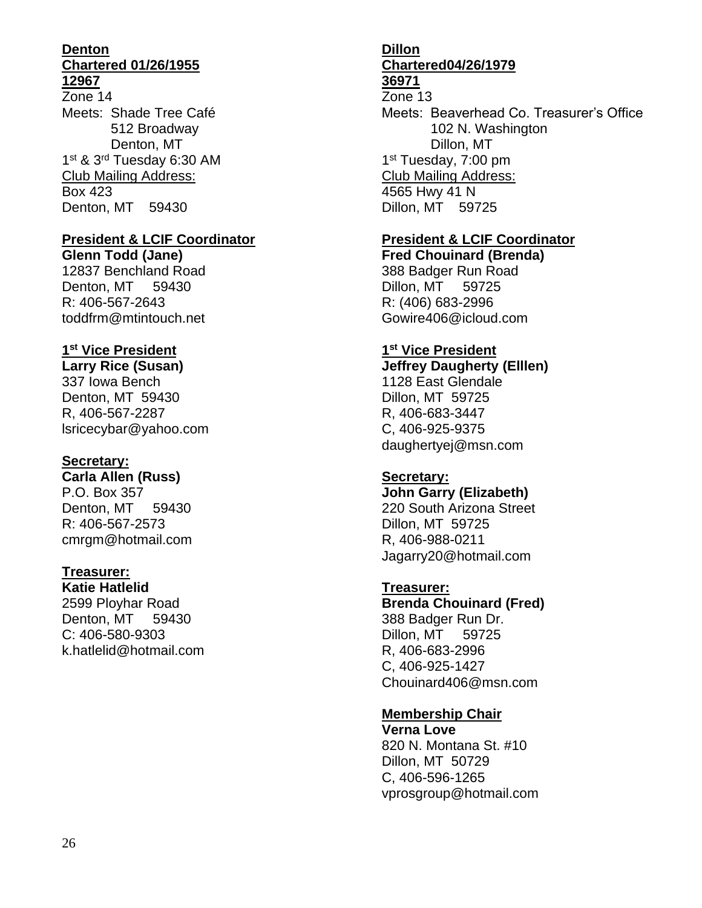**Denton**
**Chartered 01/26/1955**
**12967**
Zone 14
Meets: Shade Tree Café
512 Broadway
Denton, MT
1st & 3rd Tuesday 6:30 AM
Club Mailing Address:
Box 423
Denton, MT 59430

**President & LCIF Coordinator**
**Glenn Todd (Jane)**
12837 Benchland Road
Denton, MT 59430
R: 406-567-2643
toddfrm@mtintouch.net

**1st Vice President**
**Larry Rice (Susan)**
337 Iowa Bench
Denton, MT 59430
R, 406-567-2287
lsricecybar@yahoo.com

**Secretary:**
**Carla Allen (Russ)**
P.O. Box 357
Denton, MT 59430
R: 406-567-2573
cmrgm@hotmail.com

**Treasurer:**
**Katie Hatlelid**
2599 Ployhar Road
Denton, MT 59430
C: 406-580-9303
k.hatlelid@hotmail.com

**Dillon**
**Chartered04/26/1979**
**36971**
Zone 13
Meets: Beaverhead Co. Treasurer's Office
102 N. Washington
Dillon, MT
1st Tuesday, 7:00 pm
Club Mailing Address:
4565 Hwy 41 N
Dillon, MT 59725

**President & LCIF Coordinator**
**Fred Chouinard (Brenda)**
388 Badger Run Road
Dillon, MT 59725
R: (406) 683-2996
Gowire406@icloud.com

**1st Vice President**
**Jeffrey Daugherty (Elllen)**
1128 East Glendale
Dillon, MT 59725
R, 406-683-3447
C, 406-925-9375
daughertyej@msn.com

**Secretary:**
**John Garry (Elizabeth)**
220 South Arizona Street
Dillon, MT 59725
R, 406-988-0211
Jagarry20@hotmail.com

**Treasurer:**
**Brenda Chouinard (Fred)**
388 Badger Run Dr.
Dillon, MT 59725
R, 406-683-2996
C, 406-925-1427
Chouinard406@msn.com

**Membership Chair**
**Verna Love**
820 N. Montana St. #10
Dillon, MT 50729
C, 406-596-1265
vprosgroup@hotmail.com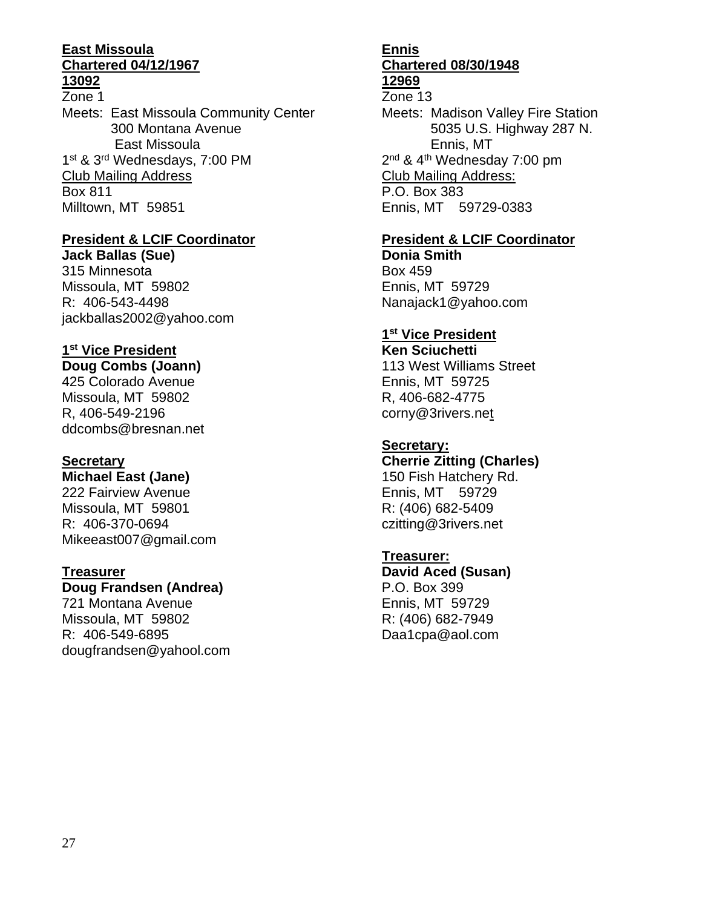**East Missoula**
**Chartered 04/12/1967**
**13092**

Zone 1

Meets: East Missoula Community Center
300 Montana Avenue
East Missoula

1st & 3rd Wednesdays, 7:00 PM

Club Mailing Address
Box 811
Milltown, MT 59851

**President & LCIF Coordinator**
**Jack Ballas (Sue)**
315 Minnesota
Missoula, MT 59802
R: 406-543-4498
jackballas2002@yahoo.com

**1st Vice President**
**Doug Combs (Joann)**
425 Colorado Avenue
Missoula, MT 59802
R, 406-549-2196
ddcombs@bresnan.net

**Secretary**
**Michael East (Jane)**
222 Fairview Avenue
Missoula, MT 59801
R: 406-370-0694
Mikeeast007@gmail.com

**Treasurer**
**Doug Frandsen (Andrea)**
721 Montana Avenue
Missoula, MT 59802
R: 406-549-6895
dougfrandsen@yahool.com

**Ennis**
**Chartered 08/30/1948**
**12969**

Zone 13

Meets: Madison Valley Fire Station
5035 U.S. Highway 287 N.
Ennis, MT

2nd & 4th Wednesday 7:00 pm

Club Mailing Address:
P.O. Box 383
Ennis, MT 59729-0383

**President & LCIF Coordinator**
**Donia Smith**
Box 459
Ennis, MT 59729
Nanajack1@yahoo.com

**1st Vice President**
**Ken Sciuchetti**
113 West Williams Street
Ennis, MT 59725
R, 406-682-4775
corny@3rivers.net

**Secretary:**
**Cherrie Zitting (Charles)**
150 Fish Hatchery Rd.
Ennis, MT 59729
R: (406) 682-5409
czitting@3rivers.net

**Treasurer:**
**David Aced (Susan)**
P.O. Box 399
Ennis, MT 59729
R: (406) 682-7949
Daa1cpa@aol.com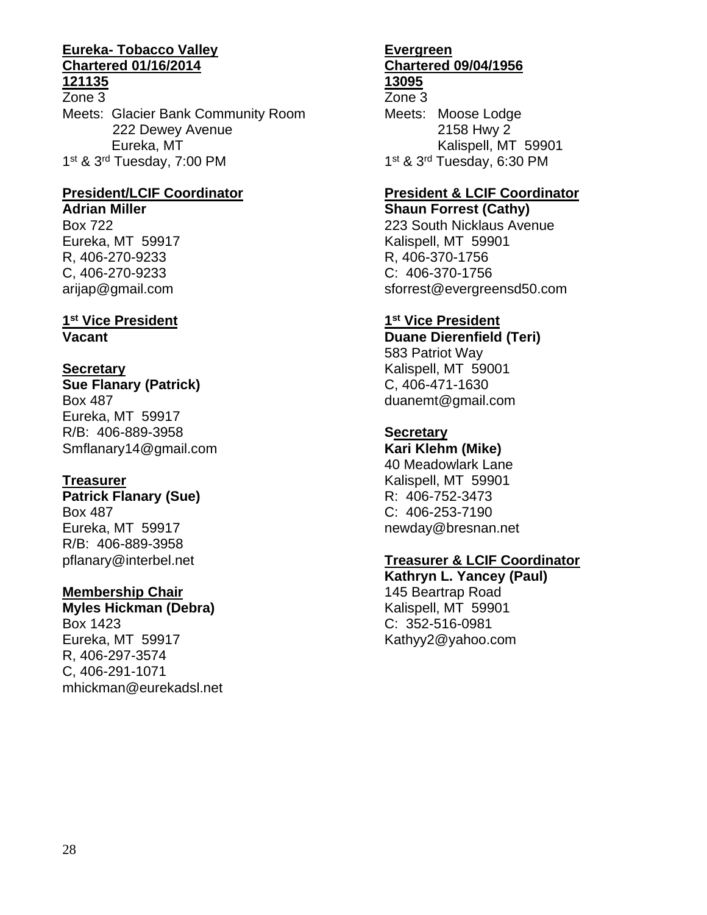**Eureka- Tobacco Valley**
**Chartered 01/16/2014**
**121135**
Zone 3
Meets: Glacier Bank Community Room
222 Dewey Avenue
Eureka, MT
1st & 3rd Tuesday, 7:00 PM

**President/LCIF Coordinator**
**Adrian Miller**
Box 722
Eureka, MT 59917
R, 406-270-9233
C, 406-270-9233
arijap@gmail.com

**1st Vice President**
**Vacant**

**Secretary**
**Sue Flanary (Patrick)**
Box 487
Eureka, MT 59917
R/B: 406-889-3958
Smflanary14@gmail.com

**Treasurer**
**Patrick Flanary (Sue)**
Box 487
Eureka, MT 59917
R/B: 406-889-3958
pflanary@interbel.net

**Membership Chair**
**Myles Hickman (Debra)**
Box 1423
Eureka, MT 59917
R, 406-297-3574
C, 406-291-1071
mhickman@eurekadsl.net

**Evergreen**
**Chartered 09/04/1956**
**13095**
Zone 3
Meets: Moose Lodge
2158 Hwy 2
Kalispell, MT 59901
1st & 3rd Tuesday, 6:30 PM

**President & LCIF Coordinator**
**Shaun Forrest (Cathy)**
223 South Nicklaus Avenue
Kalispell, MT 59901
R, 406-370-1756
C: 406-370-1756
sforrest@evergreensd50.com

**1st Vice President**
**Duane Dierenfield (Teri)**
583 Patriot Way
Kalispell, MT 59001
C, 406-471-1630
duanemt@gmail.com

**Secretary**
**Kari Klehm (Mike)**
40 Meadowlark Lane
Kalispell, MT 59901
R: 406-752-3473
C: 406-253-7190
newday@bresnan.net

**Treasurer & LCIF Coordinator**
**Kathryn L. Yancey (Paul)**
145 Beartrap Road
Kalispell, MT 59901
C: 352-516-0981
Kathyy2@yahoo.com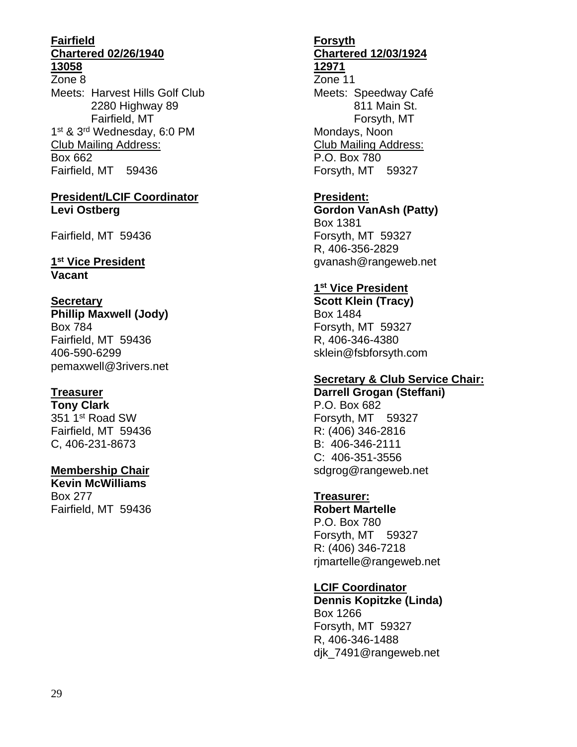**Fairfield**
**Chartered 02/26/1940**
**13058**
Zone 8
Meets: Harvest Hills Golf Club
2280 Highway 89
Fairfield, MT
1st & 3rd Wednesday, 6:0 PM
Club Mailing Address:
Box 662
Fairfield, MT 59436

**President/LCIF Coordinator**
**Levi Ostberg**

Fairfield, MT 59436

**1st Vice President**
**Vacant**

**Secretary**
**Phillip Maxwell (Jody)**
Box 784
Fairfield, MT 59436
406-590-6299
pemaxwell@3rivers.net

**Treasurer**
**Tony Clark**
351 1st Road SW
Fairfield, MT 59436
C, 406-231-8673

**Membership Chair**
**Kevin McWilliams**
Box 277
Fairfield, MT 59436

**Forsyth**
**Chartered 12/03/1924**
**12971**
Zone 11
Meets: Speedway Café
811 Main St.
Forsyth, MT
Mondays, Noon
Club Mailing Address:
P.O. Box 780
Forsyth, MT 59327

**President:**
**Gordon VanAsh (Patty)**
Box 1381
Forsyth, MT 59327
R, 406-356-2829
gvanash@rangeweb.net

**1st Vice President**
**Scott Klein (Tracy)**
Box 1484
Forsyth, MT 59327
R, 406-346-4380
sklein@fsbforsyth.com

**Secretary & Club Service Chair:**
**Darrell Grogan (Steffani)**
P.O. Box 682
Forsyth, MT 59327
R: (406) 346-2816
B: 406-346-2111
C: 406-351-3556
sdgrog@rangeweb.net

**Treasurer:**
**Robert Martelle**
P.O. Box 780
Forsyth, MT 59327
R: (406) 346-7218
rjmartelle@rangeweb.net

**LCIF Coordinator**
**Dennis Kopitzke (Linda)**
Box 1266
Forsyth, MT 59327
R, 406-346-1488
djk_7491@rangeweb.net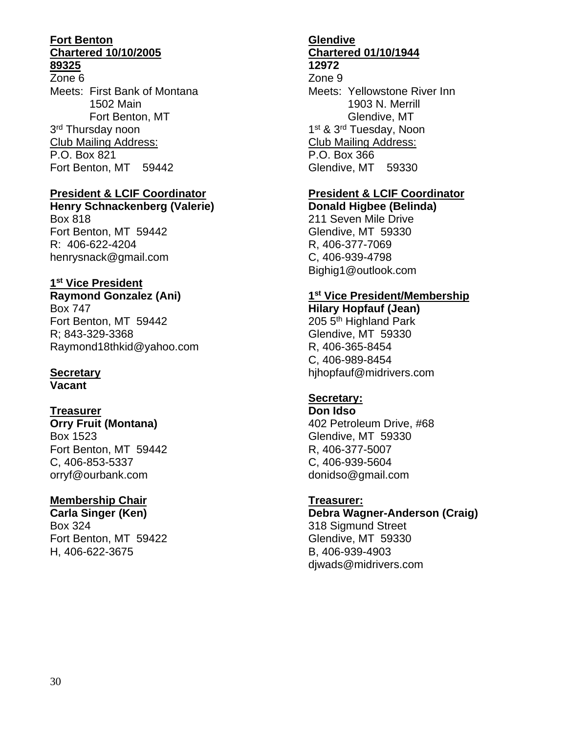**Fort Benton**
**Chartered 10/10/2005**
**89325**
Zone 6
Meets: First Bank of Montana
1502 Main
Fort Benton, MT
3rd Thursday noon
Club Mailing Address:
P.O. Box 821
Fort Benton, MT 59442

**President & LCIF Coordinator**
**Henry Schnackenberg (Valerie)**
Box 818
Fort Benton, MT 59442
R: 406-622-4204
henrysnack@gmail.com

**1st Vice President**
**Raymond Gonzalez (Ani)**
Box 747
Fort Benton, MT 59442
R; 843-329-3368
Raymond18thkid@yahoo.com

**Secretary**
**Vacant**

**Treasurer**
**Orry Fruit (Montana)**
Box 1523
Fort Benton, MT 59442
C, 406-853-5337
orryf@ourbank.com

**Membership Chair**
**Carla Singer (Ken)**
Box 324
Fort Benton, MT 59422
H, 406-622-3675

**Glendive**
**Chartered 01/10/1944**
**12972**
Zone 9
Meets: Yellowstone River Inn
1903 N. Merrill
Glendive, MT
1st & 3rd Tuesday, Noon
Club Mailing Address:
P.O. Box 366
Glendive, MT 59330

**President & LCIF Coordinator**
**Donald Higbee (Belinda)**
211 Seven Mile Drive
Glendive, MT 59330
R, 406-377-7069
C, 406-939-4798
Bighig1@outlook.com

**1st Vice President/Membership**
**Hilary Hopfauf (Jean)**
205 5th Highland Park
Glendive, MT 59330
R, 406-365-8454
C, 406-989-8454
hjhopfauf@midrivers.com

**Secretary:**
**Don Idso**
402 Petroleum Drive, #68
Glendive, MT 59330
R, 406-377-5007
C, 406-939-5604
donidso@gmail.com

**Treasurer:**
**Debra Wagner-Anderson (Craig)**
318 Sigmund Street
Glendive, MT 59330
B, 406-939-4903
djwads@midrivers.com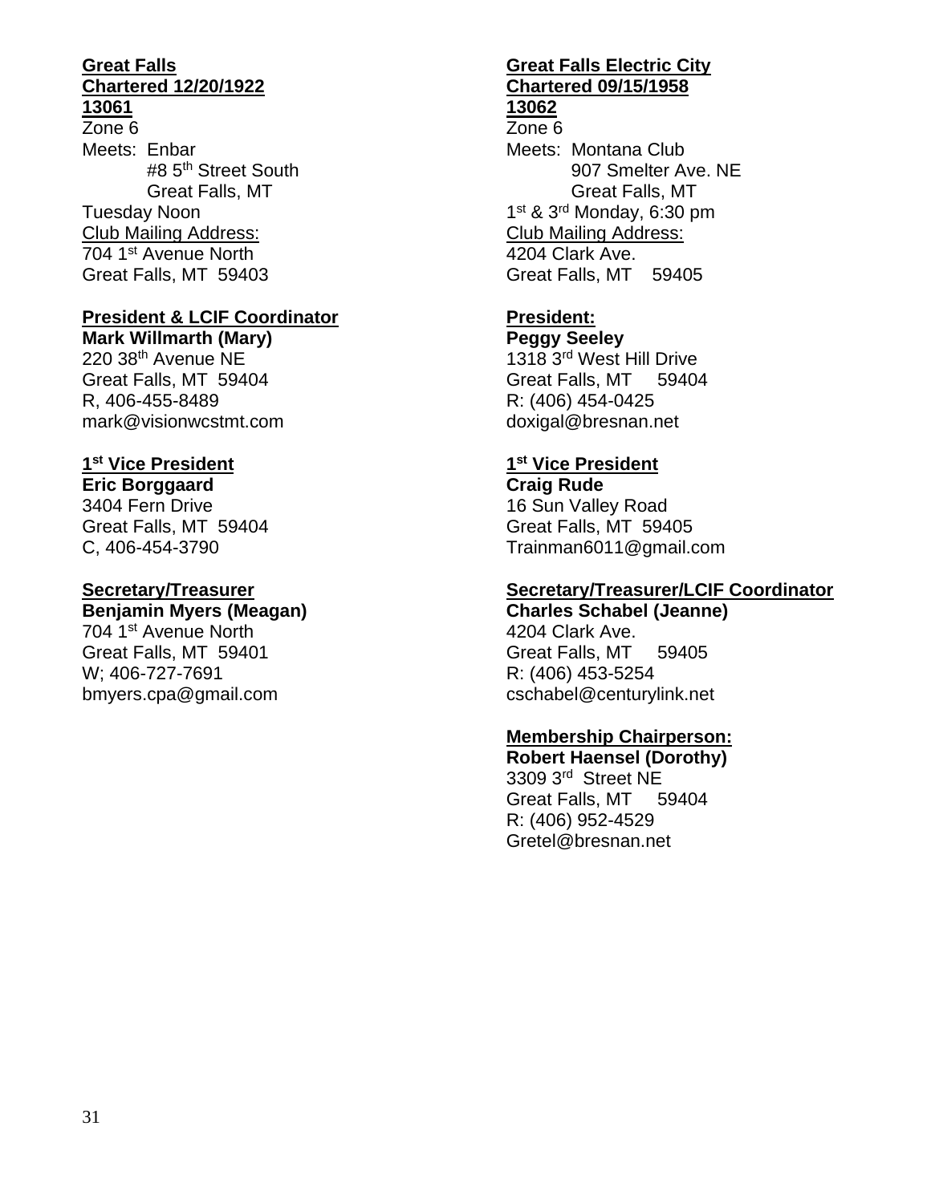**Great Falls**
**Chartered 12/20/1922**
**13061**

Zone 6

Meets: Enbar
#8 5th Street South
Great Falls, MT

Tuesday Noon

Club Mailing Address:
704 1st Avenue North
Great Falls, MT 59403

**President & LCIF Coordinator**
**Mark Willmarth (Mary)**
220 38th Avenue NE
Great Falls, MT 59404
R, 406-455-8489
mark@visionwcstmt.com

**1st Vice President**
**Eric Borggaard**
3404 Fern Drive
Great Falls, MT 59404
C, 406-454-3790

**Secretary/Treasurer**
**Benjamin Myers (Meagan)**
704 1st Avenue North
Great Falls, MT 59401
W; 406-727-7691
bmyers.cpa@gmail.com

**Great Falls Electric City**
**Chartered 09/15/1958**
**13062**

Zone 6

Meets: Montana Club
907 Smelter Ave. NE
Great Falls, MT

1st & 3rd Monday, 6:30 pm

Club Mailing Address:
4204 Clark Ave.
Great Falls, MT 59405

**President:**
**Peggy Seeley**
1318 3rd West Hill Drive
Great Falls, MT 59404
R: (406) 454-0425
doxigal@bresnan.net

**1st Vice President**
**Craig Rude**
16 Sun Valley Road
Great Falls, MT 59405
Trainman6011@gmail.com

**Secretary/Treasurer/LCIF Coordinator**
**Charles Schabel (Jeanne)**
4204 Clark Ave.
Great Falls, MT 59405
R: (406) 453-5254
cschabel@centurylink.net

**Membership Chairperson:**
**Robert Haensel (Dorothy)**
3309 3rd Street NE
Great Falls, MT 59404
R: (406) 952-4529
Gretel@bresnan.net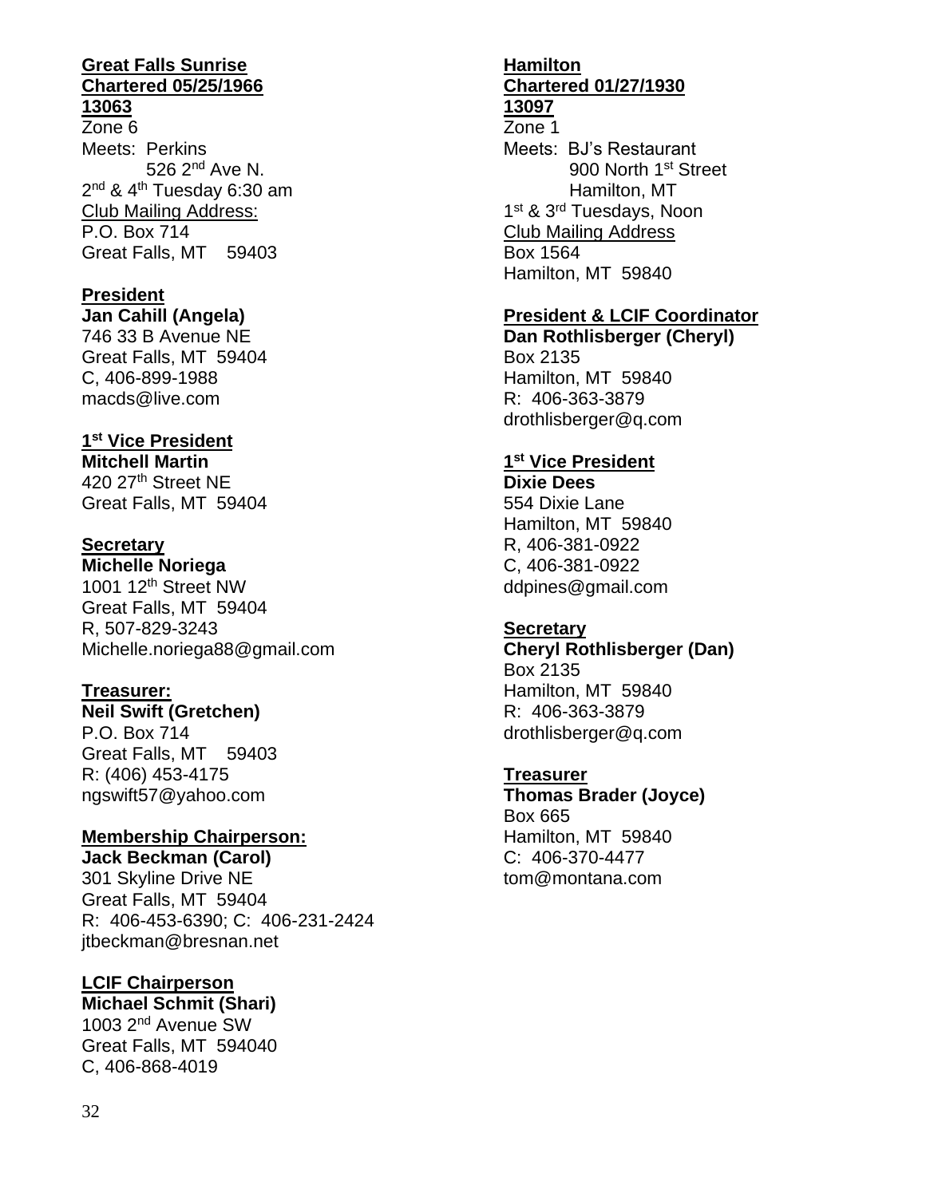**Great Falls Sunrise**
**Chartered 05/25/1966**
**13063**

Zone 6
Meets: Perkins
526 2nd Ave N.
2nd & 4th Tuesday 6:30 am
Club Mailing Address:
P.O. Box 714
Great Falls, MT 59403

**President**
**Jan Cahill (Angela)**
746 33 B Avenue NE
Great Falls, MT 59404
C, 406-899-1988
macds@live.com

**1st Vice President**
**Mitchell Martin**
420 27th Street NE
Great Falls, MT 59404

**Secretary**
**Michelle Noriega**
1001 12th Street NW
Great Falls, MT 59404
R, 507-829-3243
Michelle.noriega88@gmail.com

**Treasurer:**
**Neil Swift (Gretchen)**
P.O. Box 714
Great Falls, MT 59403
R: (406) 453-4175
ngswift57@yahoo.com

**Membership Chairperson:**
**Jack Beckman (Carol)**
301 Skyline Drive NE
Great Falls, MT 59404
R: 406-453-6390; C: 406-231-2424
jtbeckman@bresnan.net

**LCIF Chairperson**
**Michael Schmit (Shari)**
1003 2nd Avenue SW
Great Falls, MT 594040
C, 406-868-4019

**Hamilton**
**Chartered 01/27/1930**
**13097**

Zone 1
Meets: BJ's Restaurant
900 North 1st Street
Hamilton, MT
1st & 3rd Tuesdays, Noon
Club Mailing Address
Box 1564
Hamilton, MT 59840

**President & LCIF Coordinator**
**Dan Rothlisberger (Cheryl)**
Box 2135
Hamilton, MT 59840
R: 406-363-3879
drothlisberger@q.com

**1st Vice President**
**Dixie Dees**
554 Dixie Lane
Hamilton, MT 59840
R, 406-381-0922
C, 406-381-0922
ddpines@gmail.com

**Secretary**
**Cheryl Rothlisberger (Dan)**
Box 2135
Hamilton, MT 59840
R: 406-363-3879
drothlisberger@q.com

**Treasurer**
**Thomas Brader (Joyce)**
Box 665
Hamilton, MT 59840
C: 406-370-4477
tom@montana.com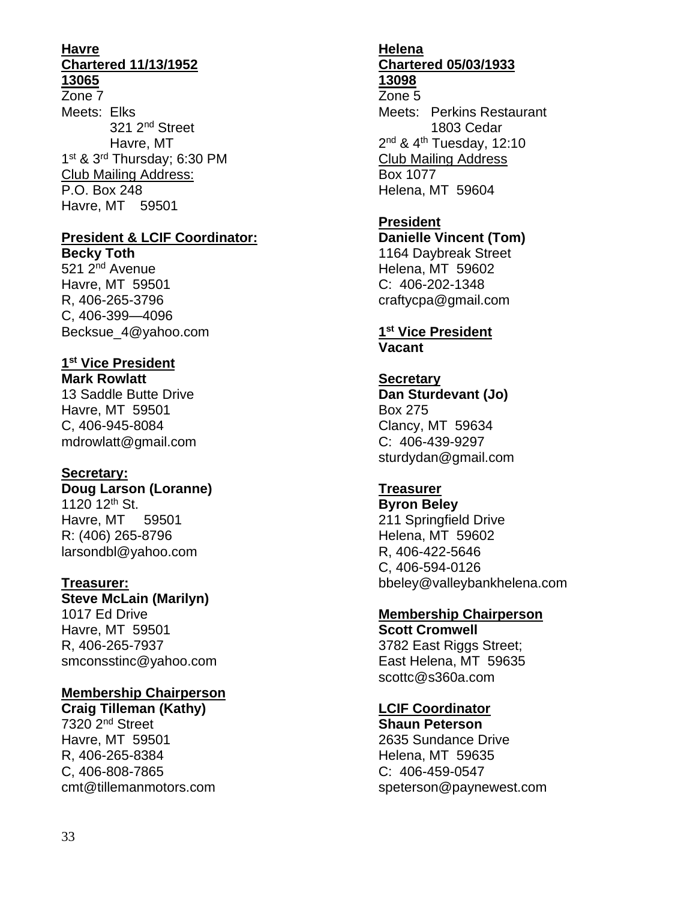**Havre**
**Chartered 11/13/1952**
**13065**

Zone 7

Meets: Elks
321 2nd Street
Havre, MT

1st & 3rd Thursday; 6:30 PM

Club Mailing Address:
P.O. Box 248
Havre, MT 59501

**President & LCIF Coordinator:**
**Becky Toth**
521 2nd Avenue
Havre, MT 59501
R, 406-265-3796
C, 406-399—4096
Becksue_4@yahoo.com

**1st Vice President**
**Mark Rowlatt**
13 Saddle Butte Drive
Havre, MT 59501
C, 406-945-8084
mdrowlatt@gmail.com

**Secretary:**
**Doug Larson (Loranne)**
1120 12th St.
Havre, MT 59501
R: (406) 265-8796
larsondbl@yahoo.com

**Treasurer:**
**Steve McLain (Marilyn)**
1017 Ed Drive
Havre, MT 59501
R, 406-265-7937
smconsstinc@yahoo.com

**Membership Chairperson**
**Craig Tilleman (Kathy)**
7320 2nd Street
Havre, MT 59501
R, 406-265-8384
C, 406-808-7865
cmt@tillemanmotors.com

**Helena**
**Chartered 05/03/1933**
**13098**

Zone 5

Meets: Perkins Restaurant
1803 Cedar

2nd & 4th Tuesday, 12:10

Club Mailing Address
Box 1077
Helena, MT 59604

**President**
**Danielle Vincent (Tom)**
1164 Daybreak Street
Helena, MT 59602
C: 406-202-1348
craftycpa@gmail.com

**1st Vice President**
**Vacant**

**Secretary**
**Dan Sturdevant (Jo)**
Box 275
Clancy, MT 59634
C: 406-439-9297
sturdydan@gmail.com

**Treasurer**
**Byron Beley**
211 Springfield Drive
Helena, MT 59602
R, 406-422-5646
C, 406-594-0126
bbeley@valleybankhelena.com

**Membership Chairperson**
**Scott Cromwell**
3782 East Riggs Street;
East Helena, MT 59635
scottc@s360a.com

**LCIF Coordinator**
**Shaun Peterson**
2635 Sundance Drive
Helena, MT 59635
C: 406-459-0547
speterson@paynewest.com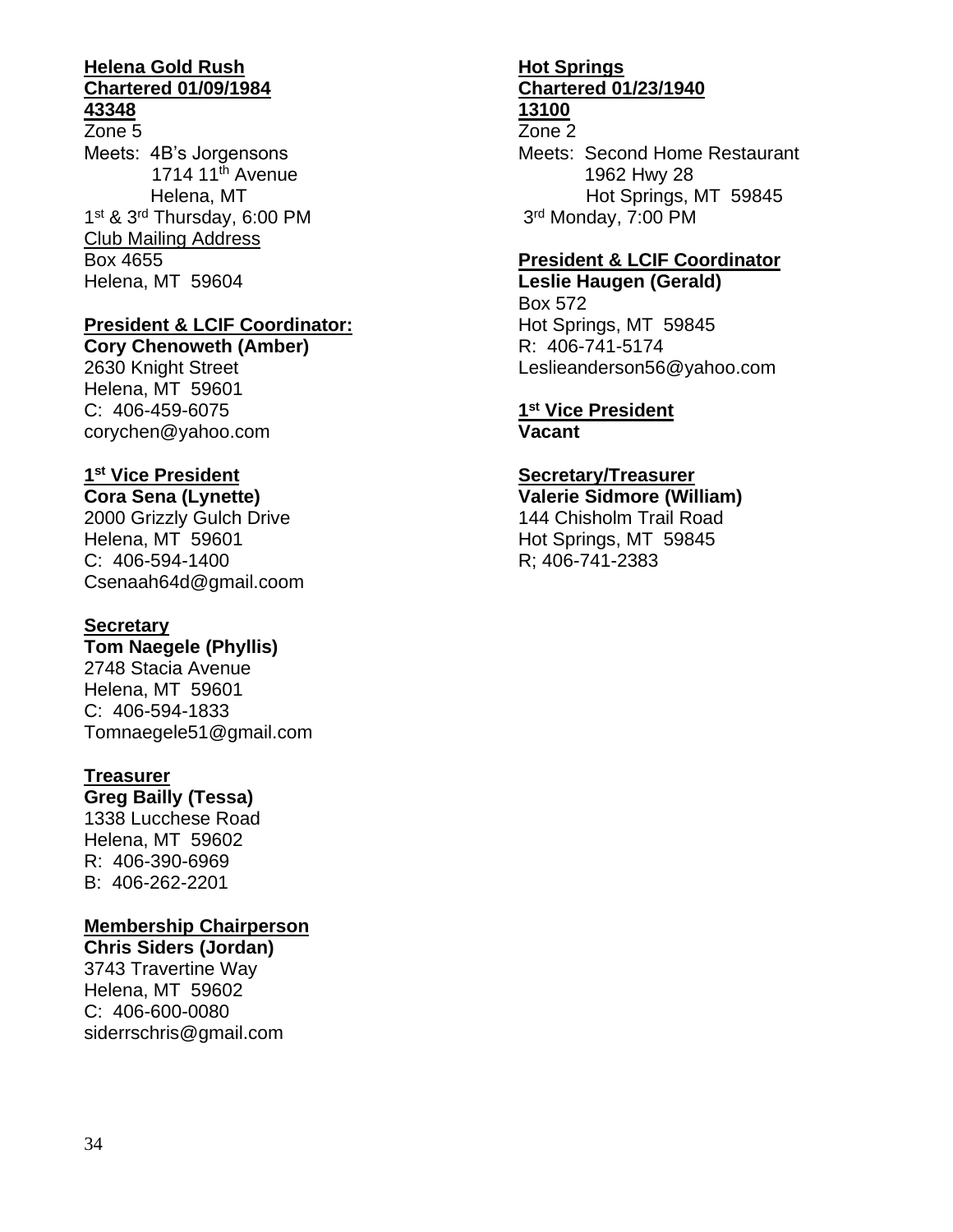**Helena Gold Rush**
**Chartered 01/09/1984**
**43348**

Zone 5
Meets: 4B's Jorgensons
1714 11th Avenue
Helena, MT
1st & 3rd Thursday, 6:00 PM
Club Mailing Address
Box 4655
Helena, MT 59604

**President & LCIF Coordinator:**
**Cory Chenoweth (Amber)**
2630 Knight Street
Helena, MT 59601
C: 406-459-6075
corychen@yahoo.com

**1st Vice President**
**Cora Sena (Lynette)**
2000 Grizzly Gulch Drive
Helena, MT 59601
C: 406-594-1400
Csenaah64d@gmail.coom

**Secretary**
**Tom Naegele (Phyllis)**
2748 Stacia Avenue
Helena, MT 59601
C: 406-594-1833
Tomnaegele51@gmail.com

**Treasurer**
**Greg Bailly (Tessa)**
1338 Lucchese Road
Helena, MT 59602
R: 406-390-6969
B: 406-262-2201

**Membership Chairperson**
**Chris Siders (Jordan)**
3743 Travertine Way
Helena, MT 59602
C: 406-600-0080
siderrschris@gmail.com

**Hot Springs**
**Chartered 01/23/1940**
**13100**

Zone 2
Meets: Second Home Restaurant
1962 Hwy 28
Hot Springs, MT 59845
3rd Monday, 7:00 PM

**President & LCIF Coordinator**
**Leslie Haugen (Gerald)**
Box 572
Hot Springs, MT 59845
R: 406-741-5174
Leslieanderson56@yahoo.com

**1st Vice President**
**Vacant**

**Secretary/Treasurer**
**Valerie Sidmore (William)**
144 Chisholm Trail Road
Hot Springs, MT 59845
R; 406-741-2383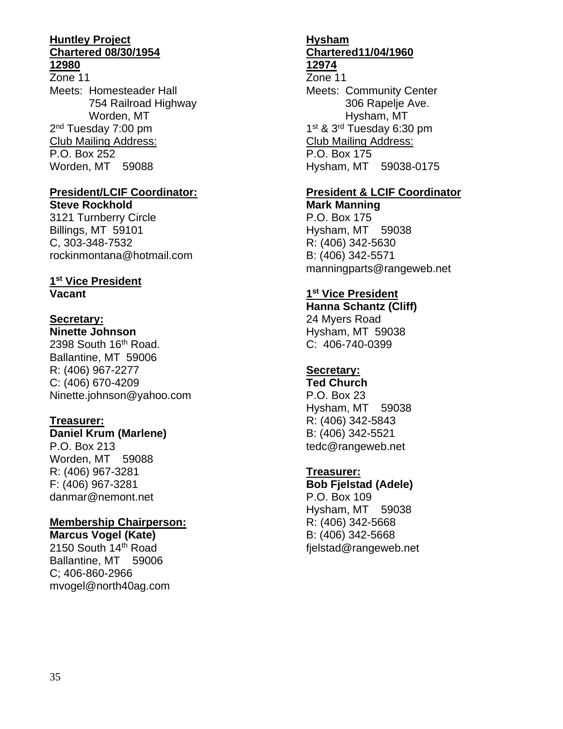**Huntley Project**
**Chartered 08/30/1954**
**12980**

Zone 11

Meets: Homesteader Hall
754 Railroad Highway
Worden, MT

2nd Tuesday 7:00 pm

Club Mailing Address:
P.O. Box 252
Worden, MT 59088

**President/LCIF Coordinator:**
**Steve Rockhold**
3121 Turnberry Circle
Billings, MT 59101
C, 303-348-7532
rockinmontana@hotmail.com

**1st Vice President**
**Vacant**

**Secretary:**
**Ninette Johnson**
2398 South 16th Road.
Ballantine, MT 59006
R: (406) 967-2277
C: (406) 670-4209
Ninette.johnson@yahoo.com

**Treasurer:**
**Daniel Krum (Marlene)**
P.O. Box 213
Worden, MT 59088
R: (406) 967-3281
F: (406) 967-3281
danmar@nemont.net

**Membership Chairperson:**
**Marcus Vogel (Kate)**
2150 South 14th Road
Ballantine, MT 59006
C; 406-860-2966
mvogel@north40ag.com

**Hysham**
**Chartered11/04/1960**
**12974**

Zone 11

Meets: Community Center
306 Rapelje Ave.
Hysham, MT

1st & 3rd Tuesday 6:30 pm

Club Mailing Address:
P.O. Box 175
Hysham, MT 59038-0175

**President & LCIF Coordinator**
**Mark Manning**
P.O. Box 175
Hysham, MT 59038
R: (406) 342-5630
B: (406) 342-5571
manningparts@rangeweb.net

**1st Vice President**
**Hanna Schantz (Cliff)**
24 Myers Road
Hysham, MT 59038
C: 406-740-0399

**Secretary:**
**Ted Church**
P.O. Box 23
Hysham, MT 59038
R: (406) 342-5843
B: (406) 342-5521
tedc@rangeweb.net

**Treasurer:**
**Bob Fjelstad (Adele)**
P.O. Box 109
Hysham, MT 59038
R: (406) 342-5668
B: (406) 342-5668
fjelstad@rangeweb.net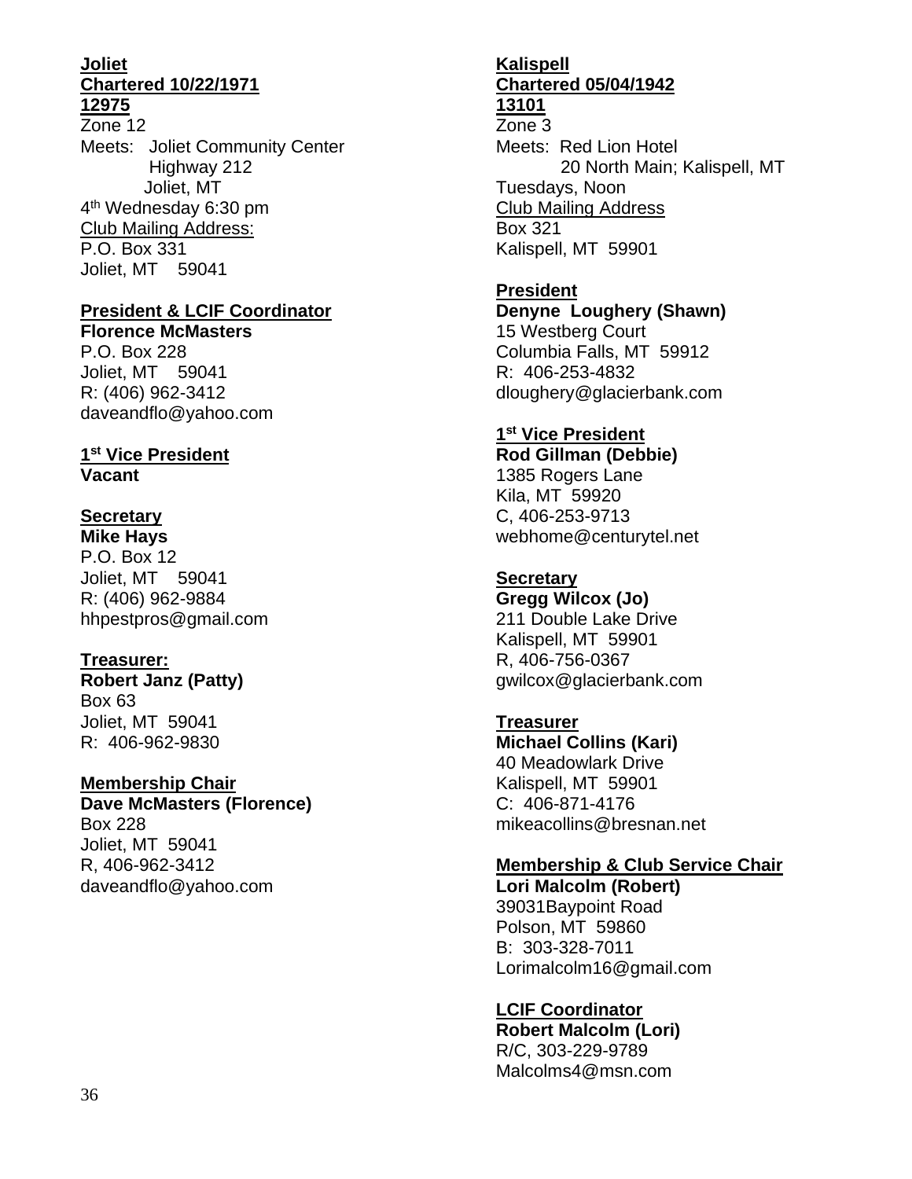**Joliet**
**Chartered 10/22/1971**
**12975**

Zone 12
Meets: Joliet Community Center
Highway 212
Joliet, MT
4th Wednesday 6:30 pm
Club Mailing Address:
P.O. Box 331
Joliet, MT 59041

**President & LCIF Coordinator**
**Florence McMasters**
P.O. Box 228
Joliet, MT 59041
R: (406) 962-3412
daveandflo@yahoo.com

**1st Vice President**
**Vacant**

**Secretary**
**Mike Hays**
P.O. Box 12
Joliet, MT 59041
R: (406) 962-9884
hhpestpros@gmail.com

**Treasurer:**
**Robert Janz (Patty)**
Box 63
Joliet, MT 59041
R: 406-962-9830

**Membership Chair**
**Dave McMasters (Florence)**
Box 228
Joliet, MT 59041
R, 406-962-3412
daveandflo@yahoo.com

**Kalispell**
**Chartered 05/04/1942**
**13101**

Zone 3
Meets: Red Lion Hotel
20 North Main; Kalispell, MT
Tuesdays, Noon
Club Mailing Address
Box 321
Kalispell, MT 59901

**President**
**Denyne Loughery (Shawn)**
15 Westberg Court
Columbia Falls, MT 59912
R: 406-253-4832
dloughery@glacierbank.com

**1st Vice President**
**Rod Gillman (Debbie)**
1385 Rogers Lane
Kila, MT 59920
C, 406-253-9713
webhome@centurytel.net

**Secretary**
**Gregg Wilcox (Jo)**
211 Double Lake Drive
Kalispell, MT 59901
R, 406-756-0367
gwilcox@glacierbank.com

**Treasurer**
**Michael Collins (Kari)**
40 Meadowlark Drive
Kalispell, MT 59901
C: 406-871-4176
mikeacollins@bresnan.net

**Membership & Club Service Chair**
**Lori Malcolm (Robert)**
39031Baypoint Road
Polson, MT 59860
B: 303-328-7011
Lorimalcolm16@gmail.com

**LCIF Coordinator**
**Robert Malcolm (Lori)**
R/C, 303-229-9789
Malcolms4@msn.com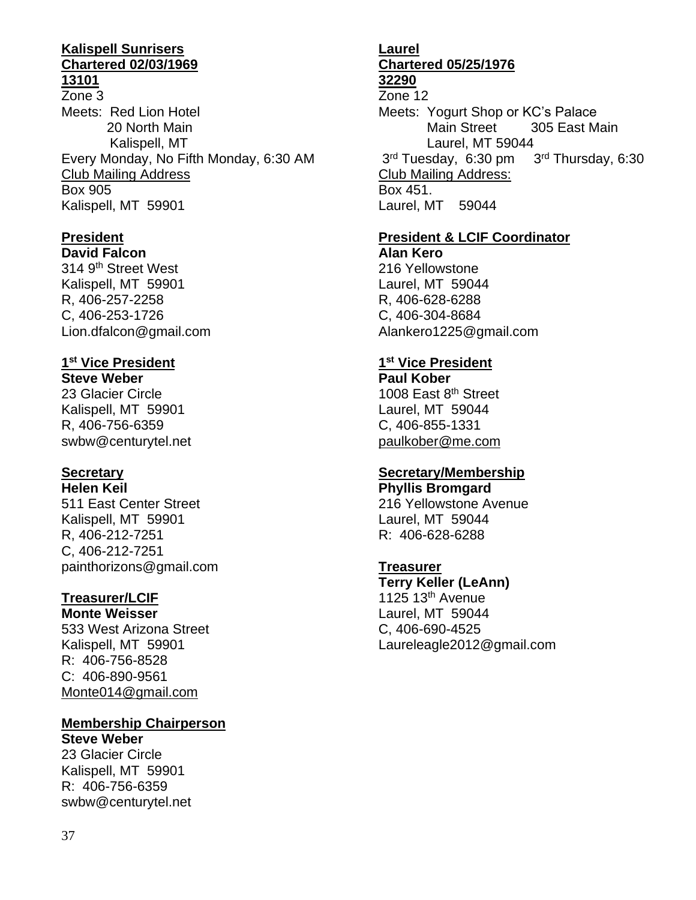**Kalispell Sunrisers**
**Chartered 02/03/1969**
**13101**

Zone 3
Meets: Red Lion Hotel
20 North Main
Kalispell, MT
Every Monday, No Fifth Monday, 6:30 AM
Club Mailing Address
Box 905
Kalispell, MT 59901

**President**
**David Falcon**
314 9th Street West
Kalispell, MT 59901
R, 406-257-2258
C, 406-253-1726
Lion.dfalcon@gmail.com

**1st Vice President**
**Steve Weber**
23 Glacier Circle
Kalispell, MT 59901
R, 406-756-6359
swbw@centurytel.net

**Secretary**
**Helen Keil**
511 East Center Street
Kalispell, MT 59901
R, 406-212-7251
C, 406-212-7251
painthorizons@gmail.com

**Treasurer/LCIF**
**Monte Weisser**
533 West Arizona Street
Kalispell, MT 59901
R: 406-756-8528
C: 406-890-9561
Monte014@gmail.com

**Membership Chairperson**
**Steve Weber**
23 Glacier Circle
Kalispell, MT 59901
R: 406-756-6359
swbw@centurytel.net

**Laurel**
**Chartered 05/25/1976**
**32290**

Zone 12
Meets: Yogurt Shop or KC's Palace
Main Street 305 East Main
Laurel, MT 59044
3rd Tuesday, 6:30 pm 3rd Thursday, 6:30
Club Mailing Address:
Box 451.
Laurel, MT 59044

**President & LCIF Coordinator**
**Alan Kero**
216 Yellowstone
Laurel, MT 59044
R, 406-628-6288
C, 406-304-8684
Alankero1225@gmail.com

**1st Vice President**
**Paul Kober**
1008 East 8th Street
Laurel, MT 59044
C, 406-855-1331
paulkober@me.com

**Secretary/Membership**
**Phyllis Bromgard**
216 Yellowstone Avenue
Laurel, MT 59044
R: 406-628-6288

**Treasurer**
**Terry Keller (LeAnn)**
1125 13th Avenue
Laurel, MT 59044
C, 406-690-4525
Laureleagle2012@gmail.com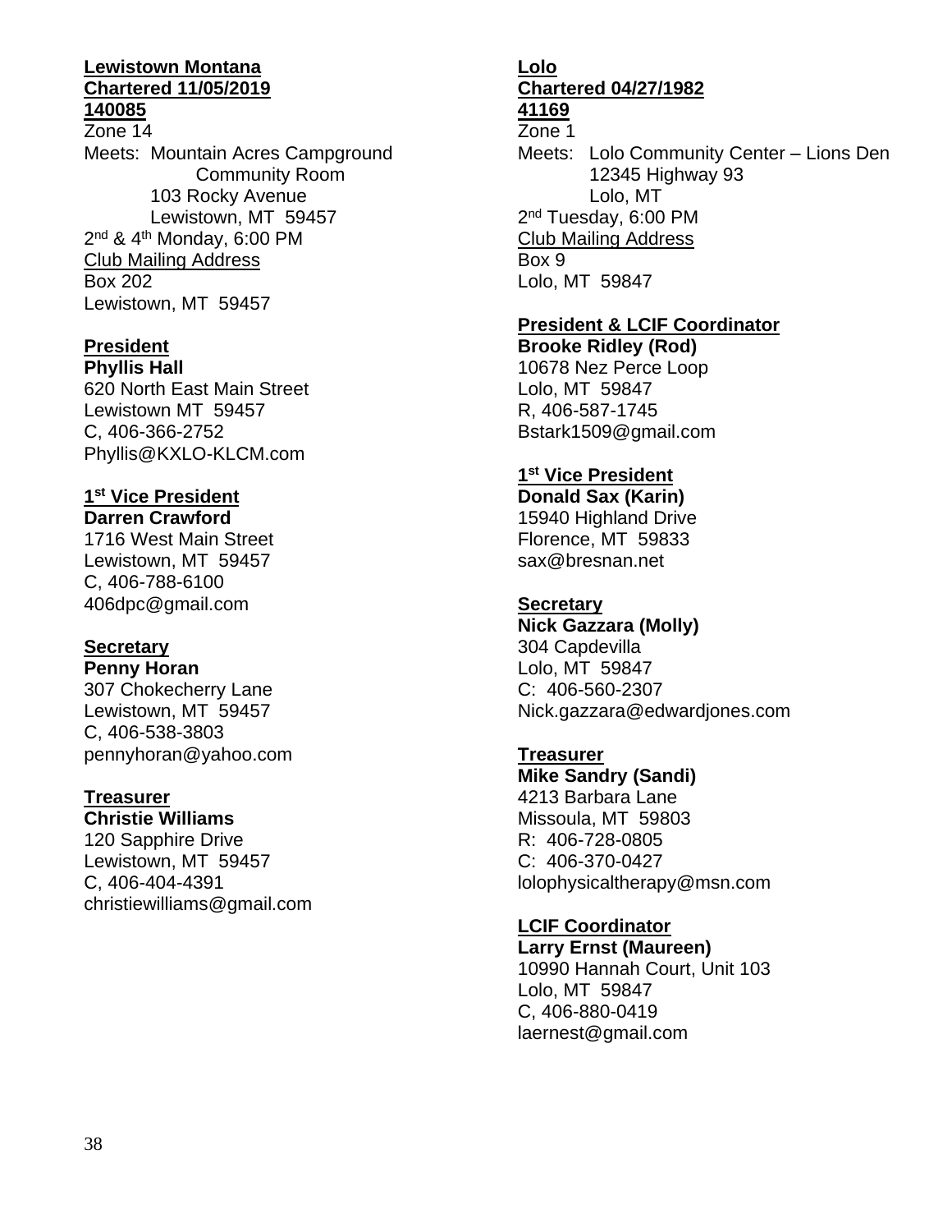**Lewistown Montana**
**Chartered 11/05/2019**
**140085**

Zone 14

Meets: Mountain Acres Campground
Community Room
103 Rocky Avenue
Lewistown, MT 59457

2nd & 4th Monday, 6:00 PM

Club Mailing Address
Box 202
Lewistown, MT 59457

**President**
**Phyllis Hall**
620 North East Main Street
Lewistown MT 59457
C, 406-366-2752
Phyllis@KXLO-KLCM.com

**1st Vice President**
**Darren Crawford**
1716 West Main Street
Lewistown, MT 59457
C, 406-788-6100
406dpc@gmail.com

**Secretary**
**Penny Horan**
307 Chokecherry Lane
Lewistown, MT 59457
C, 406-538-3803
pennyhoran@yahoo.com

**Treasurer**
**Christie Williams**
120 Sapphire Drive
Lewistown, MT 59457
C, 406-404-4391
christiewilliams@gmail.com

**Lolo**
**Chartered 04/27/1982**
**41169**

Zone 1

Meets: Lolo Community Center – Lions Den
12345 Highway 93
Lolo, MT

2nd Tuesday, 6:00 PM

Club Mailing Address
Box 9
Lolo, MT 59847

**President & LCIF Coordinator**
**Brooke Ridley (Rod)**
10678 Nez Perce Loop
Lolo, MT 59847
R, 406-587-1745
Bstark1509@gmail.com

**1st Vice President**
**Donald Sax (Karin)**
15940 Highland Drive
Florence, MT 59833
sax@bresnan.net

**Secretary**
**Nick Gazzara (Molly)**
304 Capdevilla
Lolo, MT 59847
C: 406-560-2307
Nick.gazzara@edwardjones.com

**Treasurer**
**Mike Sandry (Sandi)**
4213 Barbara Lane
Missoula, MT 59803
R: 406-728-0805
C: 406-370-0427
lolophysicaltherapy@msn.com

**LCIF Coordinator**
**Larry Ernst (Maureen)**
10990 Hannah Court, Unit 103
Lolo, MT 59847
C, 406-880-0419
laernest@gmail.com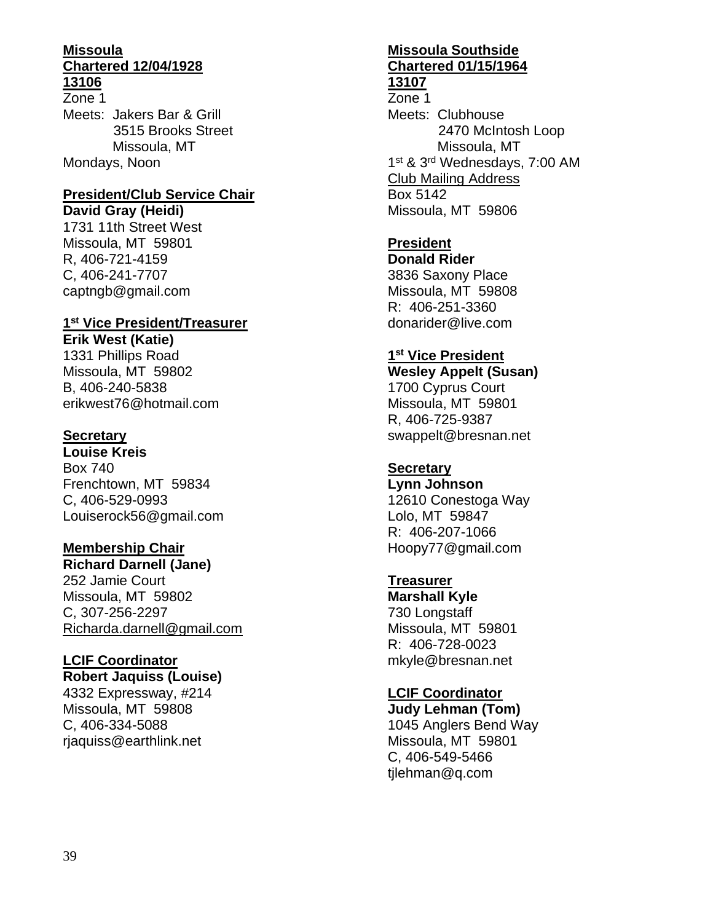**Missoula**
**Chartered 12/04/1928**
**13106**
Zone 1
Meets: Jakers Bar & Grill
3515 Brooks Street
Missoula, MT
Mondays, Noon

**President/Club Service Chair**
**David Gray (Heidi)**
1731 11th Street West
Missoula, MT 59801
R, 406-721-4159
C, 406-241-7707
captngb@gmail.com

**1st Vice President/Treasurer**
**Erik West (Katie)**
1331 Phillips Road
Missoula, MT 59802
B, 406-240-5838
erikwest76@hotmail.com

**Secretary**
**Louise Kreis**
Box 740
Frenchtown, MT 59834
C, 406-529-0993
Louiserock56@gmail.com

**Membership Chair**
**Richard Darnell (Jane)**
252 Jamie Court
Missoula, MT 59802
C, 307-256-2297
Richarda.darnell@gmail.com

**LCIF Coordinator**
**Robert Jaquiss (Louise)**
4332 Expressway, #214
Missoula, MT 59808
C, 406-334-5088
rjaquiss@earthlink.net

**Missoula Southside**
**Chartered 01/15/1964**
**13107**
Zone 1
Meets: Clubhouse
2470 McIntosh Loop
Missoula, MT
1st & 3rd Wednesdays, 7:00 AM
Club Mailing Address
Box 5142
Missoula, MT 59806

**President**
**Donald Rider**
3836 Saxony Place
Missoula, MT 59808
R: 406-251-3360
donarider@live.com

**1st Vice President**
**Wesley Appelt (Susan)**
1700 Cyprus Court
Missoula, MT 59801
R, 406-725-9387
swappelt@bresnan.net

**Secretary**
**Lynn Johnson**
12610 Conestoga Way
Lolo, MT 59847
R: 406-207-1066
Hoopy77@gmail.com

**Treasurer**
**Marshall Kyle**
730 Longstaff
Missoula, MT 59801
R: 406-728-0023
mkyle@bresnan.net

**LCIF Coordinator**
**Judy Lehman (Tom)**
1045 Anglers Bend Way
Missoula, MT 59801
C, 406-549-5466
tjlehman@q.com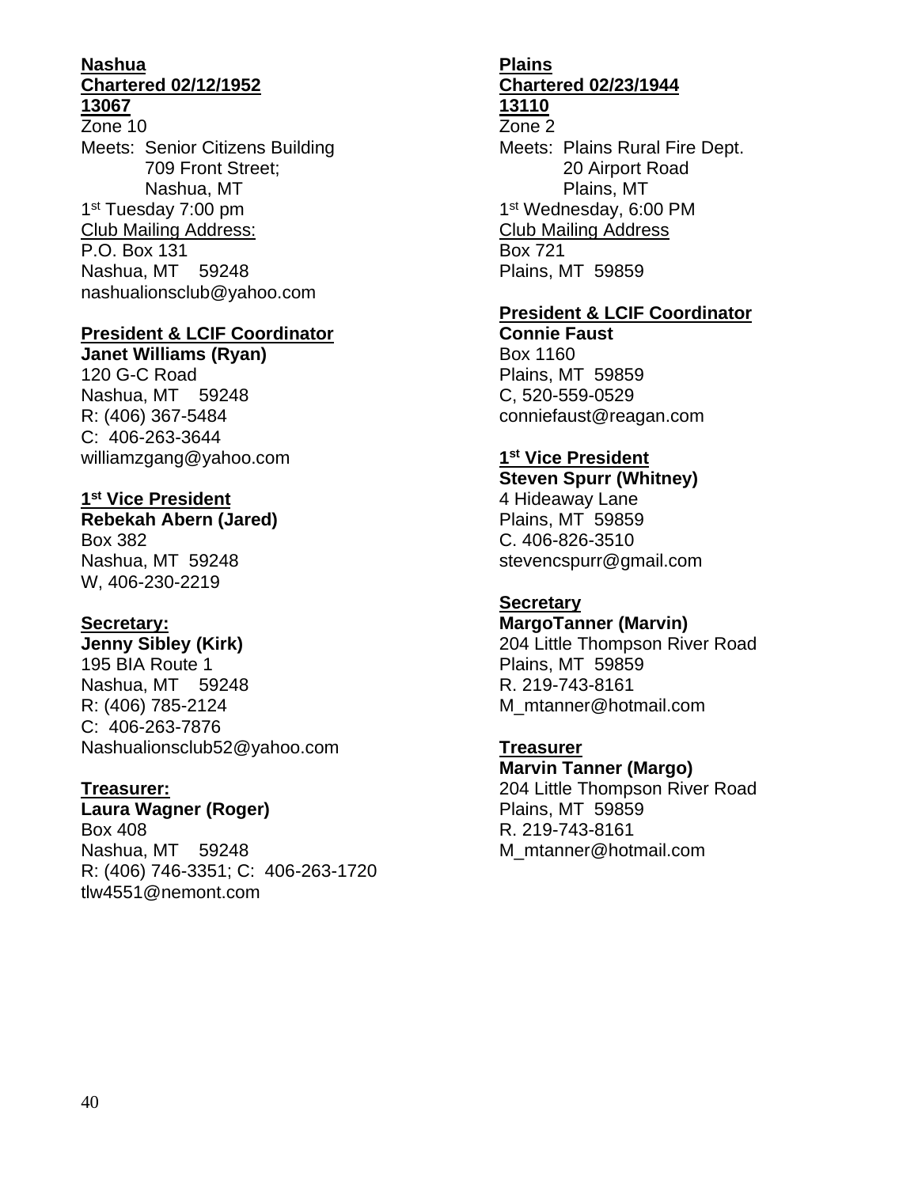**Nashua**
**Chartered 02/12/1952**
**13067**

Zone 10

Meets: Senior Citizens Building
709 Front Street;
Nashua, MT

1st Tuesday 7:00 pm

Club Mailing Address:
P.O. Box 131
Nashua, MT 59248
nashualionsclub@yahoo.com

**President & LCIF Coordinator**
**Janet Williams (Ryan)**
120 G-C Road
Nashua, MT 59248
R: (406) 367-5484
C: 406-263-3644
williamzgang@yahoo.com

**1st Vice President**
**Rebekah Abern (Jared)**
Box 382
Nashua, MT 59248
W, 406-230-2219

**Secretary:**
**Jenny Sibley (Kirk)**
195 BIA Route 1
Nashua, MT 59248
R: (406) 785-2124
C: 406-263-7876
Nashualionsclub52@yahoo.com

**Treasurer:**
**Laura Wagner (Roger)**
Box 408
Nashua, MT 59248
R: (406) 746-3351; C: 406-263-1720
tlw4551@nemont.com

**Plains**
**Chartered 02/23/1944**
**13110**

Zone 2

Meets: Plains Rural Fire Dept.
20 Airport Road
Plains, MT

1st Wednesday, 6:00 PM

Club Mailing Address
Box 721
Plains, MT 59859

**President & LCIF Coordinator**
**Connie Faust**
Box 1160
Plains, MT 59859
C, 520-559-0529
conniefaust@reagan.com

**1st Vice President**
**Steven Spurr (Whitney)**
4 Hideaway Lane
Plains, MT 59859
C. 406-826-3510
stevencspurr@gmail.com

**Secretary**
**MargoTanner (Marvin)**
204 Little Thompson River Road
Plains, MT 59859
R. 219-743-8161
M_mtanner@hotmail.com

**Treasurer**
**Marvin Tanner (Margo)**
204 Little Thompson River Road
Plains, MT 59859
R. 219-743-8161
M_mtanner@hotmail.com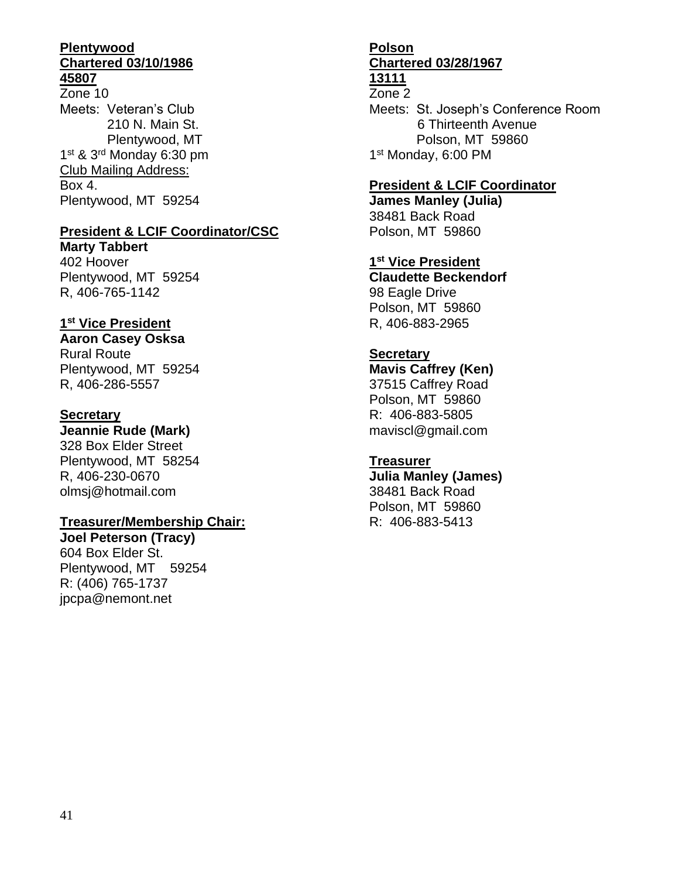**Plentywood**
**Chartered 03/10/1986**
**45807**

Zone 10

Meets: Veteran's Club
210 N. Main St.
Plentywood, MT

1st & 3rd Monday 6:30 pm

Club Mailing Address:
Box 4.
Plentywood, MT 59254

**President & LCIF Coordinator/CSC**
**Marty Tabbert**
402 Hoover
Plentywood, MT 59254
R, 406-765-1142

**1st Vice President**
**Aaron Casey Osksa**
Rural Route
Plentywood, MT 59254
R, 406-286-5557

**Secretary**
**Jeannie Rude (Mark)**
328 Box Elder Street
Plentywood, MT 58254
R, 406-230-0670
olmsj@hotmail.com

**Treasurer/Membership Chair:**
**Joel Peterson (Tracy)**
604 Box Elder St.
Plentywood, MT 59254
R: (406) 765-1737
jpcpa@nemont.net

**Polson**
**Chartered 03/28/1967**
**13111**

Zone 2

Meets: St. Joseph's Conference Room
6 Thirteenth Avenue
Polson, MT 59860

1st Monday, 6:00 PM

**President & LCIF Coordinator**
**James Manley (Julia)**
38481 Back Road
Polson, MT 59860

**1st Vice President**
**Claudette Beckendorf**
98 Eagle Drive
Polson, MT 59860
R, 406-883-2965

**Secretary**
**Mavis Caffrey (Ken)**
37515 Caffrey Road
Polson, MT 59860
R: 406-883-5805
maviscl@gmail.com

**Treasurer**
**Julia Manley (James)**
38481 Back Road
Polson, MT 59860
R: 406-883-5413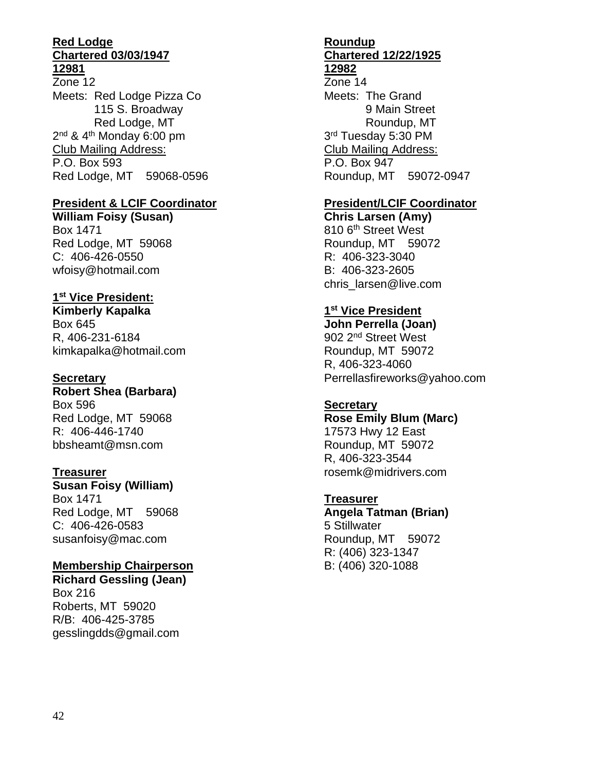**Red Lodge**
**Chartered 03/03/1947**
**12981**

Zone 12

Meets: Red Lodge Pizza Co
115 S. Broadway
Red Lodge, MT

2nd & 4th Monday 6:00 pm

Club Mailing Address:
P.O. Box 593
Red Lodge, MT 59068-0596

**President & LCIF Coordinator**
**William Foisy (Susan)**
Box 1471
Red Lodge, MT 59068
C: 406-426-0550
wfoisy@hotmail.com

**1st Vice President:**
**Kimberly Kapalka**
Box 645
R, 406-231-6184
kimkapalka@hotmail.com

**Secretary**
**Robert Shea (Barbara)**
Box 596
Red Lodge, MT 59068
R: 406-446-1740
bbsheamt@msn.com

**Treasurer**
**Susan Foisy (William)**
Box 1471
Red Lodge, MT 59068
C: 406-426-0583
susanfoisy@mac.com

**Membership Chairperson**
**Richard Gessling (Jean)**
Box 216
Roberts, MT 59020
R/B: 406-425-3785
gesslingdds@gmail.com

**Roundup**
**Chartered 12/22/1925**
**12982**

Zone 14

Meets: The Grand
9 Main Street
Roundup, MT

3rd Tuesday 5:30 PM

Club Mailing Address:
P.O. Box 947
Roundup, MT 59072-0947

**President/LCIF Coordinator**
**Chris Larsen (Amy)**
810 6th Street West
Roundup, MT 59072
R: 406-323-3040
B: 406-323-2605
chris_larsen@live.com

**1st Vice President**
**John Perrella (Joan)**
902 2nd Street West
Roundup, MT 59072
R, 406-323-4060
Perrellasfireworks@yahoo.com

**Secretary**
**Rose Emily Blum (Marc)**
17573 Hwy 12 East
Roundup, MT 59072
R, 406-323-3544
rosemk@midrivers.com

**Treasurer**
**Angela Tatman (Brian)**
5 Stillwater
Roundup, MT 59072
R: (406) 323-1347
B: (406) 320-1088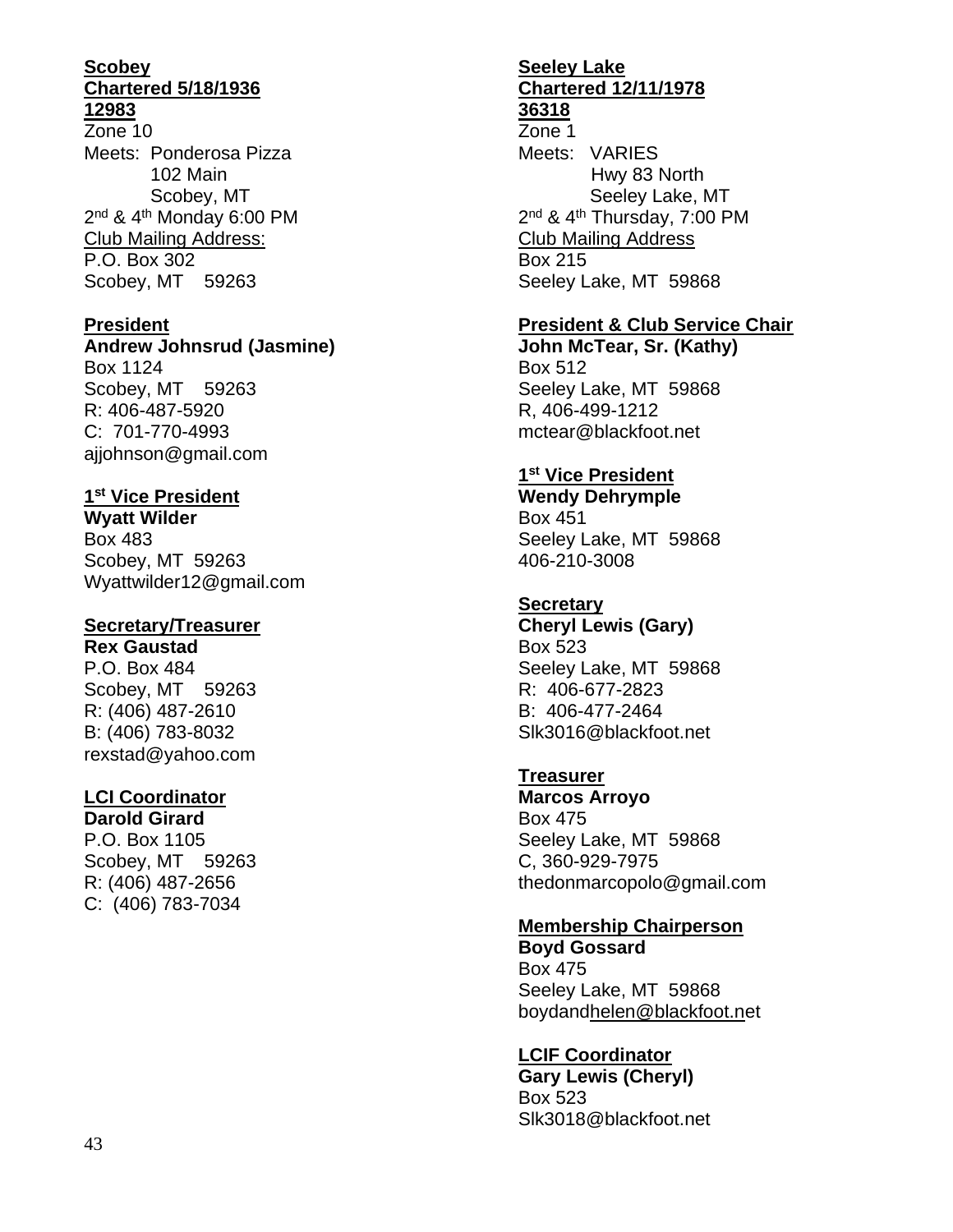**Scobey**
**Chartered 5/18/1936**
**12983**
Zone 10
Meets: Ponderosa Pizza
102 Main
Scobey, MT
2nd & 4th Monday 6:00 PM
Club Mailing Address:
P.O. Box 302
Scobey, MT 59263

**President**
**Andrew Johnsrud (Jasmine)**
Box 1124
Scobey, MT 59263
R: 406-487-5920
C: 701-770-4993
ajjohnson@gmail.com

**1st Vice President**
**Wyatt Wilder**
Box 483
Scobey, MT 59263
Wyattwilder12@gmail.com

**Secretary/Treasurer**
**Rex Gaustad**
P.O. Box 484
Scobey, MT 59263
R: (406) 487-2610
B: (406) 783-8032
rexstad@yahoo.com

**LCI Coordinator**
**Darold Girard**
P.O. Box 1105
Scobey, MT 59263
R: (406) 487-2656
C: (406) 783-7034

**Seeley Lake**
**Chartered 12/11/1978**
**36318**
Zone 1
Meets: VARIES
Hwy 83 North
Seeley Lake, MT
2nd & 4th Thursday, 7:00 PM
Club Mailing Address
Box 215
Seeley Lake, MT 59868

**President & Club Service Chair**
**John McTear, Sr. (Kathy)**
Box 512
Seeley Lake, MT 59868
R, 406-499-1212
mctear@blackfoot.net

**1st Vice President**
**Wendy Dehrymple**
Box 451
Seeley Lake, MT 59868
406-210-3008

**Secretary**
**Cheryl Lewis (Gary)**
Box 523
Seeley Lake, MT 59868
R: 406-677-2823
B: 406-477-2464
Slk3016@blackfoot.net

**Treasurer**
**Marcos Arroyo**
Box 475
Seeley Lake, MT 59868
C, 360-929-7975
thedonmarcopolo@gmail.com

**Membership Chairperson**
**Boyd Gossard**
Box 475
Seeley Lake, MT 59868
boydandhelen@blackfoot.net

**LCIF Coordinator**
**Gary Lewis (Cheryl)**
Box 523
Slk3018@blackfoot.net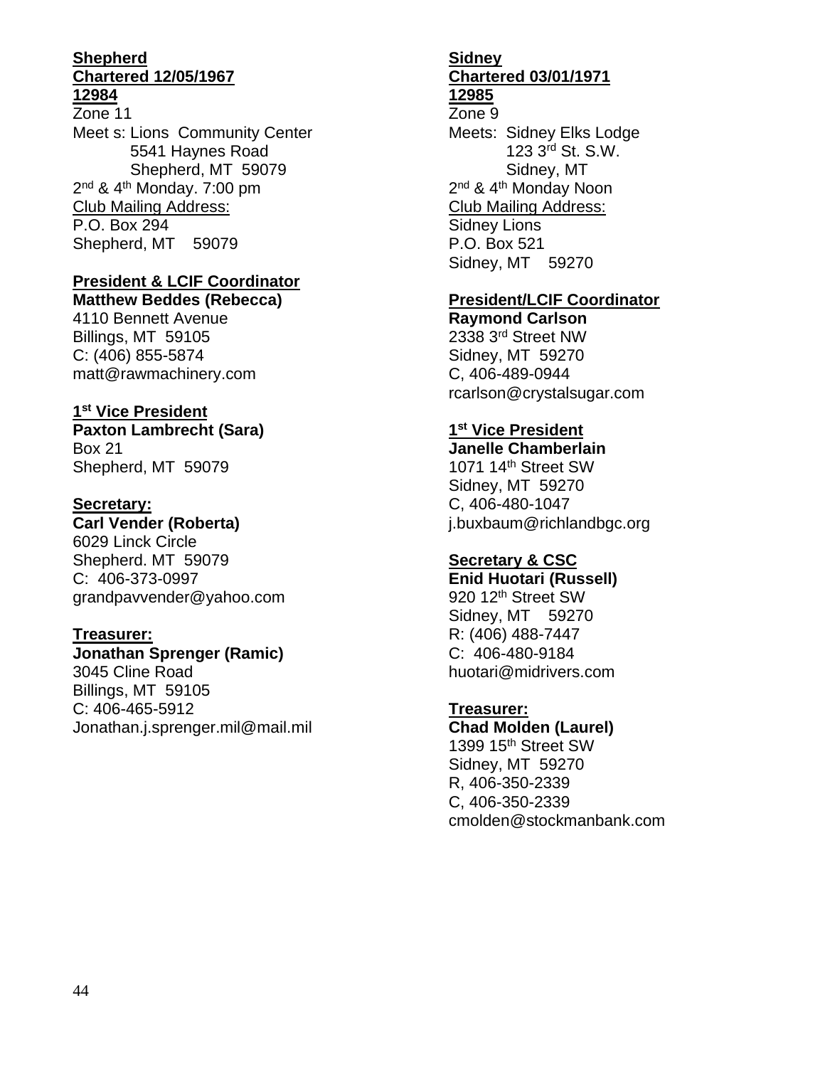**Shepherd**
**Chartered 12/05/1967**
**12984**

Zone 11

Meet s: Lions Community Center
5541 Haynes Road
Shepherd, MT 59079

2nd & 4th Monday. 7:00 pm

Club Mailing Address:
P.O. Box 294
Shepherd, MT 59079

**President & LCIF Coordinator**
**Matthew Beddes (Rebecca)**
4110 Bennett Avenue
Billings, MT 59105
C: (406) 855-5874
matt@rawmachinery.com

**1st Vice President**
**Paxton Lambrecht (Sara)**
Box 21
Shepherd, MT 59079

**Secretary:**
**Carl Vender (Roberta)**
6029 Linck Circle
Shepherd. MT 59079
C: 406-373-0997
grandpavvender@yahoo.com

**Treasurer:**
**Jonathan Sprenger (Ramic)**
3045 Cline Road
Billings, MT 59105
C: 406-465-5912
Jonathan.j.sprenger.mil@mail.mil

**Sidney**
**Chartered 03/01/1971**
**12985**

Zone 9

Meets: Sidney Elks Lodge
123 3rd St. S.W.
Sidney, MT

2nd & 4th Monday Noon

Club Mailing Address:
Sidney Lions
P.O. Box 521
Sidney, MT 59270

**President/LCIF Coordinator**
**Raymond Carlson**
2338 3rd Street NW
Sidney, MT 59270
C, 406-489-0944
rcarlson@crystalsugar.com

**1st Vice President**
**Janelle Chamberlain**
1071 14th Street SW
Sidney, MT 59270
C, 406-480-1047
j.buxbaum@richlandbgc.org

**Secretary & CSC**
**Enid Huotari (Russell)**
920 12th Street SW
Sidney, MT 59270
R: (406) 488-7447
C: 406-480-9184
huotari@midrivers.com

**Treasurer:**
**Chad Molden (Laurel)**
1399 15th Street SW
Sidney, MT 59270
R, 406-350-2339
C, 406-350-2339
cmolden@stockmanbank.com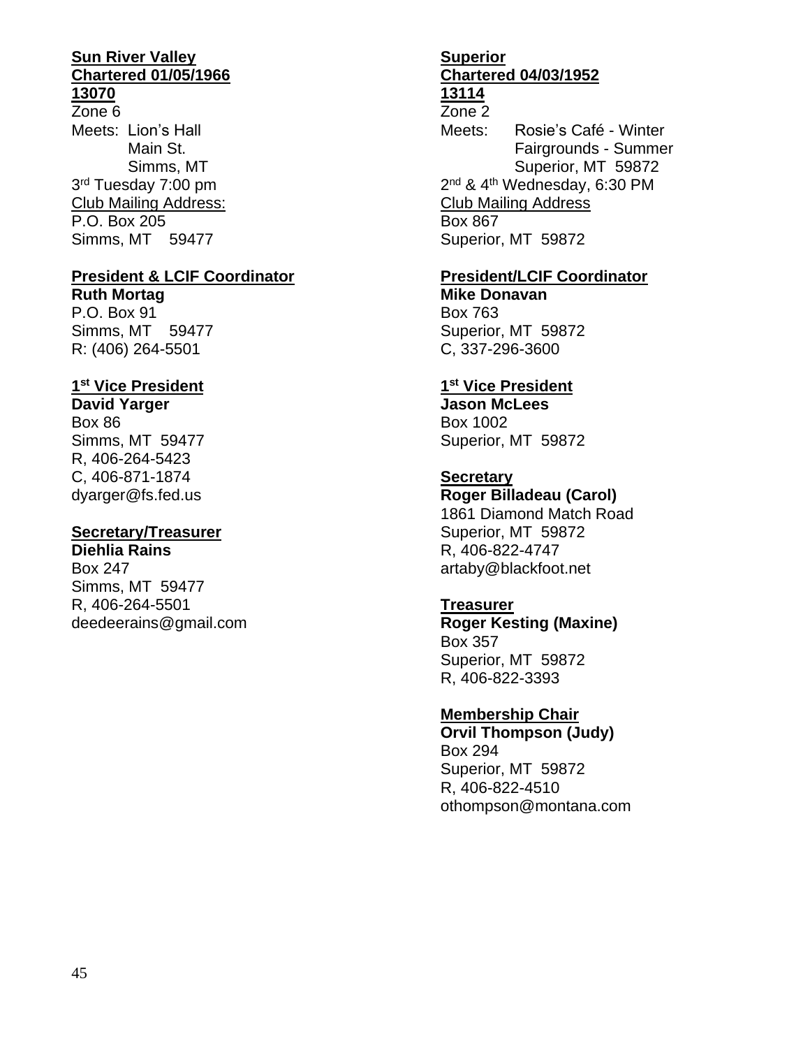**Sun River Valley**
**Chartered 01/05/1966**
**13070**
Zone 6
Meets: Lion's Hall
Main St.
Simms, MT
3rd Tuesday 7:00 pm
Club Mailing Address:
P.O. Box 205
Simms, MT 59477

**President & LCIF Coordinator**
**Ruth Mortag**
P.O. Box 91
Simms, MT 59477
R: (406) 264-5501

**1st Vice President**
**David Yarger**
Box 86
Simms, MT 59477
R, 406-264-5423
C, 406-871-1874
dyarger@fs.fed.us

**Secretary/Treasurer**
**Diehlia Rains**
Box 247
Simms, MT 59477
R, 406-264-5501
deedeerains@gmail.com

**Superior**
**Chartered 04/03/1952**
**13114**
Zone 2
Meets: Rosie's Café - Winter
Fairgrounds - Summer
Superior, MT 59872
2nd & 4th Wednesday, 6:30 PM
Club Mailing Address
Box 867
Superior, MT 59872

**President/LCIF Coordinator**
**Mike Donavan**
Box 763
Superior, MT 59872
C, 337-296-3600

**1st Vice President**
**Jason McLees**
Box 1002
Superior, MT 59872

**Secretary**
**Roger Billadeau (Carol)**
1861 Diamond Match Road
Superior, MT 59872
R, 406-822-4747
artaby@blackfoot.net

**Treasurer**
**Roger Kesting (Maxine)**
Box 357
Superior, MT 59872
R, 406-822-3393

**Membership Chair**
**Orvil Thompson (Judy)**
Box 294
Superior, MT 59872
R, 406-822-4510
othompson@montana.com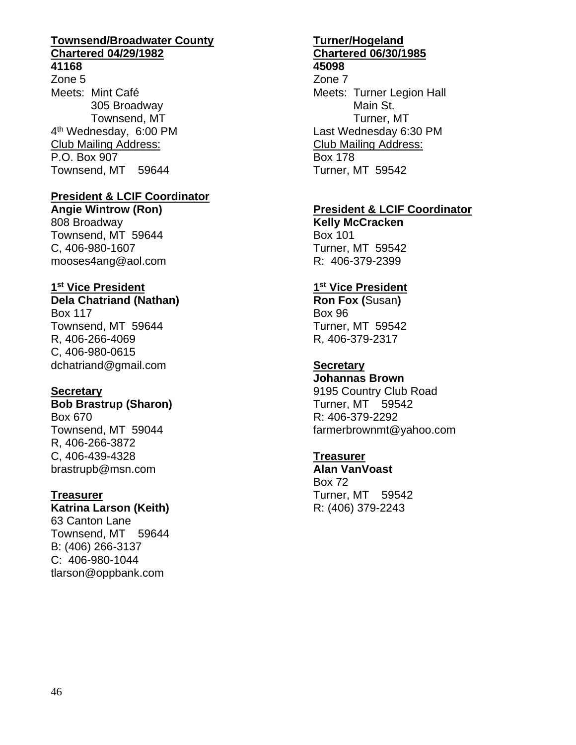**Townsend/Broadwater County**
**Chartered 04/29/1982**
**41168**
Zone 5
Meets: Mint Café
305 Broadway
Townsend, MT
4th Wednesday, 6:00 PM
Club Mailing Address:
P.O. Box 907
Townsend, MT 59644

**President & LCIF Coordinator**
**Angie Wintrow (Ron)**
808 Broadway
Townsend, MT 59644
C, 406-980-1607
mooses4ang@aol.com

**1st Vice President**
**Dela Chatriand (Nathan)**
Box 117
Townsend, MT 59644
R, 406-266-4069
C, 406-980-0615
dchatriand@gmail.com

**Secretary**
**Bob Brastrup (Sharon)**
Box 670
Townsend, MT 59044
R, 406-266-3872
C, 406-439-4328
brastrupb@msn.com

**Treasurer**
**Katrina Larson (Keith)**
63 Canton Lane
Townsend, MT 59644
B: (406) 266-3137
C: 406-980-1044
tlarson@oppbank.com

**Turner/Hogeland**
**Chartered 06/30/1985**
**45098**
Zone 7
Meets: Turner Legion Hall
Main St.
Turner, MT
Last Wednesday 6:30 PM
Club Mailing Address:
Box 178
Turner, MT 59542

**President & LCIF Coordinator**
**Kelly McCracken**
Box 101
Turner, MT 59542
R: 406-379-2399

**1st Vice President**
**Ron Fox (**Susan**)**
Box 96
Turner, MT 59542
R, 406-379-2317

**Secretary**
**Johannas Brown**
9195 Country Club Road
Turner, MT 59542
R: 406-379-2292
farmerbrownmt@yahoo.com

**Treasurer**
**Alan VanVoast**
Box 72
Turner, MT 59542
R: (406) 379-2243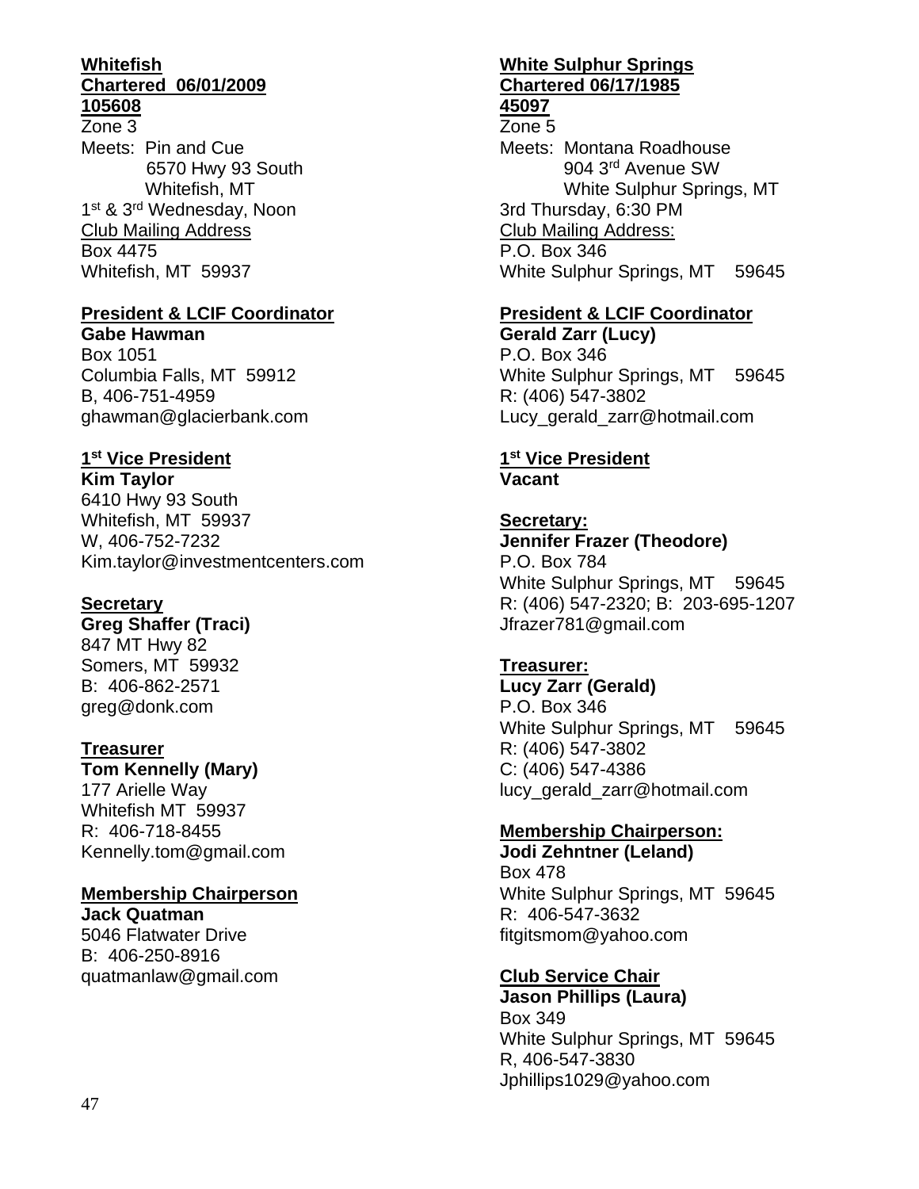**Whitefish**
**Chartered 06/01/2009**
**105608**

Zone 3
Meets: Pin and Cue
6570 Hwy 93 South
Whitefish, MT
1st & 3rd Wednesday, Noon
Club Mailing Address
Box 4475
Whitefish, MT 59937

**President & LCIF Coordinator**
**Gabe Hawman**
Box 1051
Columbia Falls, MT 59912
B, 406-751-4959
ghawman@glacierbank.com

**1st Vice President**
**Kim Taylor**
6410 Hwy 93 South
Whitefish, MT 59937
W, 406-752-7232
Kim.taylor@investmentcenters.com

**Secretary**
**Greg Shaffer (Traci)**
847 MT Hwy 82
Somers, MT 59932
B: 406-862-2571
greg@donk.com

**Treasurer**
**Tom Kennelly (Mary)**
177 Arielle Way
Whitefish MT 59937
R: 406-718-8455
Kennelly.tom@gmail.com

**Membership Chairperson**
**Jack Quatman**
5046 Flatwater Drive
B: 406-250-8916
quatmanlaw@gmail.com

**White Sulphur Springs**
**Chartered 06/17/1985**
**45097**

Zone 5
Meets: Montana Roadhouse
904 3rd Avenue SW
White Sulphur Springs, MT
3rd Thursday, 6:30 PM
Club Mailing Address:
P.O. Box 346
White Sulphur Springs, MT 59645

**President & LCIF Coordinator**
**Gerald Zarr (Lucy)**
P.O. Box 346
White Sulphur Springs, MT 59645
R: (406) 547-3802
Lucy_gerald_zarr@hotmail.com

**1st Vice President**
**Vacant**

**Secretary:**
**Jennifer Frazer (Theodore)**
P.O. Box 784
White Sulphur Springs, MT 59645
R: (406) 547-2320; B: 203-695-1207
Jfrazer781@gmail.com

**Treasurer:**
**Lucy Zarr (Gerald)**
P.O. Box 346
White Sulphur Springs, MT 59645
R: (406) 547-3802
C: (406) 547-4386
lucy_gerald_zarr@hotmail.com

**Membership Chairperson:**
**Jodi Zehntner (Leland)**
Box 478
White Sulphur Springs, MT 59645
R: 406-547-3632
fitgitsmom@yahoo.com

**Club Service Chair**
**Jason Phillips (Laura)**
Box 349
White Sulphur Springs, MT 59645
R, 406-547-3830
Jphillips1029@yahoo.com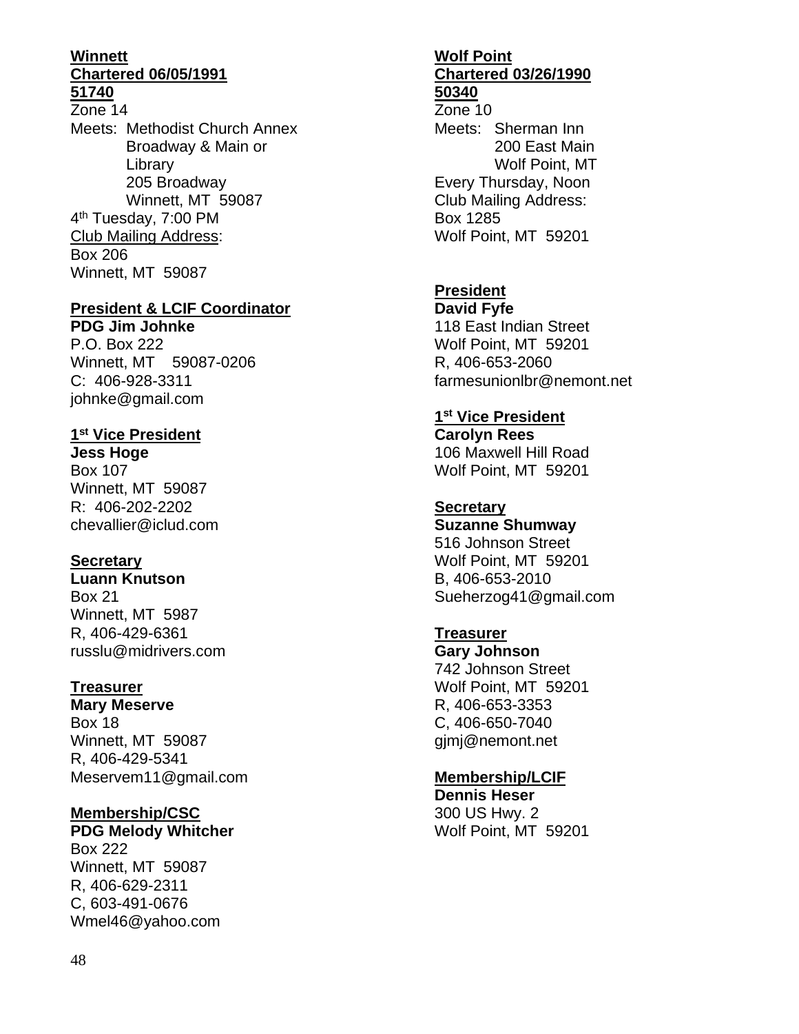**Winnett**
**Chartered 06/05/1991**
**51740**
Zone 14
Meets: Methodist Church Annex
Broadway & Main or
Library
205 Broadway
Winnett, MT 59087
4th Tuesday, 7:00 PM
Club Mailing Address:
Box 206
Winnett, MT 59087

**President & LCIF Coordinator**
**PDG Jim Johnke**
P.O. Box 222
Winnett, MT 59087-0206
C: 406-928-3311
johnke@gmail.com

**1st Vice President**
**Jess Hoge**
Box 107
Winnett, MT 59087
R: 406-202-2202
chevallier@iclud.com

**Secretary**
**Luann Knutson**
Box 21
Winnett, MT 5987
R, 406-429-6361
russlu@midrivers.com

**Treasurer**
**Mary Meserve**
Box 18
Winnett, MT 59087
R, 406-429-5341
Meservem11@gmail.com

**Membership/CSC**
**PDG Melody Whitcher**
Box 222
Winnett, MT 59087
R, 406-629-2311
C, 603-491-0676
Wmel46@yahoo.com

**Wolf Point**
**Chartered 03/26/1990**
**50340**
Zone 10
Meets: Sherman Inn
200 East Main
Wolf Point, MT
Every Thursday, Noon
Club Mailing Address:
Box 1285
Wolf Point, MT 59201

**President**
**David Fyfe**
118 East Indian Street
Wolf Point, MT 59201
R, 406-653-2060
farmesunionlbr@nemont.net

**1st Vice President**
**Carolyn Rees**
106 Maxwell Hill Road
Wolf Point, MT 59201

**Secretary**
**Suzanne Shumway**
516 Johnson Street
Wolf Point, MT 59201
B, 406-653-2010
Sueherzog41@gmail.com

**Treasurer**
**Gary Johnson**
742 Johnson Street
Wolf Point, MT 59201
R, 406-653-3353
C, 406-650-7040
gjmj@nemont.net

**Membership/LCIF**
**Dennis Heser**
300 US Hwy. 2
Wolf Point, MT 59201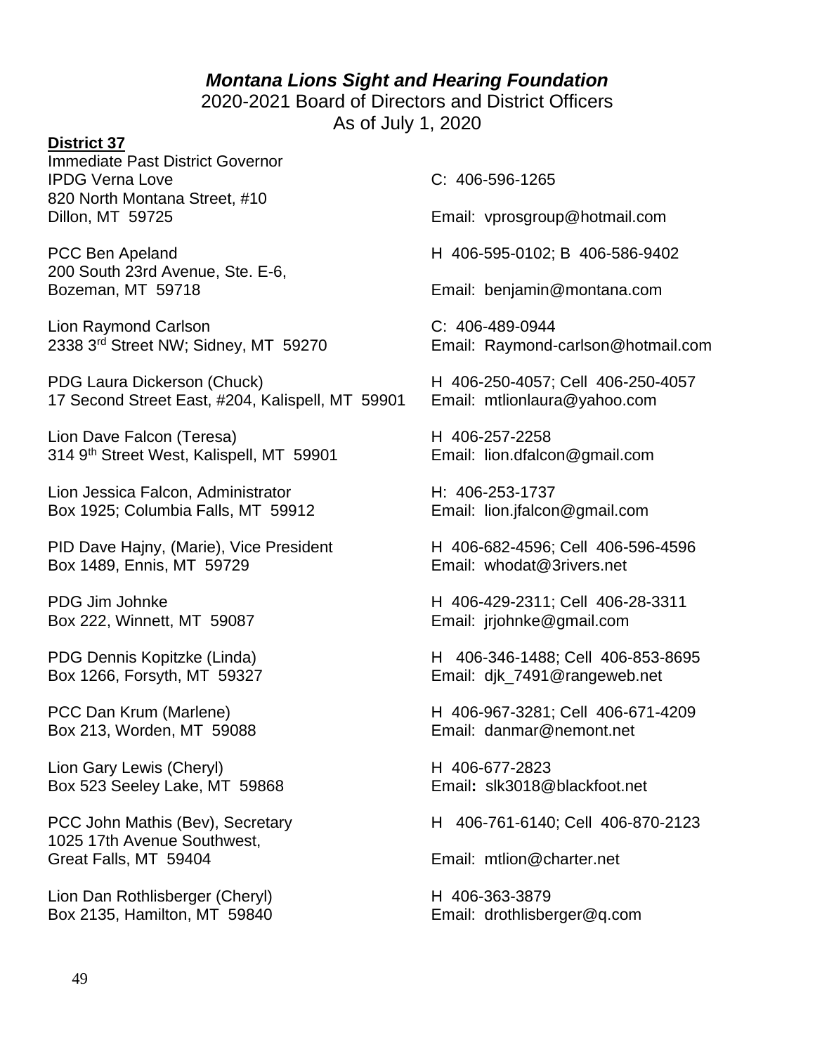# *Montana Lions Sight and Hearing Foundation*

2020-2021 Board of Directors and District Officers
As of July 1, 2020

**District 37**

Immediate Past District Governor
IPDG Verna Love — C: 406-596-1265
820 North Montana Street, #10
Dillon, MT 59725 — Email: vprosgroup@hotmail.com

PCC Ben Apeland — H 406-595-0102; B 406-586-9402
200 South 23rd Avenue, Ste. E-6,
Bozeman, MT 59718 — Email: benjamin@montana.com

Lion Raymond Carlson — C: 406-489-0944
2338 3rd Street NW; Sidney, MT 59270 — Email: Raymond-carlson@hotmail.com

PDG Laura Dickerson (Chuck) — H 406-250-4057; Cell 406-250-4057
17 Second Street East, #204, Kalispell, MT 59901 — Email: mtlionlaura@yahoo.com

Lion Dave Falcon (Teresa) — H 406-257-2258
314 9th Street West, Kalispell, MT 59901 — Email: lion.dfalcon@gmail.com

Lion Jessica Falcon, Administrator — H: 406-253-1737
Box 1925; Columbia Falls, MT 59912 — Email: lion.jfalcon@gmail.com

PID Dave Hajny, (Marie), Vice President — H 406-682-4596; Cell 406-596-4596
Box 1489, Ennis, MT 59729 — Email: whodat@3rivers.net

PDG Jim Johnke — H 406-429-2311; Cell 406-28-3311
Box 222, Winnett, MT 59087 — Email: jrjohnke@gmail.com

PDG Dennis Kopitzke (Linda) — H 406-346-1488; Cell 406-853-8695
Box 1266, Forsyth, MT 59327 — Email: djk_7491@rangeweb.net

PCC Dan Krum (Marlene) — H 406-967-3281; Cell 406-671-4209
Box 213, Worden, MT 59088 — Email: danmar@nemont.net

Lion Gary Lewis (Cheryl) — H 406-677-2823
Box 523 Seeley Lake, MT 59868 — Email**:** slk3018@blackfoot.net

PCC John Mathis (Bev), Secretary — H 406-761-6140; Cell 406-870-2123
1025 17th Avenue Southwest,
Great Falls, MT 59404 — Email: mtlion@charter.net

Lion Dan Rothlisberger (Cheryl) — H 406-363-3879
Box 2135, Hamilton, MT 59840 — Email: drothlisberger@q.com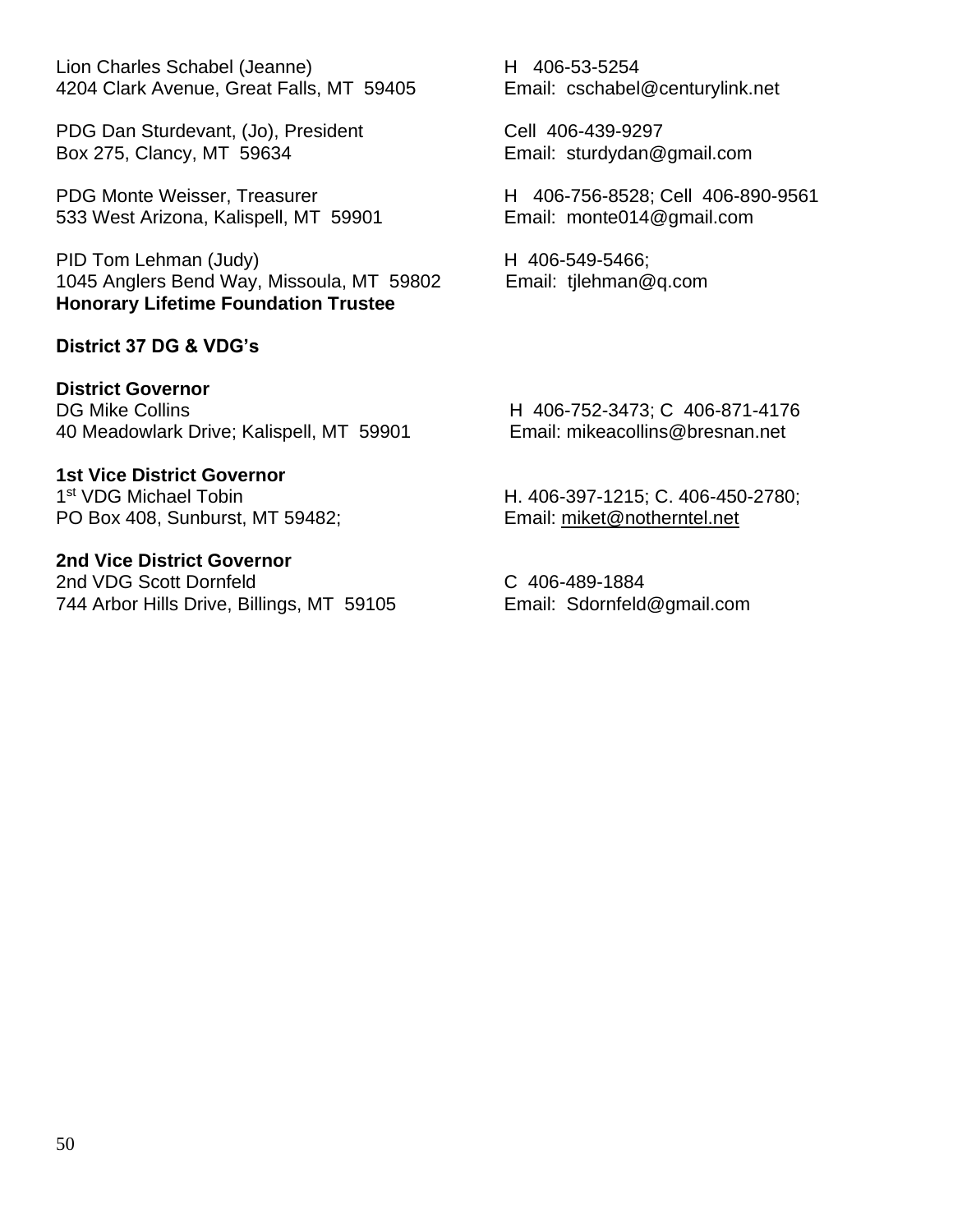Lion Charles Schabel (Jeanne)
4204 Clark Avenue, Great Falls, MT 59405
H 406-53-5254
Email: cschabel@centurylink.net

PDG Dan Sturdevant, (Jo), President
Box 275, Clancy, MT 59634
Cell 406-439-9297
Email: sturdydan@gmail.com

PDG Monte Weisser, Treasurer
533 West Arizona, Kalispell, MT 59901
H 406-756-8528; Cell 406-890-9561
Email: monte014@gmail.com

PID Tom Lehman (Judy)
1045 Anglers Bend Way, Missoula, MT 59802
**Honorary Lifetime Foundation Trustee**
H 406-549-5466;
Email: tjlehman@q.com

**District 37 DG & VDG's**

**District Governor**
DG Mike Collins
40 Meadowlark Drive; Kalispell, MT 59901
H 406-752-3473; C 406-871-4176
Email: mikeacollins@bresnan.net

**1st Vice District Governor**
1st VDG Michael Tobin
PO Box 408, Sunburst, MT 59482;
H. 406-397-1215; C. 406-450-2780;
Email: miket@notherntel.net

**2nd Vice District Governor**
2nd VDG Scott Dornfeld
744 Arbor Hills Drive, Billings, MT 59105
C 406-489-1884
Email: Sdornfeld@gmail.com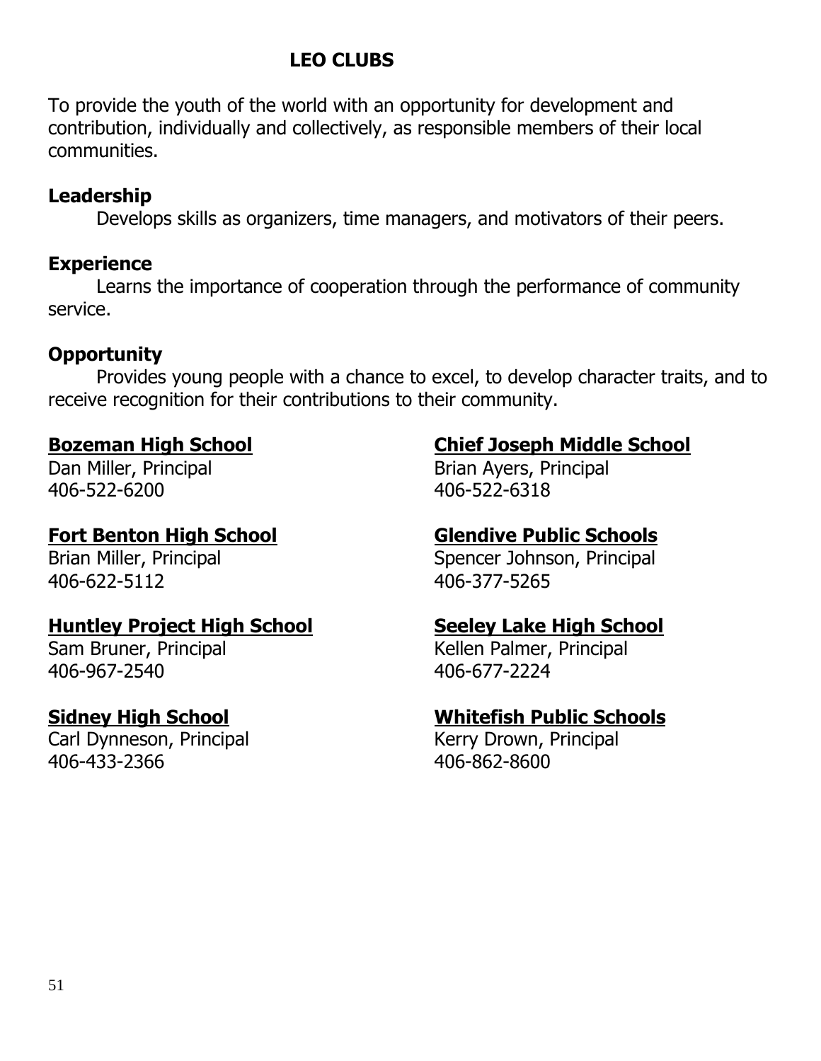# LEO CLUBS

To provide the youth of the world with an opportunity for development and contribution, individually and collectively, as responsible members of their local communities.

**Leadership**

Develops skills as organizers, time managers, and motivators of their peers.

**Experience**

Learns the importance of cooperation through the performance of community service.

**Opportunity**

Provides young people with a chance to excel, to develop character traits, and to receive recognition for their contributions to their community.

**Bozeman High School**
Dan Miller, Principal
406-522-6200

**Chief Joseph Middle School**
Brian Ayers, Principal
406-522-6318

**Fort Benton High School**
Brian Miller, Principal
406-622-5112

**Glendive Public Schools**
Spencer Johnson, Principal
406-377-5265

**Huntley Project High School**
Sam Bruner, Principal
406-967-2540

**Seeley Lake High School**
Kellen Palmer, Principal
406-677-2224

**Sidney High School**
Carl Dynneson, Principal
406-433-2366

**Whitefish Public Schools**
Kerry Drown, Principal
406-862-8600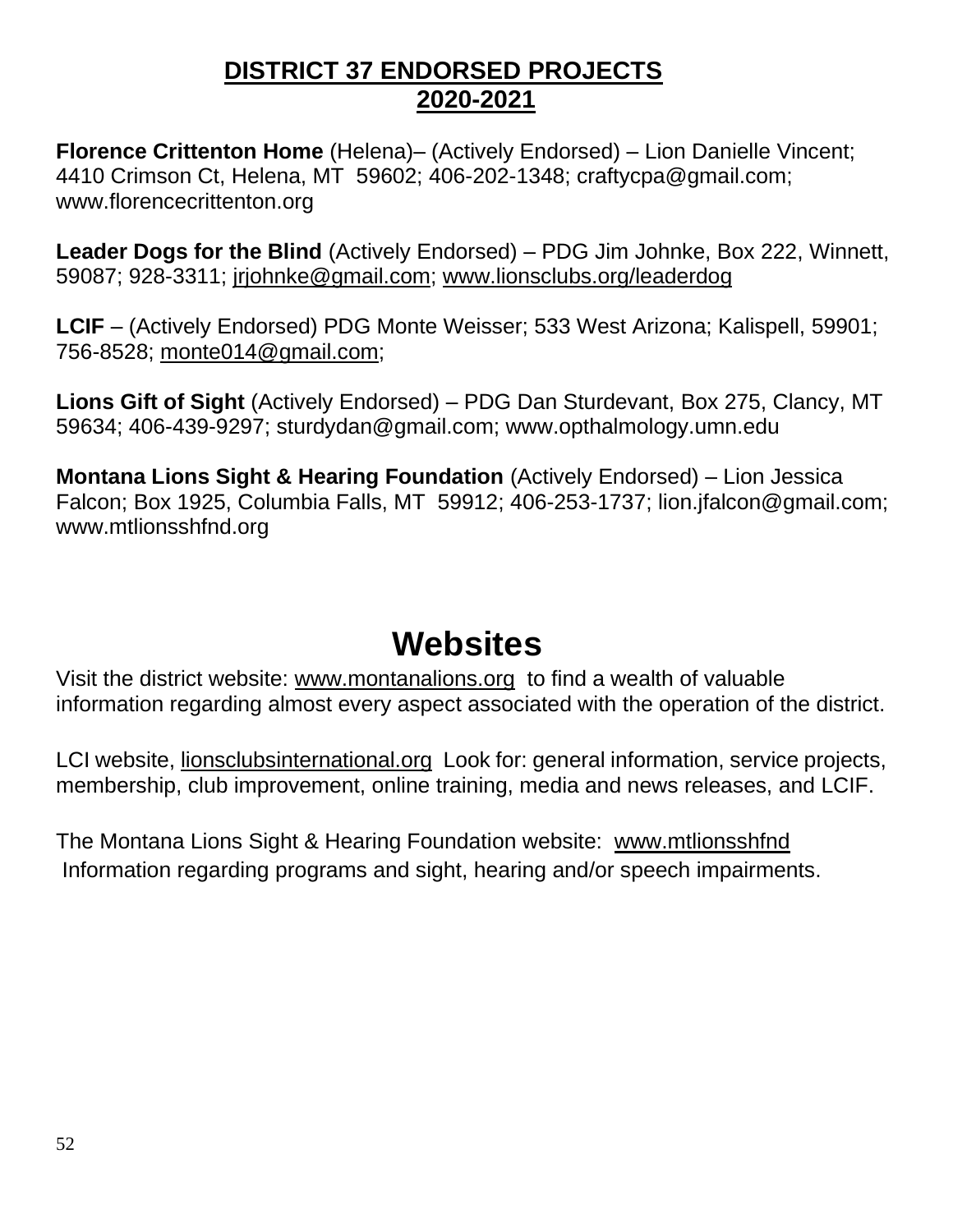# DISTRICT 37 ENDORSED PROJECTS 2020-2021

**Florence Crittenton Home** (Helena)– (Actively Endorsed) – Lion Danielle Vincent; 4410 Crimson Ct, Helena, MT 59602; 406-202-1348; craftycpa@gmail.com; www.florencecrittenton.org

**Leader Dogs for the Blind** (Actively Endorsed) – PDG Jim Johnke, Box 222, Winnett, 59087; 928-3311; jrjohnke@gmail.com; www.lionsclubs.org/leaderdog

**LCIF** – (Actively Endorsed) PDG Monte Weisser; 533 West Arizona; Kalispell, 59901; 756-8528; monte014@gmail.com;

**Lions Gift of Sight** (Actively Endorsed) – PDG Dan Sturdevant, Box 275, Clancy, MT 59634; 406-439-9297; sturdydan@gmail.com; www.opthalmology.umn.edu

**Montana Lions Sight & Hearing Foundation** (Actively Endorsed) – Lion Jessica Falcon; Box 1925, Columbia Falls, MT 59912; 406-253-1737; lion.jfalcon@gmail.com; www.mtlionsshfnd.org

# Websites

Visit the district website: www.montanalions.org to find a wealth of valuable information regarding almost every aspect associated with the operation of the district.

LCI website, lionsclubsinternational.org Look for: general information, service projects, membership, club improvement, online training, media and news releases, and LCIF.

The Montana Lions Sight & Hearing Foundation website: www.mtlionsshfnd Information regarding programs and sight, hearing and/or speech impairments.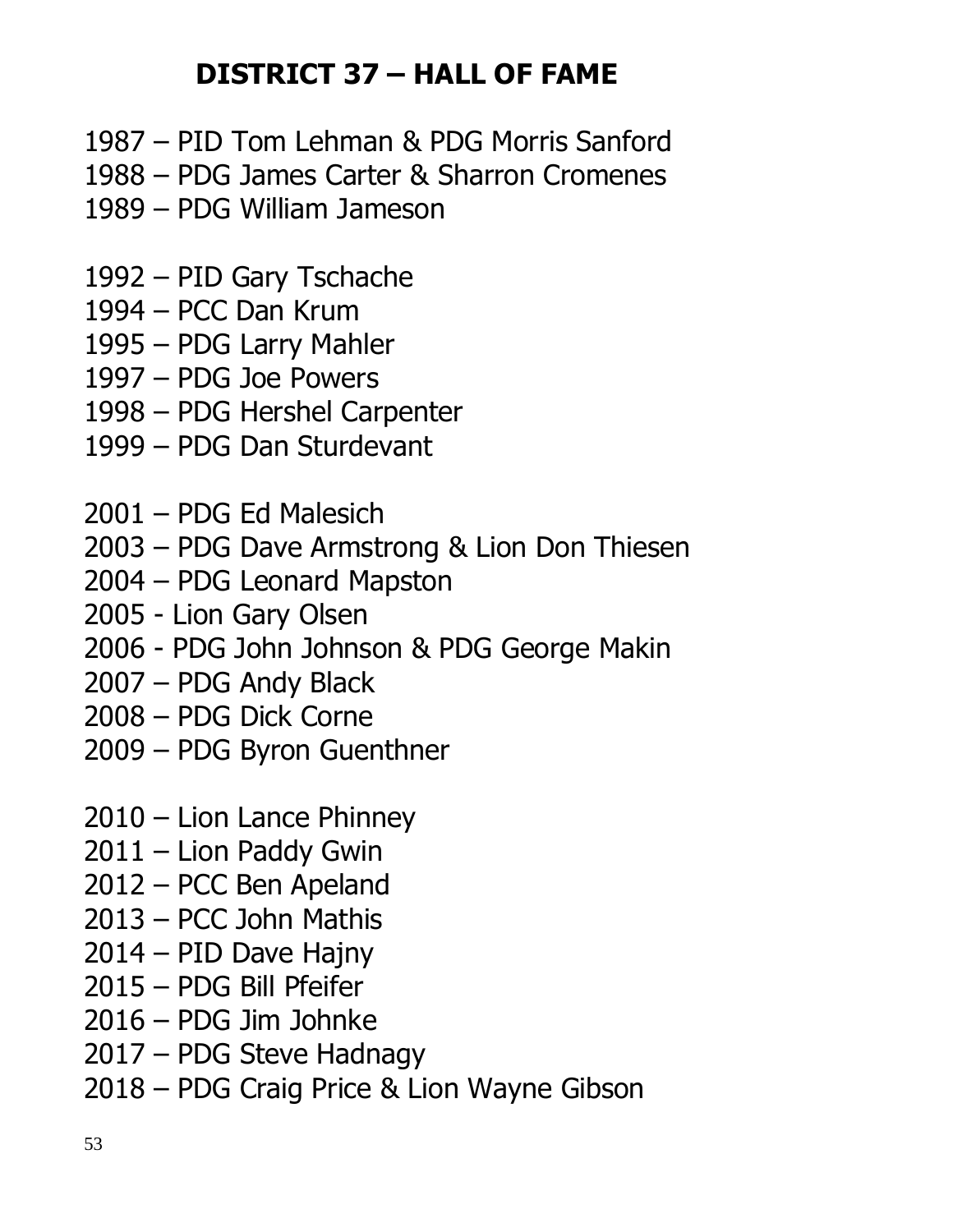# DISTRICT 37 – HALL OF FAME

1987 – PID Tom Lehman & PDG Morris Sanford
1988 – PDG James Carter & Sharron Cromenes
1989 – PDG William Jameson

1992 – PID Gary Tschache
1994 – PCC Dan Krum
1995 – PDG Larry Mahler
1997 – PDG Joe Powers
1998 – PDG Hershel Carpenter
1999 – PDG Dan Sturdevant

2001 – PDG Ed Malesich
2003 – PDG Dave Armstrong & Lion Don Thiesen
2004 – PDG Leonard Mapston
2005 - Lion Gary Olsen
2006 - PDG John Johnson & PDG George Makin
2007 – PDG Andy Black
2008 – PDG Dick Corne
2009 – PDG Byron Guenthner

2010 – Lion Lance Phinney
2011 – Lion Paddy Gwin
2012 – PCC Ben Apeland
2013 – PCC John Mathis
2014 – PID Dave Hajny
2015 – PDG Bill Pfeifer
2016 – PDG Jim Johnke
2017 – PDG Steve Hadnagy
2018 – PDG Craig Price & Lion Wayne Gibson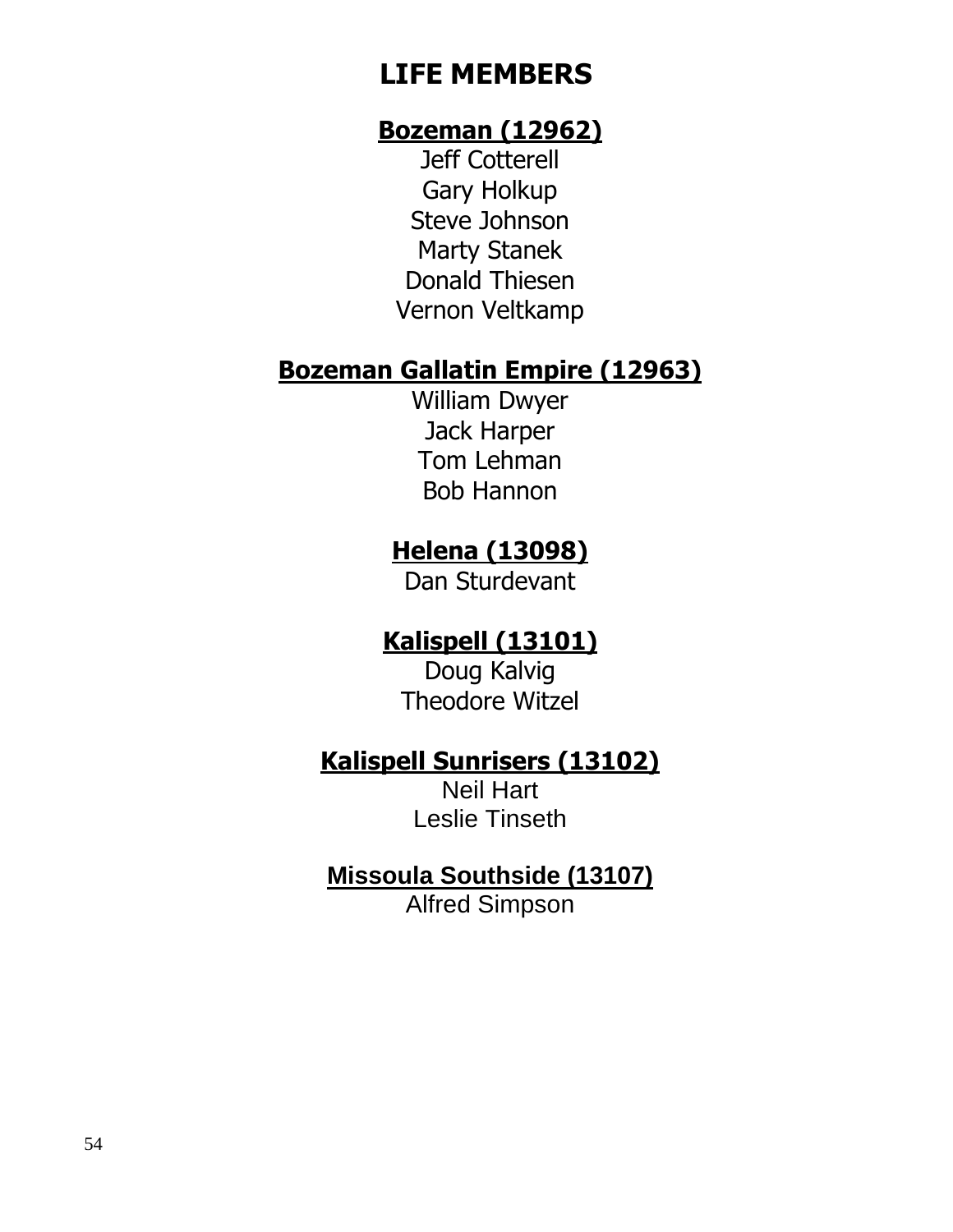# LIFE MEMBERS

## Bozeman (12962)

Jeff Cotterell
Gary Holkup
Steve Johnson
Marty Stanek
Donald Thiesen
Vernon Veltkamp

## Bozeman Gallatin Empire (12963)

William Dwyer
Jack Harper
Tom Lehman
Bob Hannon

## Helena (13098)

Dan Sturdevant

## Kalispell (13101)

Doug Kalvig
Theodore Witzel

## Kalispell Sunrisers (13102)

Neil Hart
Leslie Tinseth

## Missoula Southside (13107)

Alfred Simpson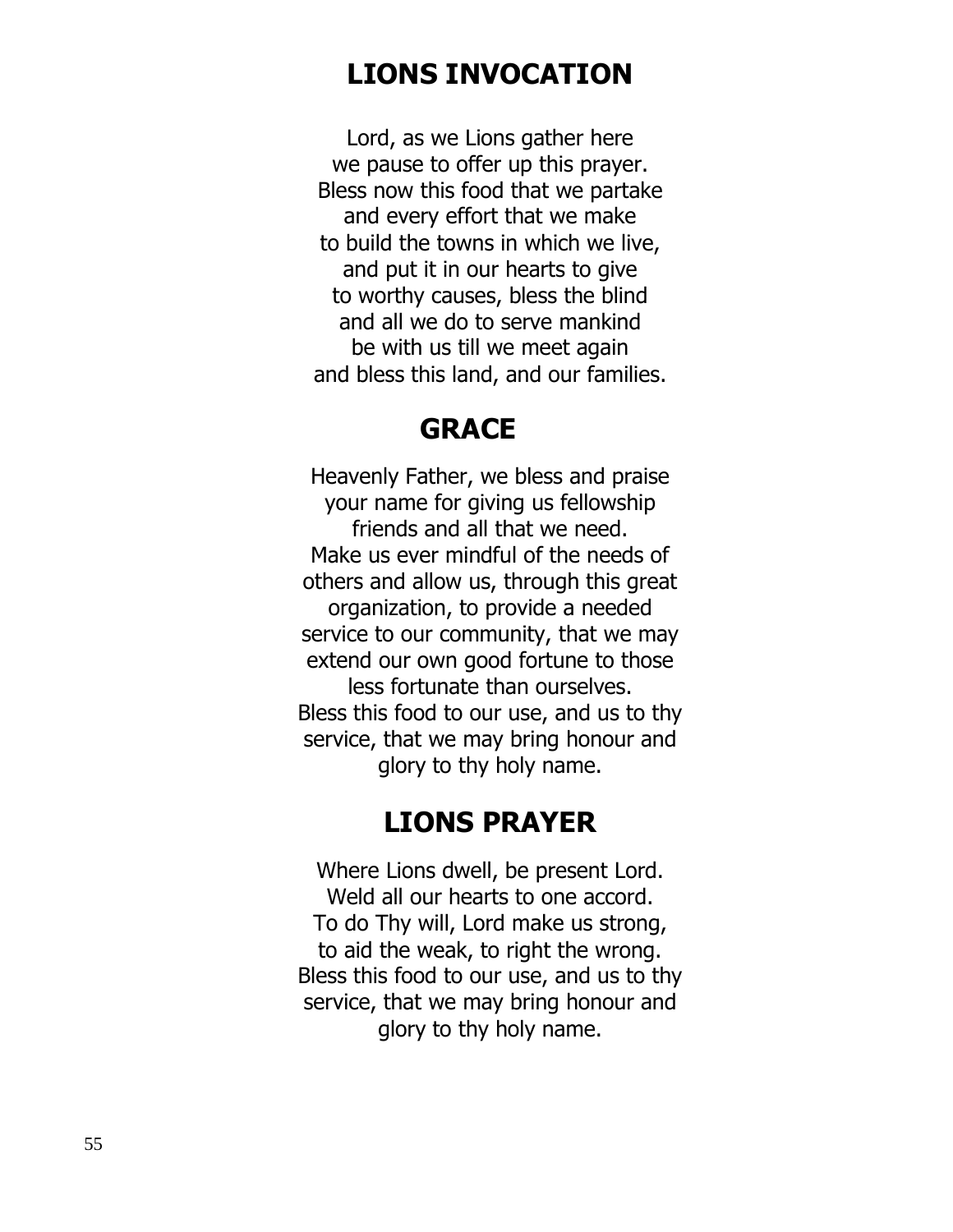# LIONS INVOCATION

Lord, as we Lions gather here
we pause to offer up this prayer.
Bless now this food that we partake
and every effort that we make
to build the towns in which we live,
and put it in our hearts to give
to worthy causes, bless the blind
and all we do to serve mankind
be with us till we meet again
and bless this land, and our families.

# GRACE

Heavenly Father, we bless and praise
your name for giving us fellowship
friends and all that we need.
Make us ever mindful of the needs of
others and allow us, through this great
organization, to provide a needed
service to our community, that we may
extend our own good fortune to those
less fortunate than ourselves.
Bless this food to our use, and us to thy
service, that we may bring honour and
glory to thy holy name.

# LIONS PRAYER

Where Lions dwell, be present Lord.
Weld all our hearts to one accord.
To do Thy will, Lord make us strong,
to aid the weak, to right the wrong.
Bless this food to our use, and us to thy
service, that we may bring honour and
glory to thy holy name.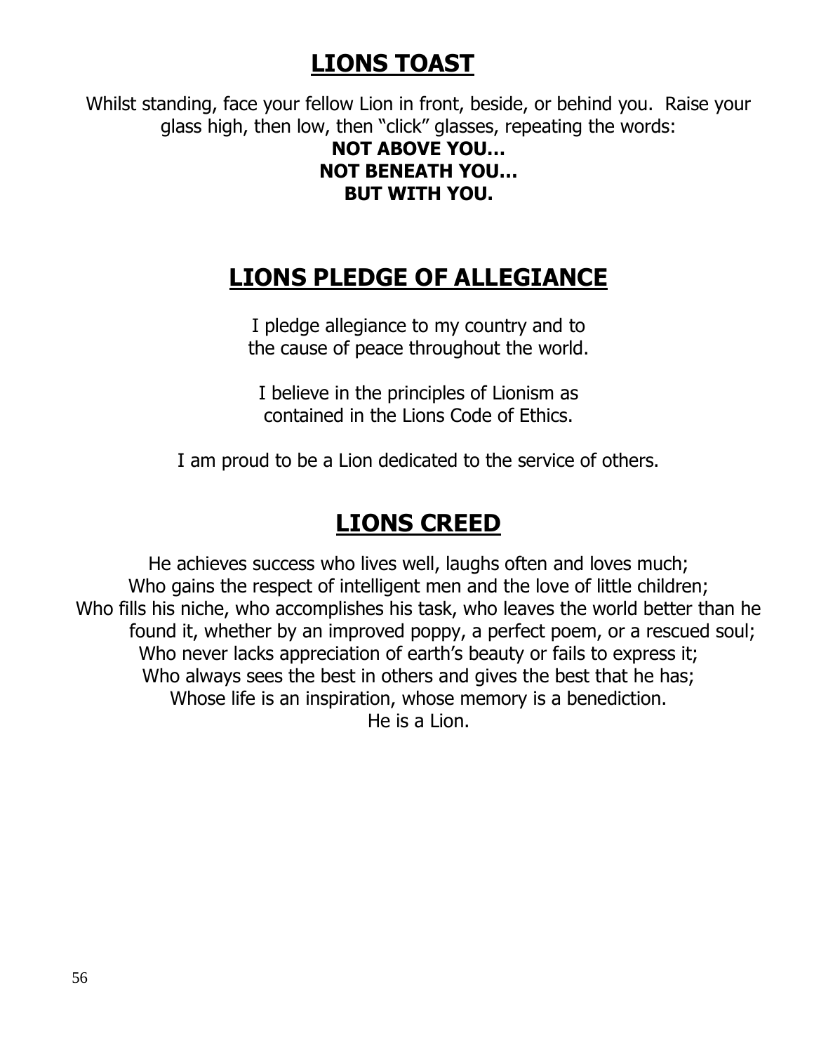# LIONS TOAST

Whilst standing, face your fellow Lion in front, beside, or behind you. Raise your glass high, then low, then "click" glasses, repeating the words:

**NOT ABOVE YOU…**
**NOT BENEATH YOU…**
**BUT WITH YOU.**

# LIONS PLEDGE OF ALLEGIANCE

I pledge allegiance to my country and to
the cause of peace throughout the world.

I believe in the principles of Lionism as
contained in the Lions Code of Ethics.

I am proud to be a Lion dedicated to the service of others.

# LIONS CREED

He achieves success who lives well, laughs often and loves much;
Who gains the respect of intelligent men and the love of little children;
Who fills his niche, who accomplishes his task, who leaves the world better than he found it, whether by an improved poppy, a perfect poem, or a rescued soul;
Who never lacks appreciation of earth's beauty or fails to express it;
Who always sees the best in others and gives the best that he has;
Whose life is an inspiration, whose memory is a benediction.
He is a Lion.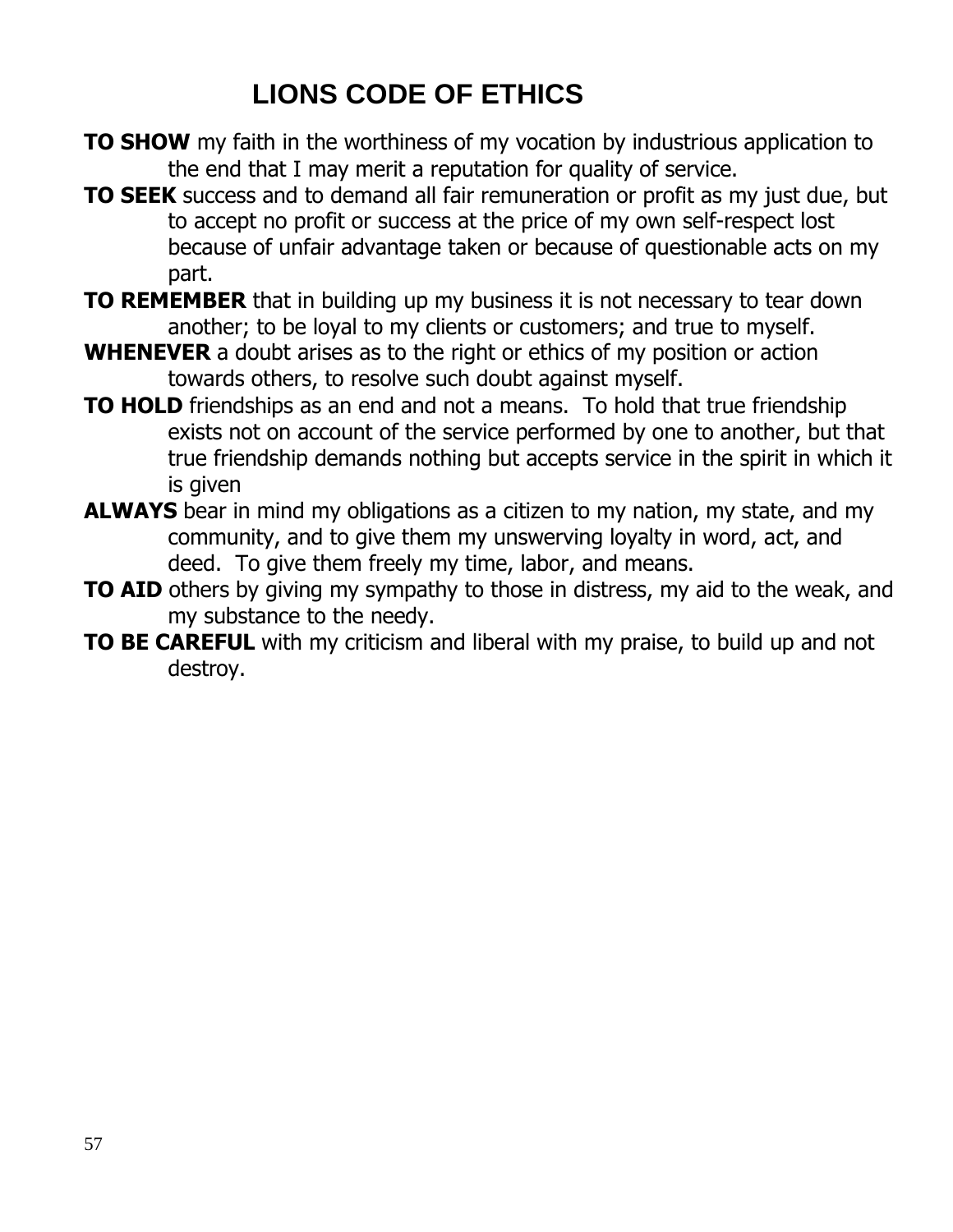# LIONS CODE OF ETHICS

**TO SHOW** my faith in the worthiness of my vocation by industrious application to the end that I may merit a reputation for quality of service.

**TO SEEK** success and to demand all fair remuneration or profit as my just due, but to accept no profit or success at the price of my own self-respect lost because of unfair advantage taken or because of questionable acts on my part.

**TO REMEMBER** that in building up my business it is not necessary to tear down another; to be loyal to my clients or customers; and true to myself.

**WHENEVER** a doubt arises as to the right or ethics of my position or action towards others, to resolve such doubt against myself.

**TO HOLD** friendships as an end and not a means. To hold that true friendship exists not on account of the service performed by one to another, but that true friendship demands nothing but accepts service in the spirit in which it is given

**ALWAYS** bear in mind my obligations as a citizen to my nation, my state, and my community, and to give them my unswerving loyalty in word, act, and deed. To give them freely my time, labor, and means.

**TO AID** others by giving my sympathy to those in distress, my aid to the weak, and my substance to the needy.

**TO BE CAREFUL** with my criticism and liberal with my praise, to build up and not destroy.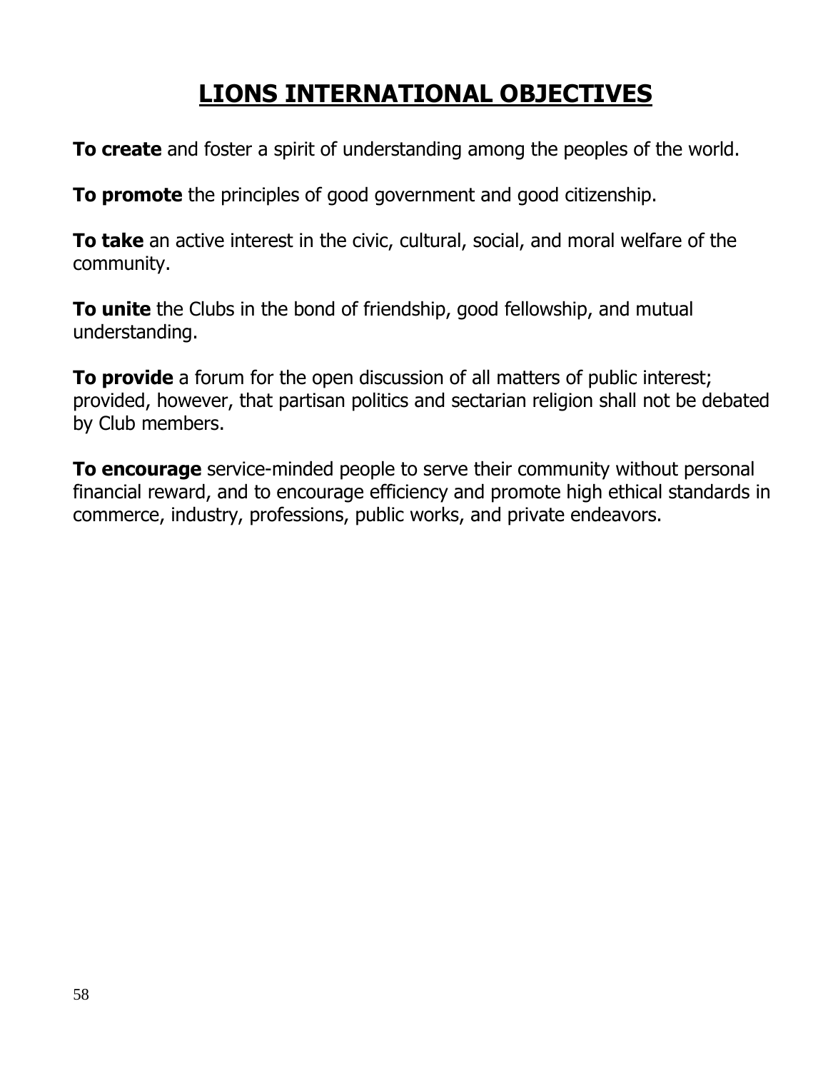# LIONS INTERNATIONAL OBJECTIVES

**To create** and foster a spirit of understanding among the peoples of the world.

**To promote** the principles of good government and good citizenship.

**To take** an active interest in the civic, cultural, social, and moral welfare of the community.

**To unite** the Clubs in the bond of friendship, good fellowship, and mutual understanding.

**To provide** a forum for the open discussion of all matters of public interest; provided, however, that partisan politics and sectarian religion shall not be debated by Club members.

**To encourage** service-minded people to serve their community without personal financial reward, and to encourage efficiency and promote high ethical standards in commerce, industry, professions, public works, and private endeavors.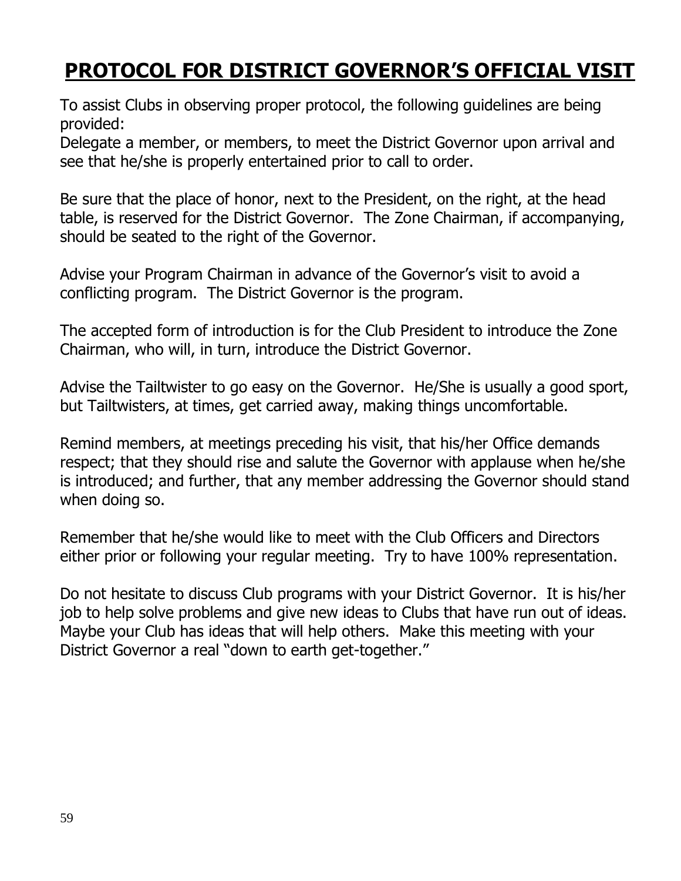# PROTOCOL FOR DISTRICT GOVERNOR'S OFFICIAL VISIT

To assist Clubs in observing proper protocol, the following guidelines are being provided:
Delegate a member, or members, to meet the District Governor upon arrival and see that he/she is properly entertained prior to call to order.

Be sure that the place of honor, next to the President, on the right, at the head table, is reserved for the District Governor. The Zone Chairman, if accompanying, should be seated to the right of the Governor.

Advise your Program Chairman in advance of the Governor's visit to avoid a conflicting program. The District Governor is the program.

The accepted form of introduction is for the Club President to introduce the Zone Chairman, who will, in turn, introduce the District Governor.

Advise the Tailtwister to go easy on the Governor. He/She is usually a good sport, but Tailtwisters, at times, get carried away, making things uncomfortable.

Remind members, at meetings preceding his visit, that his/her Office demands respect; that they should rise and salute the Governor with applause when he/she is introduced; and further, that any member addressing the Governor should stand when doing so.

Remember that he/she would like to meet with the Club Officers and Directors either prior or following your regular meeting. Try to have 100% representation.

Do not hesitate to discuss Club programs with your District Governor. It is his/her job to help solve problems and give new ideas to Clubs that have run out of ideas. Maybe your Club has ideas that will help others. Make this meeting with your District Governor a real "down to earth get-together."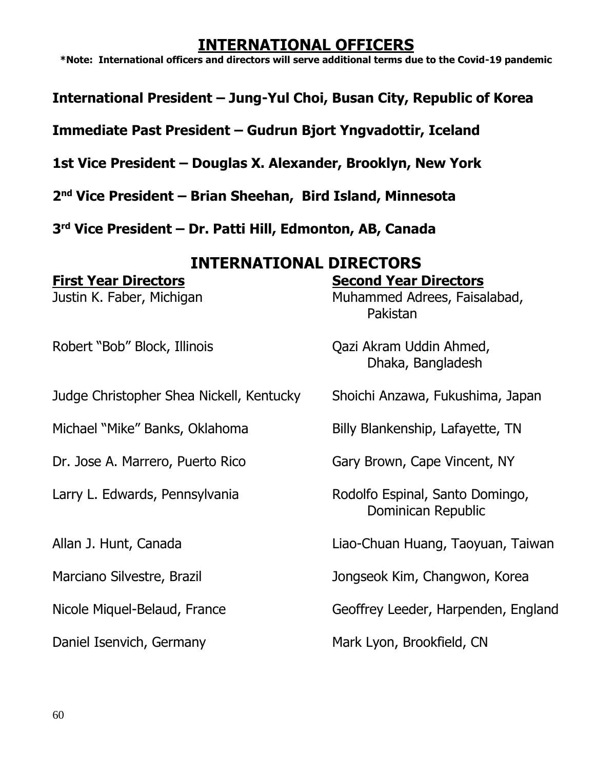# INTERNATIONAL OFFICERS

**\*Note: International officers and directors will serve additional terms due to the Covid-19 pandemic**

**International President – Jung-Yul Choi, Busan City, Republic of Korea**

**Immediate Past President – Gudrun Bjort Yngvadottir, Iceland**

**1st Vice President – Douglas X. Alexander, Brooklyn, New York**

**2nd Vice President – Brian Sheehan, Bird Island, Minnesota**

**3rd Vice President – Dr. Patti Hill, Edmonton, AB, Canada**

# INTERNATIONAL DIRECTORS

| **First Year Directors** | **Second Year Directors** |
| --- | --- |
| Justin K. Faber, Michigan | Muhammed Adrees, Faisalabad, Pakistan |
| Robert "Bob" Block, Illinois | Qazi Akram Uddin Ahmed, Dhaka, Bangladesh |
| Judge Christopher Shea Nickell, Kentucky | Shoichi Anzawa, Fukushima, Japan |
| Michael "Mike" Banks, Oklahoma | Billy Blankenship, Lafayette, TN |
| Dr. Jose A. Marrero, Puerto Rico | Gary Brown, Cape Vincent, NY |
| Larry L. Edwards, Pennsylvania | Rodolfo Espinal, Santo Domingo, Dominican Republic |
| Allan J. Hunt, Canada | Liao-Chuan Huang, Taoyuan, Taiwan |
| Marciano Silvestre, Brazil | Jongseok Kim, Changwon, Korea |
| Nicole Miquel-Belaud, France | Geoffrey Leeder, Harpenden, England |
| Daniel Isenvich, Germany | Mark Lyon, Brookfield, CN |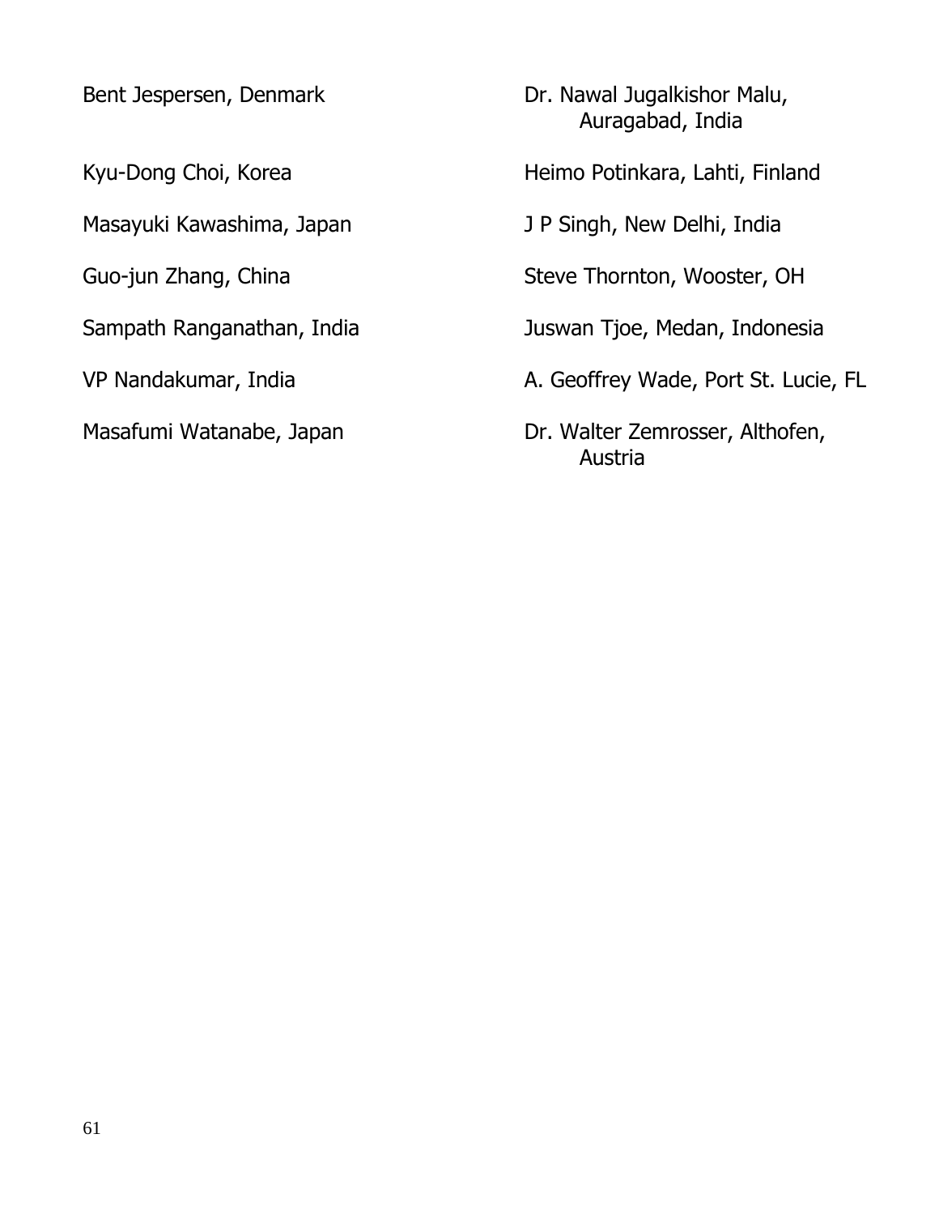Bent Jespersen, Denmark

Kyu-Dong Choi, Korea

Masayuki Kawashima, Japan

Guo-jun Zhang, China

Sampath Ranganathan, India

VP Nandakumar, India

Masafumi Watanabe, Japan

Dr. Nawal Jugalkishor Malu, Auragabad, India

Heimo Potinkara, Lahti, Finland

J P Singh, New Delhi, India

Steve Thornton, Wooster, OH

Juswan Tjoe, Medan, Indonesia

A. Geoffrey Wade, Port St. Lucie, FL

Dr. Walter Zemrosser, Althofen, Austria